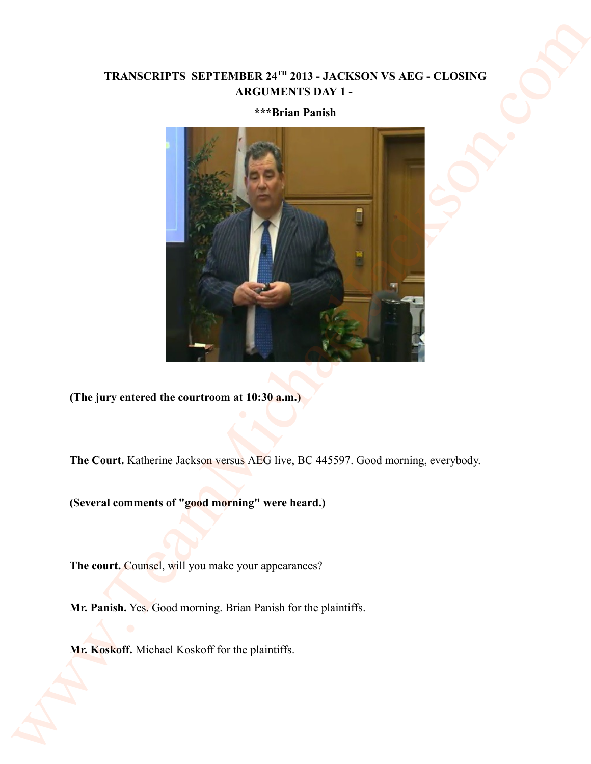**TRANSCRIPTS SEPTEMBER 24TH 2013 - JACKSON VS AEG - CLOSING ARGUMENTS DAY 1 -**

**\*\*\*Brian Panish**

**(The jury entered the courtroom at 10:30 a.m.)**

**The Court.** Katherine Jackson versus AEG live, BC 445597. Good morning, everybody.

**(Several comments of "good morning" were heard.)**

**The court.** Counsel, will you make your appearances?

**Mr. Panish.** Yes. Good morning. Brian Panish for the plaintiffs.

**Mr. Koskoff.** Michael Koskoff for the plaintiffs.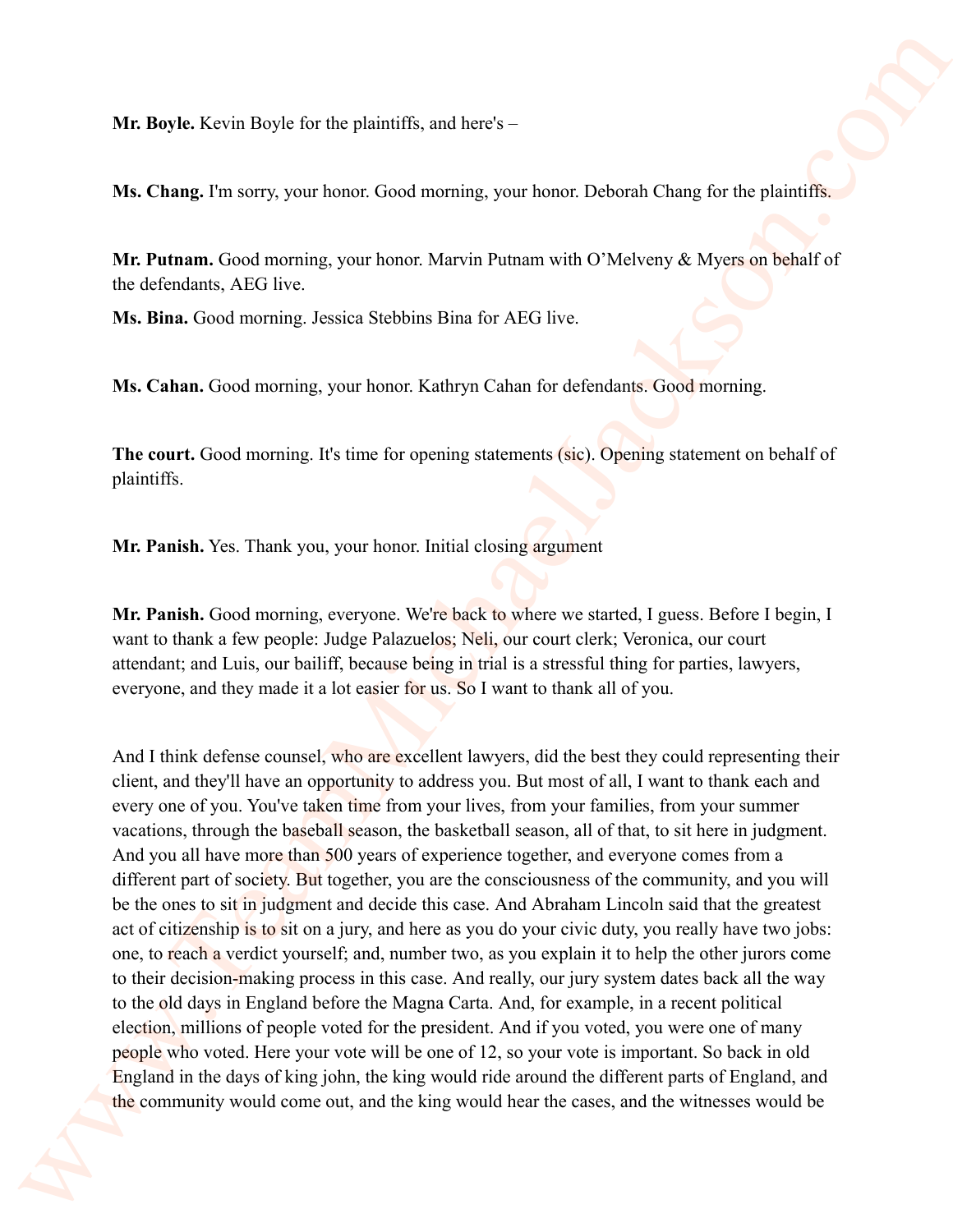**Mr. Boyle.** Kevin Boyle for the plaintiffs, and here's –

**Ms. Chang.** I'm sorry, your honor. Good morning, your honor. Deborah Chang for the plaintiffs.

**Mr. Putnam.** Good morning, your honor. Marvin Putnam with O'Melveny & Myers on behalf of the defendants, AEG live.

**Ms. Bina.** Good morning. Jessica Stebbins Bina for AEG live.

**Ms. Cahan.** Good morning, your honor. Kathryn Cahan for defendants. Good morning.

**The court.** Good morning. It's time for opening statements (sic). Opening statement on behalf of plaintiffs.

**Mr. Panish.** Yes. Thank you, your honor. Initial closing argument

**Mr. Panish.** Good morning, everyone. We're back to where we started, I guess. Before I begin, I want to thank a few people: Judge Palazuelos; Neli, our court clerk; Veronica, our court attendant; and Luis, our bailiff, because being in trial is a stressful thing for parties, lawyers, everyone, and they made it a lot easier for us. So I want to thank all of you.

And I think defense counsel, who are excellent lawyers, did the best they could representing their client, and they'll have an opportunity to address you. But most of all, I want to thank each and every one of you. You've taken time from your lives, from your families, from your summer vacations, through the baseball season, the basketball season, all of that, to sit here in judgment. And you all have more than 500 years of experience together, and everyone comes from a different part of society. But together, you are the consciousness of the community, and you will be the ones to sit in judgment and decide this case. And Abraham Lincoln said that the greatest act of citizenship is to sit on a jury, and here as you do your civic duty, you really have two jobs: one, to reach a verdict yourself; and, number two, as you explain it to help the other jurors come to their decision-making process in this case. And really, our jury system dates back all the way to the old days in England before the Magna Carta. And, for example, in a recent political election, millions of people voted for the president. And if you voted, you were one of many people who voted. Here your vote will be one of 12, so your vote is important. So back in old England in the days of king john, the king would ride around the different parts of England, and the community would come out, and the king would hear the cases, and the witnesses would be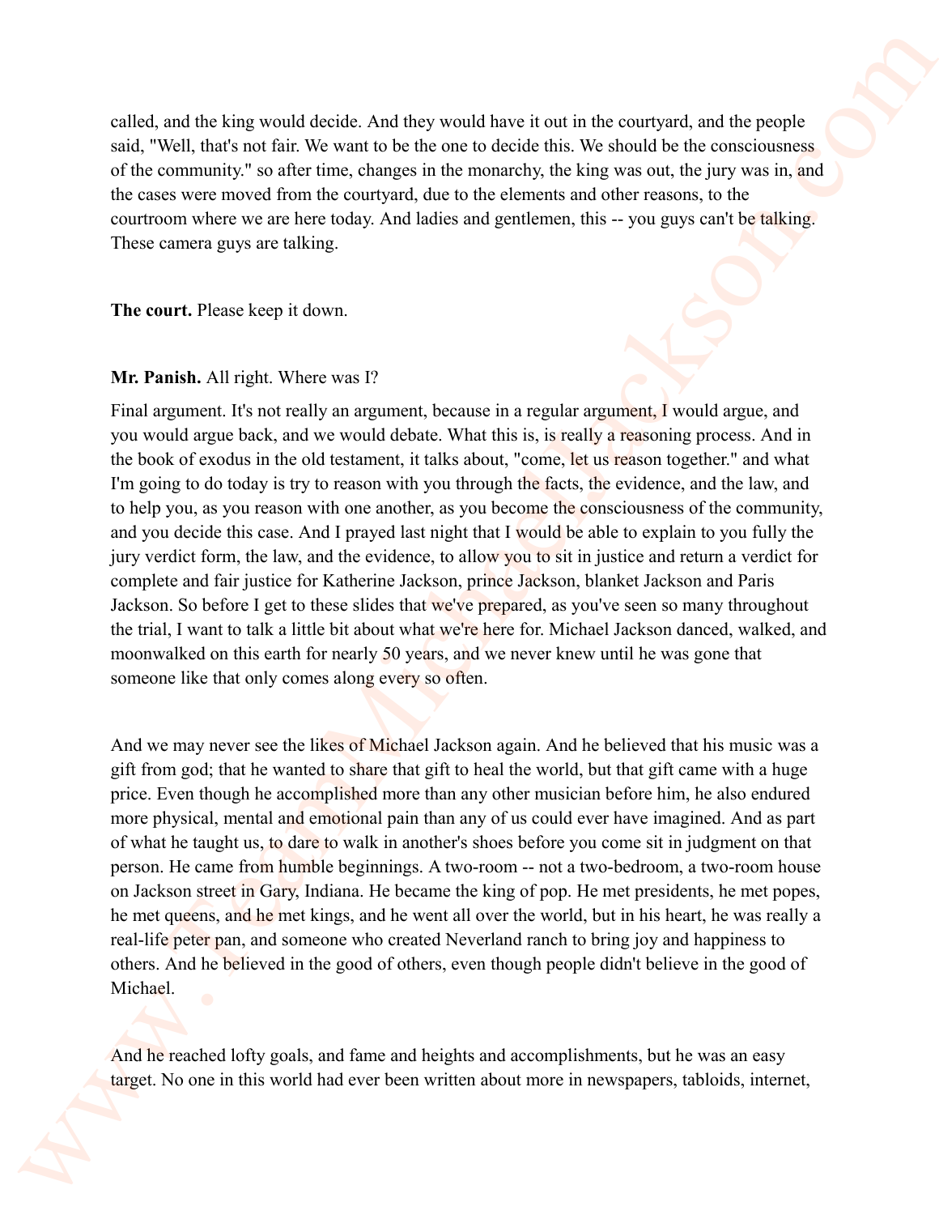called, and the king would decide. And they would have it out in the courtyard, and the people said, "Well, that's not fair. We want to be the one to decide this. We should be the consciousness of the community." so after time, changes in the monarchy, the king was out, the jury was in, and the cases were moved from the courtyard, due to the elements and other reasons, to the courtroom where we are here today. And ladies and gentlemen, this -- you guys can't be talking. These camera guys are talking.

**The court.** Please keep it down.

**Mr. Panish.** All right. Where was I?

Final argument. It's not really an argument, because in a regular argument, I would argue, and you would argue back, and we would debate. What this is, is really a reasoning process. And in the book of exodus in the old testament, it talks about, "come, let us reason together." and what I'm going to do today is try to reason with you through the facts, the evidence, and the law, and to help you, as you reason with one another, as you become the consciousness of the community, and you decide this case. And I prayed last night that I would be able to explain to you fully the jury verdict form, the law, and the evidence, to allow you to sit in justice and return a verdict for complete and fair justice for Katherine Jackson, prince Jackson, blanket Jackson and Paris Jackson. So before I get to these slides that we've prepared, as you've seen so many throughout the trial, I want to talk a little bit about what we're here for. Michael Jackson danced, walked, and moonwalked on this earth for nearly 50 years, and we never knew until he was gone that someone like that only comes along every so often.

And we may never see the likes of Michael Jackson again. And he believed that his music was a gift from god; that he wanted to share that gift to heal the world, but that gift came with a huge price. Even though he accomplished more than any other musician before him, he also endured more physical, mental and emotional pain than any of us could ever have imagined. And as part of what he taught us, to dare to walk in another's shoes before you come sit in judgment on that person. He came from humble beginnings. A two-room -- not a two-bedroom, a two-room house on Jackson street in Gary, Indiana. He became the king of pop. He met presidents, he met popes, he met queens, and he met kings, and he went all over the world, but in his heart, he was really a real-life peter pan, and someone who created Neverland ranch to bring joy and happiness to others. And he believed in the good of others, even though people didn't believe in the good of Michael.

And he reached lofty goals, and fame and heights and accomplishments, but he was an easy target. No one in this world had ever been written about more in newspapers, tabloids, internet,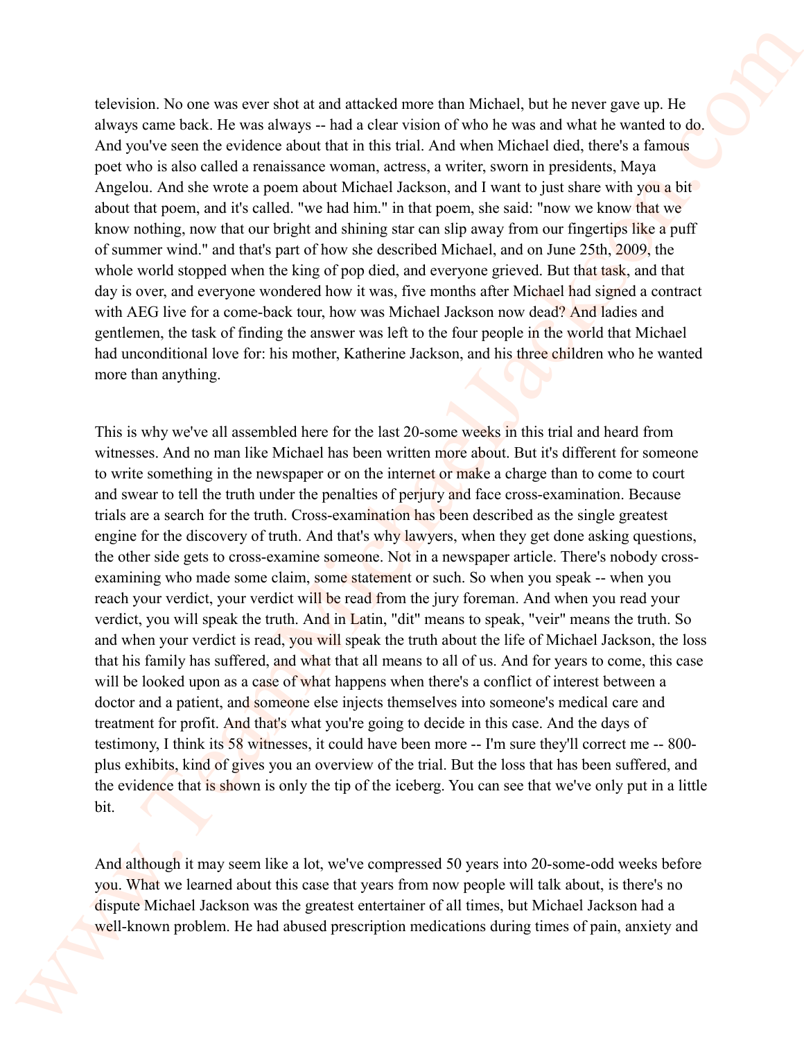television. No one was ever shot at and attacked more than Michael, but he never gave up. He always came back. He was always -- had a clear vision of who he was and what he wanted to do. And you've seen the evidence about that in this trial. And when Michael died, there's a famous poet who is also called a renaissance woman, actress, a writer, sworn in presidents, Maya Angelou. And she wrote a poem about Michael Jackson, and I want to just share with you a bit about that poem, and it's called. "we had him." in that poem, she said: "now we know that we know nothing, now that our bright and shining star can slip away from our fingertips like a puff of summer wind." and that's part of how she described Michael, and on June 25th, 2009, the whole world stopped when the king of pop died, and everyone grieved. But that task, and that day is over, and everyone wondered how it was, five months after Michael had signed a contract with AEG live for a come-back tour, how was Michael Jackson now dead? And ladies and gentlemen, the task of finding the answer was left to the four people in the world that Michael had unconditional love for: his mother, Katherine Jackson, and his three children who he wanted more than anything.

This is why we've all assembled here for the last 20-some weeks in this trial and heard from witnesses. And no man like Michael has been written more about. But it's different for someone to write something in the newspaper or on the internet or make a charge than to come to court and swear to tell the truth under the penalties of perjury and face cross-examination. Because trials are a search for the truth. Cross-examination has been described as the single greatest engine for the discovery of truth. And that's why lawyers, when they get done asking questions, the other side gets to cross-examine someone. Not in a newspaper article. There's nobody cross-examining who made some claim, some statement or such. So when you speak -- when you reach your verdict, your verdict will be read from the jury foreman. And when you read your verdict, you will speak the truth. And in Latin, "dit" means to speak, "veir" means the truth. So and when your verdict is read, you will speak the truth about the life of Michael Jackson, the loss that his family has suffered, and what that all means to all of us. And for years to come, this case will be looked upon as a case of what happens when there's a conflict of interest between a doctor and a patient, and someone else injects themselves into someone's medical care and treatment for profit. And that's what you're going to decide in this case. And the days of testimony, I think its 58 witnesses, it could have been more -- I'm sure they'll correct me -- 800-plus exhibits, kind of gives you an overview of the trial. But the loss that has been suffered, and the evidence that is shown is only the tip of the iceberg. You can see that we've only put in a little bit.

And although it may seem like a lot, we've compressed 50 years into 20-some-odd weeks before you. What we learned about this case that years from now people will talk about, is there's no dispute Michael Jackson was the greatest entertainer of all times, but Michael Jackson had a well-known problem. He had abused prescription medications during times of pain, anxiety and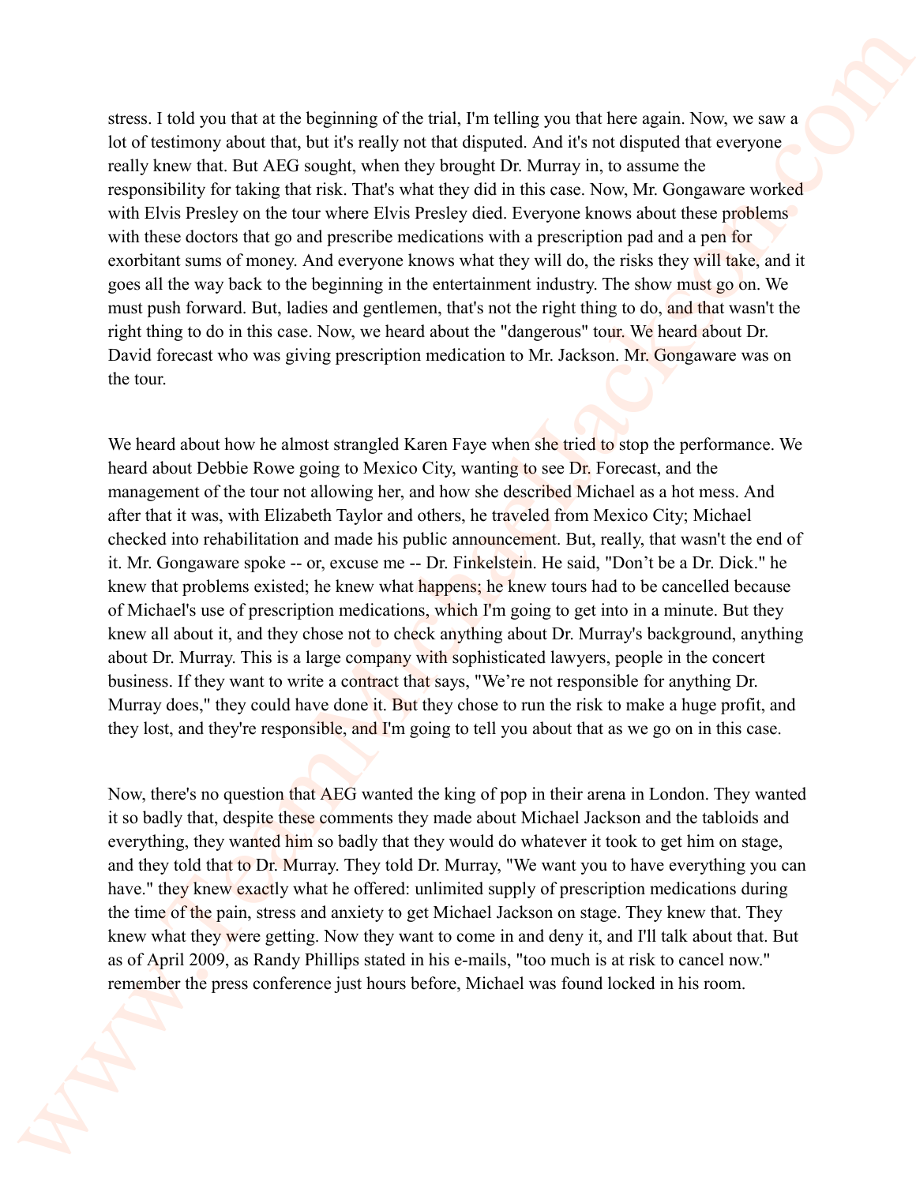stress. I told you that at the beginning of the trial, I'm telling you that here again. Now, we saw a lot of testimony about that, but it's really not that disputed. And it's not disputed that everyone really knew that. But AEG sought, when they brought Dr. Murray in, to assume the responsibility for taking that risk. That's what they did in this case. Now, Mr. Gongaware worked with Elvis Presley on the tour where Elvis Presley died. Everyone knows about these problems with these doctors that go and prescribe medications with a prescription pad and a pen for exorbitant sums of money. And everyone knows what they will do, the risks they will take, and it goes all the way back to the beginning in the entertainment industry. The show must go on. We must push forward. But, ladies and gentlemen, that's not the right thing to do, and that wasn't the right thing to do in this case. Now, we heard about the "dangerous" tour. We heard about Dr. David forecast who was giving prescription medication to Mr. Jackson. Mr. Gongaware was on the tour.

We heard about how he almost strangled Karen Faye when she tried to stop the performance. We heard about Debbie Rowe going to Mexico City, wanting to see Dr. Forecast, and the management of the tour not allowing her, and how she described Michael as a hot mess. And after that it was, with Elizabeth Taylor and others, he traveled from Mexico City; Michael checked into rehabilitation and made his public announcement. But, really, that wasn't the end of it. Mr. Gongaware spoke -- or, excuse me -- Dr. Finkelstein. He said, "Don't be a Dr. Dick." he knew that problems existed; he knew what happens; he knew tours had to be cancelled because of Michael's use of prescription medications, which I'm going to get into in a minute. But they knew all about it, and they chose not to check anything about Dr. Murray's background, anything about Dr. Murray. This is a large company with sophisticated lawyers, people in the concert business. If they want to write a contract that says, "We're not responsible for anything Dr. Murray does," they could have done it. But they chose to run the risk to make a huge profit, and they lost, and they're responsible, and I'm going to tell you about that as we go on in this case.

Now, there's no question that AEG wanted the king of pop in their arena in London. They wanted it so badly that, despite these comments they made about Michael Jackson and the tabloids and everything, they wanted him so badly that they would do whatever it took to get him on stage, and they told that to Dr. Murray. They told Dr. Murray, "We want you to have everything you can have." they knew exactly what he offered: unlimited supply of prescription medications during the time of the pain, stress and anxiety to get Michael Jackson on stage. They knew that. They knew what they were getting. Now they want to come in and deny it, and I'll talk about that. But as of April 2009, as Randy Phillips stated in his e-mails, "too much is at risk to cancel now." remember the press conference just hours before, Michael was found locked in his room.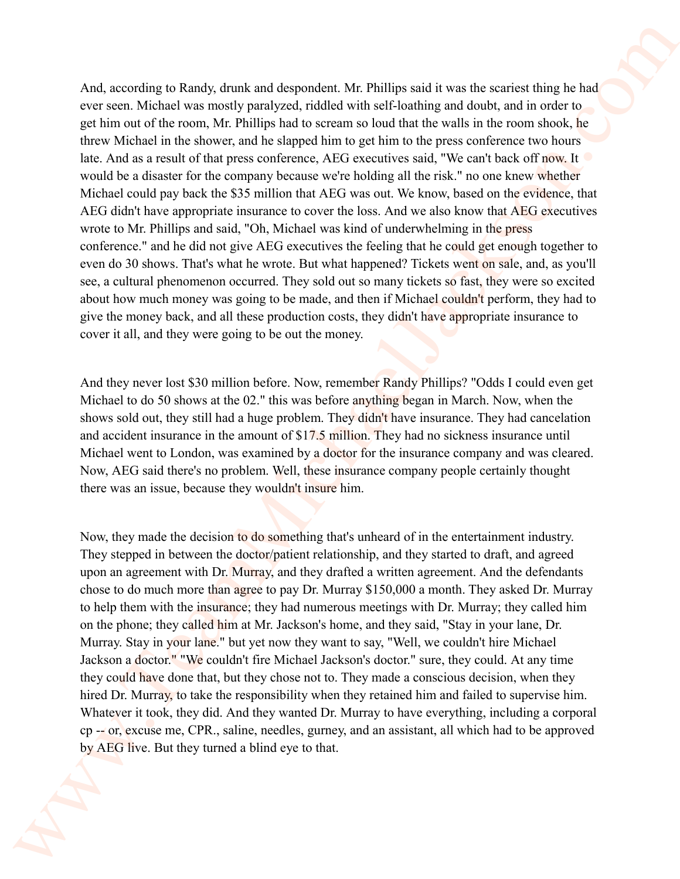And, according to Randy, drunk and despondent. Mr. Phillips said it was the scariest thing he had ever seen. Michael was mostly paralyzed, riddled with self-loathing and doubt, and in order to get him out of the room, Mr. Phillips had to scream so loud that the walls in the room shook, he threw Michael in the shower, and he slapped him to get him to the press conference two hours late. And as a result of that press conference, AEG executives said, "We can't back off now. It would be a disaster for the company because we're holding all the risk." no one knew whether Michael could pay back the $35 million that AEG was out. We know, based on the evidence, that AEG didn't have appropriate insurance to cover the loss. And we also know that AEG executives wrote to Mr. Phillips and said, "Oh, Michael was kind of underwhelming in the press conference." and he did not give AEG executives the feeling that he could get enough together to even do 30 shows. That's what he wrote. But what happened? Tickets went on sale, and, as you'll see, a cultural phenomenon occurred. They sold out so many tickets so fast, they were so excited about how much money was going to be made, and then if Michael couldn't perform, they had to give the money back, and all these production costs, they didn't have appropriate insurance to cover it all, and they were going to be out the money.

And they never lost $30 million before. Now, remember Randy Phillips? "Odds I could even get Michael to do 50 shows at the 02." this was before anything began in March. Now, when the shows sold out, they still had a huge problem. They didn't have insurance. They had cancelation and accident insurance in the amount of $17.5 million. They had no sickness insurance until Michael went to London, was examined by a doctor for the insurance company and was cleared. Now, AEG said there's no problem. Well, these insurance company people certainly thought there was an issue, because they wouldn't insure him.

Now, they made the decision to do something that's unheard of in the entertainment industry. They stepped in between the doctor/patient relationship, and they started to draft, and agreed upon an agreement with Dr. Murray, and they drafted a written agreement. And the defendants chose to do much more than agree to pay Dr. Murray $150,000 a month. They asked Dr. Murray to help them with the insurance; they had numerous meetings with Dr. Murray; they called him on the phone; they called him at Mr. Jackson's home, and they said, "Stay in your lane, Dr. Murray. Stay in your lane." but yet now they want to say, "Well, we couldn't hire Michael Jackson a doctor." "We couldn't fire Michael Jackson's doctor." sure, they could. At any time they could have done that, but they chose not to. They made a conscious decision, when they hired Dr. Murray, to take the responsibility when they retained him and failed to supervise him. Whatever it took, they did. And they wanted Dr. Murray to have everything, including a corporal cp -- or, excuse me, CPR., saline, needles, gurney, and an assistant, all which had to be approved by AEG live. But they turned a blind eye to that.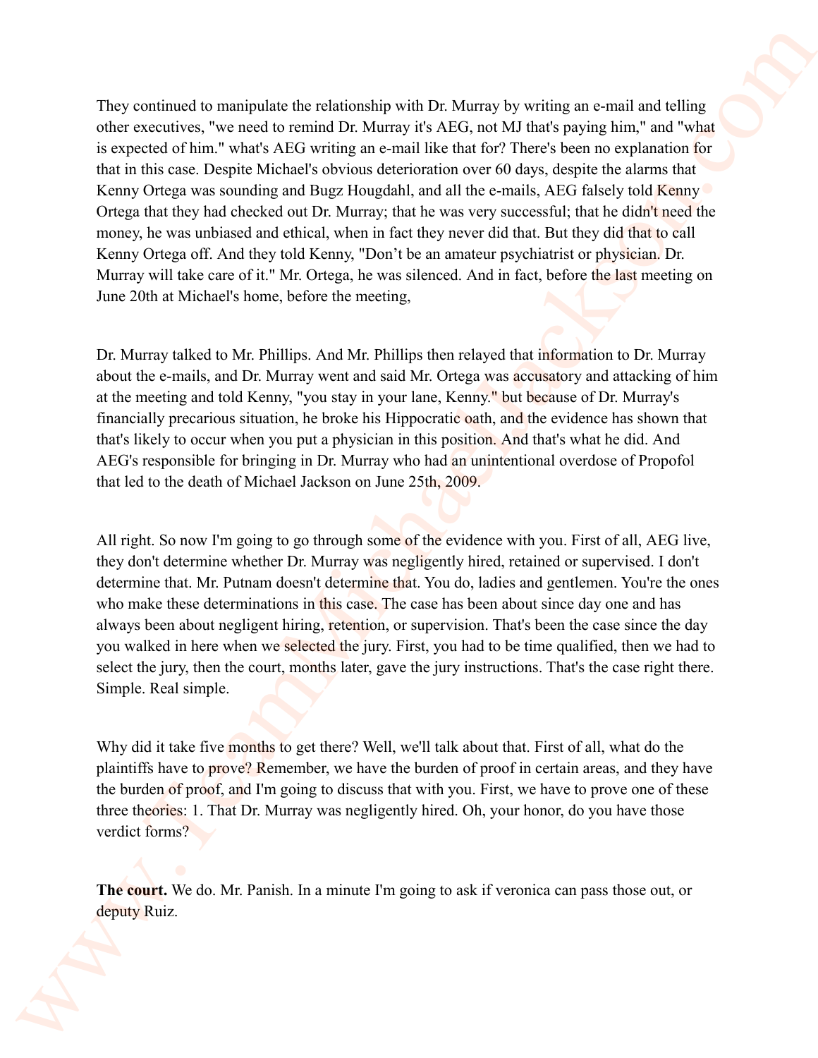They continued to manipulate the relationship with Dr. Murray by writing an e-mail and telling other executives, "we need to remind Dr. Murray it's AEG, not MJ that's paying him," and "what is expected of him." what's AEG writing an e-mail like that for? There's been no explanation for that in this case. Despite Michael's obvious deterioration over 60 days, despite the alarms that Kenny Ortega was sounding and Bugz Hougdahl, and all the e-mails, AEG falsely told Kenny Ortega that they had checked out Dr. Murray; that he was very successful; that he didn't need the money, he was unbiased and ethical, when in fact they never did that. But they did that to call Kenny Ortega off. And they told Kenny, "Don't be an amateur psychiatrist or physician. Dr. Murray will take care of it." Mr. Ortega, he was silenced. And in fact, before the last meeting on June 20th at Michael's home, before the meeting,

Dr. Murray talked to Mr. Phillips. And Mr. Phillips then relayed that information to Dr. Murray about the e-mails, and Dr. Murray went and said Mr. Ortega was accusatory and attacking of him at the meeting and told Kenny, "you stay in your lane, Kenny." but because of Dr. Murray's financially precarious situation, he broke his Hippocratic oath, and the evidence has shown that that's likely to occur when you put a physician in this position. And that's what he did. And AEG's responsible for bringing in Dr. Murray who had an unintentional overdose of Propofol that led to the death of Michael Jackson on June 25th, 2009.

All right. So now I'm going to go through some of the evidence with you. First of all, AEG live, they don't determine whether Dr. Murray was negligently hired, retained or supervised. I don't determine that. Mr. Putnam doesn't determine that. You do, ladies and gentlemen. You're the ones who make these determinations in this case. The case has been about since day one and has always been about negligent hiring, retention, or supervision. That's been the case since the day you walked in here when we selected the jury. First, you had to be time qualified, then we had to select the jury, then the court, months later, gave the jury instructions. That's the case right there. Simple. Real simple.

Why did it take five months to get there? Well, we'll talk about that. First of all, what do the plaintiffs have to prove? Remember, we have the burden of proof in certain areas, and they have the burden of proof, and I'm going to discuss that with you. First, we have to prove one of these three theories: 1. That Dr. Murray was negligently hired. Oh, your honor, do you have those verdict forms?

**The court.** We do. Mr. Panish. In a minute I'm going to ask if veronica can pass those out, or deputy Ruiz.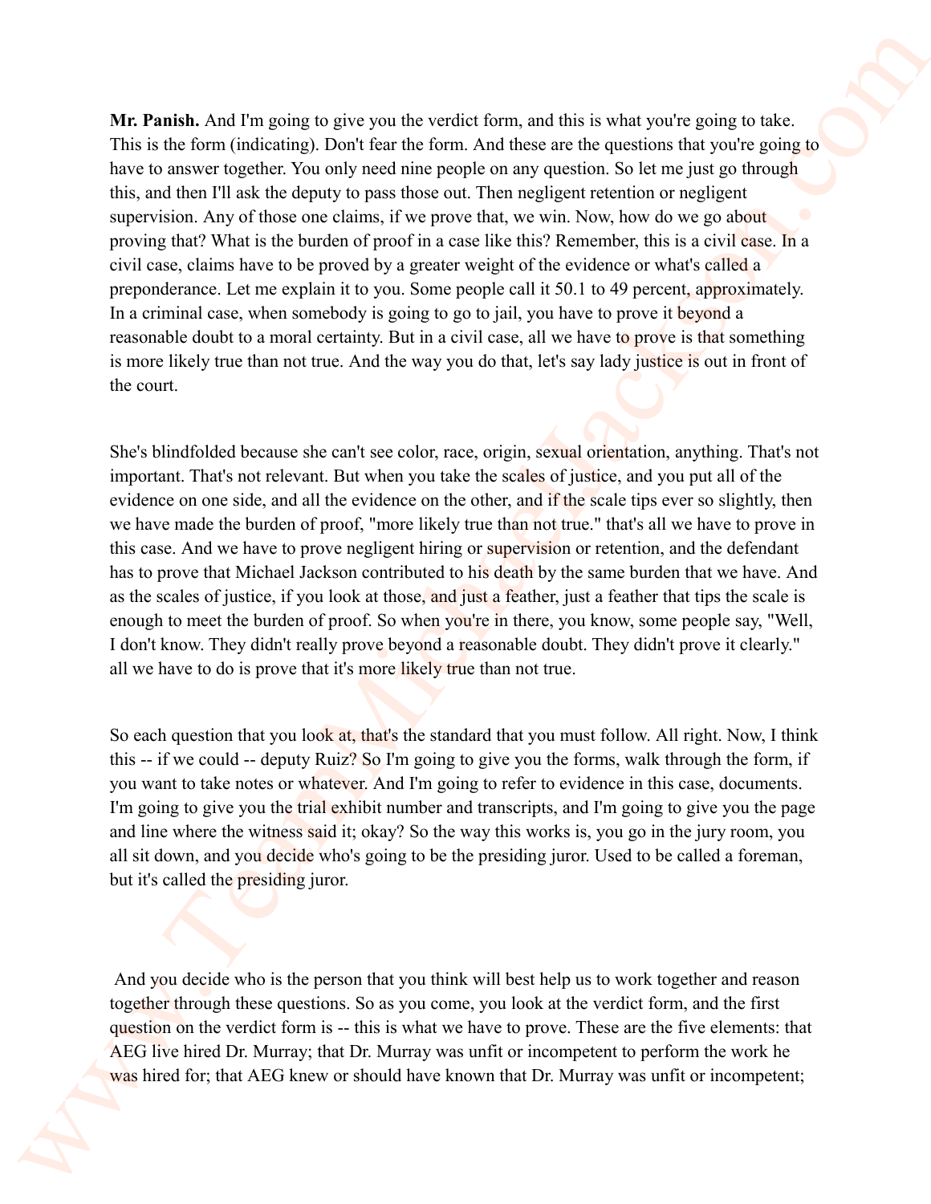**Mr. Panish.** And I'm going to give you the verdict form, and this is what you're going to take. This is the form (indicating). Don't fear the form. And these are the questions that you're going to have to answer together. You only need nine people on any question. So let me just go through this, and then I'll ask the deputy to pass those out. Then negligent retention or negligent supervision. Any of those one claims, if we prove that, we win. Now, how do we go about proving that? What is the burden of proof in a case like this? Remember, this is a civil case. In a civil case, claims have to be proved by a greater weight of the evidence or what's called a preponderance. Let me explain it to you. Some people call it 50.1 to 49 percent, approximately. In a criminal case, when somebody is going to go to jail, you have to prove it beyond a reasonable doubt to a moral certainty. But in a civil case, all we have to prove is that something is more likely true than not true. And the way you do that, let's say lady justice is out in front of the court.

She's blindfolded because she can't see color, race, origin, sexual orientation, anything. That's not important. That's not relevant. But when you take the scales of justice, and you put all of the evidence on one side, and all the evidence on the other, and if the scale tips ever so slightly, then we have made the burden of proof, "more likely true than not true." that's all we have to prove in this case. And we have to prove negligent hiring or supervision or retention, and the defendant has to prove that Michael Jackson contributed to his death by the same burden that we have. And as the scales of justice, if you look at those, and just a feather, just a feather that tips the scale is enough to meet the burden of proof. So when you're in there, you know, some people say, "Well, I don't know. They didn't really prove beyond a reasonable doubt. They didn't prove it clearly." all we have to do is prove that it's more likely true than not true.

So each question that you look at, that's the standard that you must follow. All right. Now, I think this -- if we could -- deputy Ruiz? So I'm going to give you the forms, walk through the form, if you want to take notes or whatever. And I'm going to refer to evidence in this case, documents. I'm going to give you the trial exhibit number and transcripts, and I'm going to give you the page and line where the witness said it; okay? So the way this works is, you go in the jury room, you all sit down, and you decide who's going to be the presiding juror. Used to be called a foreman, but it's called the presiding juror.

And you decide who is the person that you think will best help us to work together and reason together through these questions. So as you come, you look at the verdict form, and the first question on the verdict form is -- this is what we have to prove. These are the five elements: that AEG live hired Dr. Murray; that Dr. Murray was unfit or incompetent to perform the work he was hired for; that AEG knew or should have known that Dr. Murray was unfit or incompetent;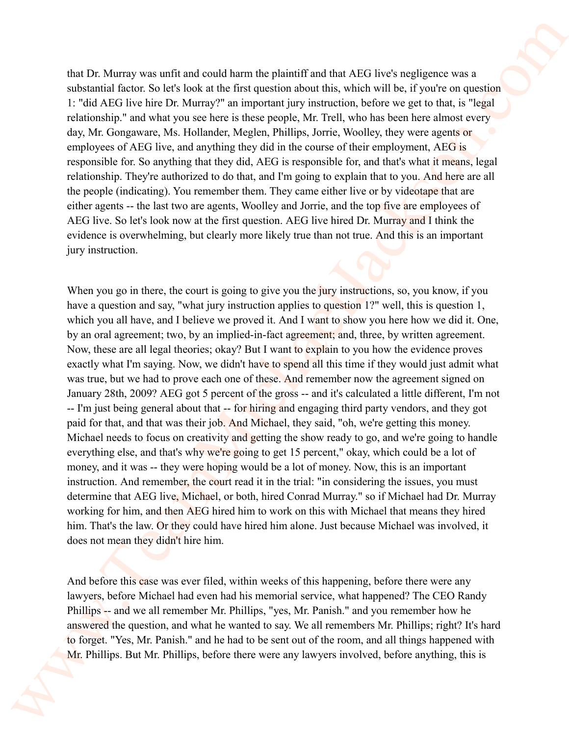that Dr. Murray was unfit and could harm the plaintiff and that AEG live's negligence was a substantial factor. So let's look at the first question about this, which will be, if you're on question 1: "did AEG live hire Dr. Murray?" an important jury instruction, before we get to that, is "legal relationship." and what you see here is these people, Mr. Trell, who has been here almost every day, Mr. Gongaware, Ms. Hollander, Meglen, Phillips, Jorrie, Woolley, they were agents or employees of AEG live, and anything they did in the course of their employment, AEG is responsible for. So anything that they did, AEG is responsible for, and that's what it means, legal relationship. They're authorized to do that, and I'm going to explain that to you. And here are all the people (indicating). You remember them. They came either live or by videotape that are either agents -- the last two are agents, Woolley and Jorrie, and the top five are employees of AEG live. So let's look now at the first question. AEG live hired Dr. Murray and I think the evidence is overwhelming, but clearly more likely true than not true. And this is an important jury instruction.

When you go in there, the court is going to give you the jury instructions, so, you know, if you have a question and say, "what jury instruction applies to question 1?" well, this is question 1, which you all have, and I believe we proved it. And I want to show you here how we did it. One, by an oral agreement; two, by an implied-in-fact agreement; and, three, by written agreement. Now, these are all legal theories; okay? But I want to explain to you how the evidence proves exactly what I'm saying. Now, we didn't have to spend all this time if they would just admit what was true, but we had to prove each one of these. And remember now the agreement signed on January 28th, 2009? AEG got 5 percent of the gross -- and it's calculated a little different, I'm not -- I'm just being general about that -- for hiring and engaging third party vendors, and they got paid for that, and that was their job. And Michael, they said, "oh, we're getting this money. Michael needs to focus on creativity and getting the show ready to go, and we're going to handle everything else, and that's why we're going to get 15 percent," okay, which could be a lot of money, and it was -- they were hoping would be a lot of money. Now, this is an important instruction. And remember, the court read it in the trial: "in considering the issues, you must determine that AEG live, Michael, or both, hired Conrad Murray." so if Michael had Dr. Murray working for him, and then AEG hired him to work on this with Michael that means they hired him. That's the law. Or they could have hired him alone. Just because Michael was involved, it does not mean they didn't hire him.

And before this case was ever filed, within weeks of this happening, before there were any lawyers, before Michael had even had his memorial service, what happened? The CEO Randy Phillips -- and we all remember Mr. Phillips, "yes, Mr. Panish." and you remember how he answered the question, and what he wanted to say. We all remembers Mr. Phillips; right? It's hard to forget. "Yes, Mr. Panish." and he had to be sent out of the room, and all things happened with Mr. Phillips. But Mr. Phillips, before there were any lawyers involved, before anything, this is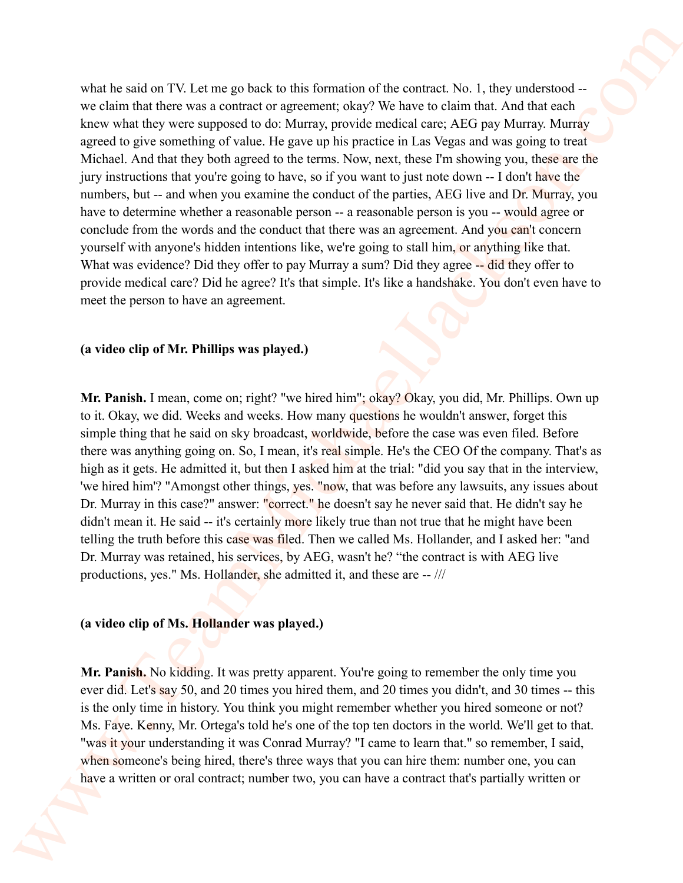what he said on TV. Let me go back to this formation of the contract. No. 1, they understood -- we claim that there was a contract or agreement; okay? We have to claim that. And that each knew what they were supposed to do: Murray, provide medical care; AEG pay Murray. Murray agreed to give something of value. He gave up his practice in Las Vegas and was going to treat Michael. And that they both agreed to the terms. Now, next, these I'm showing you, these are the jury instructions that you're going to have, so if you want to just note down -- I don't have the numbers, but -- and when you examine the conduct of the parties, AEG live and Dr. Murray, you have to determine whether a reasonable person -- a reasonable person is you -- would agree or conclude from the words and the conduct that there was an agreement. And you can't concern yourself with anyone's hidden intentions like, we're going to stall him, or anything like that. What was evidence? Did they offer to pay Murray a sum? Did they agree -- did they offer to provide medical care? Did he agree? It's that simple. It's like a handshake. You don't even have to meet the person to have an agreement.

**(a video clip of Mr. Phillips was played.)**

**Mr. Panish.** I mean, come on; right? "we hired him"; okay? Okay, you did, Mr. Phillips. Own up to it. Okay, we did. Weeks and weeks. How many questions he wouldn't answer, forget this simple thing that he said on sky broadcast, worldwide, before the case was even filed. Before there was anything going on. So, I mean, it's real simple. He's the CEO Of the company. That's as high as it gets. He admitted it, but then I asked him at the trial: "did you say that in the interview, 'we hired him'? "Amongst other things, yes. "now, that was before any lawsuits, any issues about Dr. Murray in this case?" answer: "correct." he doesn't say he never said that. He didn't say he didn't mean it. He said -- it's certainly more likely true than not true that he might have been telling the truth before this case was filed. Then we called Ms. Hollander, and I asked her: "and Dr. Murray was retained, his services, by AEG, wasn't he? “the contract is with AEG live productions, yes." Ms. Hollander, she admitted it, and these are -- ///

**(a video clip of Ms. Hollander was played.)**

**Mr. Panish.** No kidding. It was pretty apparent. You're going to remember the only time you ever did. Let's say 50, and 20 times you hired them, and 20 times you didn't, and 30 times -- this is the only time in history. You think you might remember whether you hired someone or not? Ms. Faye. Kenny, Mr. Ortega's told he's one of the top ten doctors in the world. We'll get to that. "was it your understanding it was Conrad Murray? "I came to learn that." so remember, I said, when someone's being hired, there's three ways that you can hire them: number one, you can have a written or oral contract; number two, you can have a contract that's partially written or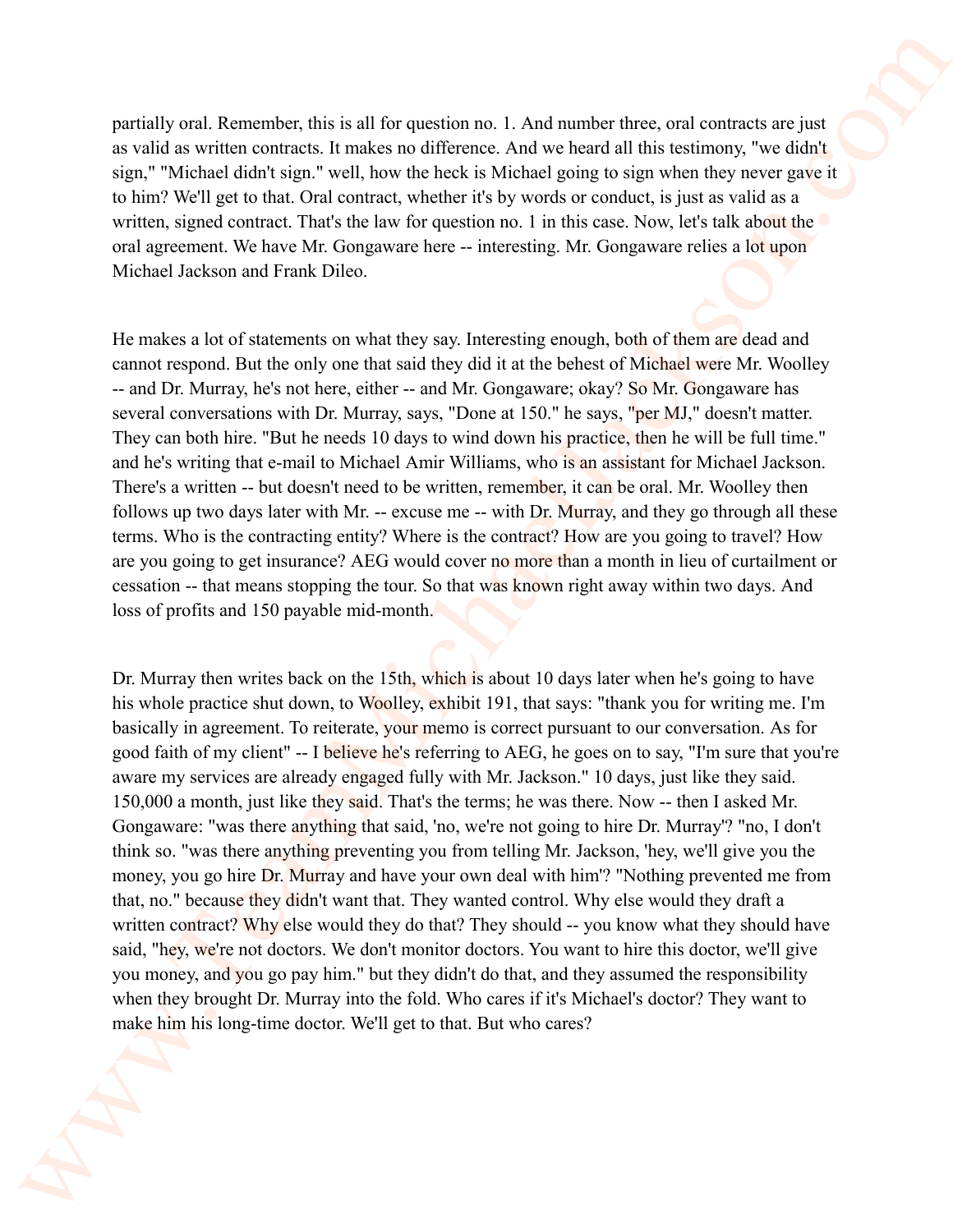partially oral. Remember, this is all for question no. 1. And number three, oral contracts are just as valid as written contracts. It makes no difference. And we heard all this testimony, "we didn't sign," "Michael didn't sign." well, how the heck is Michael going to sign when they never gave it to him? We'll get to that. Oral contract, whether it's by words or conduct, is just as valid as a written, signed contract. That's the law for question no. 1 in this case. Now, let's talk about the oral agreement. We have Mr. Gongaware here -- interesting. Mr. Gongaware relies a lot upon Michael Jackson and Frank Dileo.

He makes a lot of statements on what they say. Interesting enough, both of them are dead and cannot respond. But the only one that said they did it at the behest of Michael were Mr. Woolley -- and Dr. Murray, he's not here, either -- and Mr. Gongaware; okay? So Mr. Gongaware has several conversations with Dr. Murray, says, "Done at 150." he says, "per MJ," doesn't matter. They can both hire. "But he needs 10 days to wind down his practice, then he will be full time." and he's writing that e-mail to Michael Amir Williams, who is an assistant for Michael Jackson. There's a written -- but doesn't need to be written, remember, it can be oral. Mr. Woolley then follows up two days later with Mr. -- excuse me -- with Dr. Murray, and they go through all these terms. Who is the contracting entity? Where is the contract? How are you going to travel? How are you going to get insurance? AEG would cover no more than a month in lieu of curtailment or cessation -- that means stopping the tour. So that was known right away within two days. And loss of profits and 150 payable mid-month.

Dr. Murray then writes back on the 15th, which is about 10 days later when he's going to have his whole practice shut down, to Woolley, exhibit 191, that says: "thank you for writing me. I'm basically in agreement. To reiterate, your memo is correct pursuant to our conversation. As for good faith of my client" -- I believe he's referring to AEG, he goes on to say, "I'm sure that you're aware my services are already engaged fully with Mr. Jackson." 10 days, just like they said. 150,000 a month, just like they said. That's the terms; he was there. Now -- then I asked Mr. Gongaware: "was there anything that said, 'no, we're not going to hire Dr. Murray'? "no, I don't think so. "was there anything preventing you from telling Mr. Jackson, 'hey, we'll give you the money, you go hire Dr. Murray and have your own deal with him'? "Nothing prevented me from that, no." because they didn't want that. They wanted control. Why else would they draft a written contract? Why else would they do that? They should -- you know what they should have said, "hey, we're not doctors. We don't monitor doctors. You want to hire this doctor, we'll give you money, and you go pay him." but they didn't do that, and they assumed the responsibility when they brought Dr. Murray into the fold. Who cares if it's Michael's doctor? They want to make him his long-time doctor. We'll get to that. But who cares?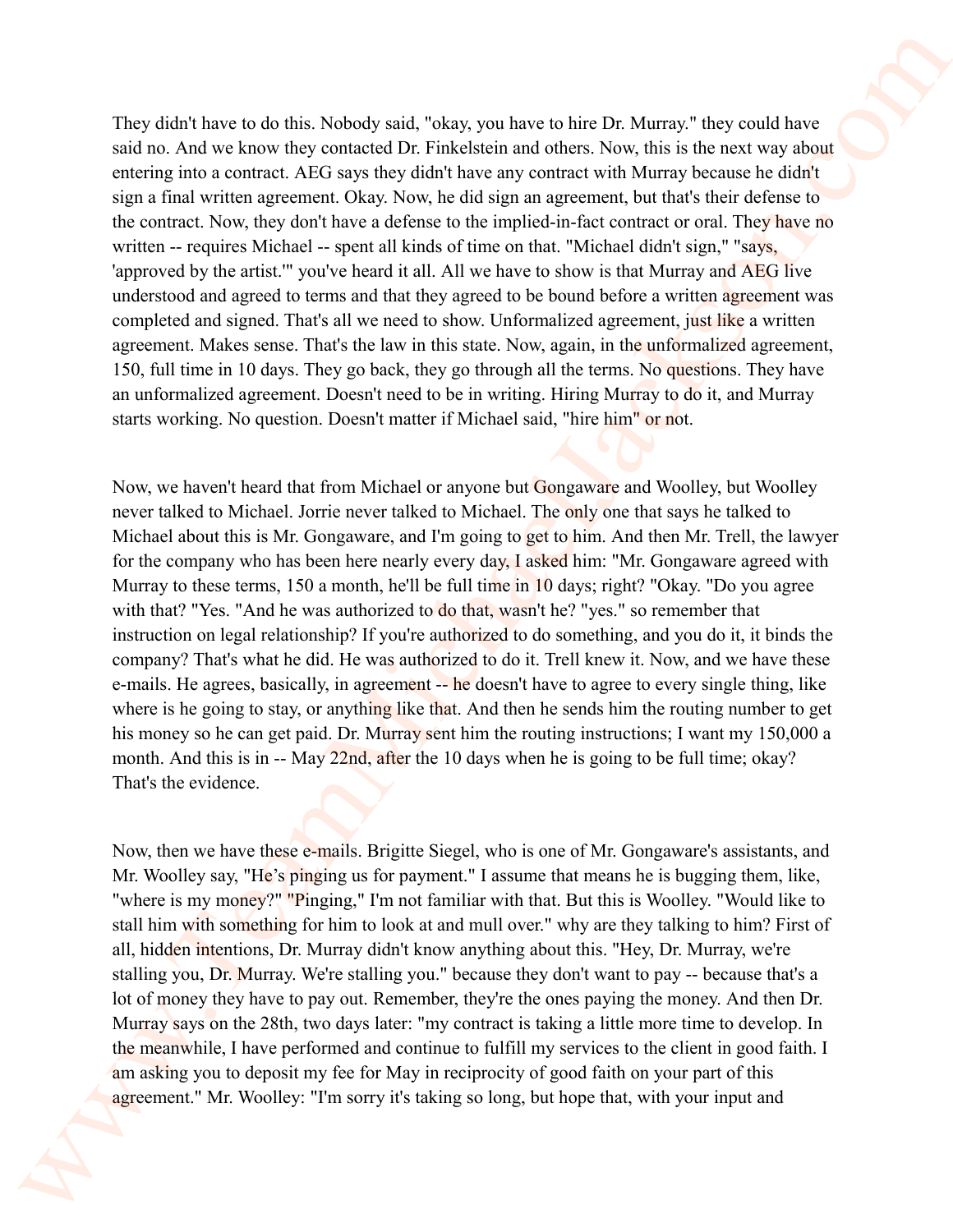They didn't have to do this. Nobody said, "okay, you have to hire Dr. Murray." they could have said no. And we know they contacted Dr. Finkelstein and others. Now, this is the next way about entering into a contract. AEG says they didn't have any contract with Murray because he didn't sign a final written agreement. Okay. Now, he did sign an agreement, but that's their defense to the contract. Now, they don't have a defense to the implied-in-fact contract or oral. They have no written -- requires Michael -- spent all kinds of time on that. "Michael didn't sign," "says, 'approved by the artist.'" you've heard it all. All we have to show is that Murray and AEG live understood and agreed to terms and that they agreed to be bound before a written agreement was completed and signed. That's all we need to show. Unformalized agreement, just like a written agreement. Makes sense. That's the law in this state. Now, again, in the unformalized agreement, 150, full time in 10 days. They go back, they go through all the terms. No questions. They have an unformalized agreement. Doesn't need to be in writing. Hiring Murray to do it, and Murray starts working. No question. Doesn't matter if Michael said, "hire him" or not.

Now, we haven't heard that from Michael or anyone but Gongaware and Woolley, but Woolley never talked to Michael. Jorrie never talked to Michael. The only one that says he talked to Michael about this is Mr. Gongaware, and I'm going to get to him. And then Mr. Trell, the lawyer for the company who has been here nearly every day, I asked him: "Mr. Gongaware agreed with Murray to these terms, 150 a month, he'll be full time in 10 days; right? "Okay. "Do you agree with that? "Yes. "And he was authorized to do that, wasn't he? "yes." so remember that instruction on legal relationship? If you're authorized to do something, and you do it, it binds the company? That's what he did. He was authorized to do it. Trell knew it. Now, and we have these e-mails. He agrees, basically, in agreement -- he doesn't have to agree to every single thing, like where is he going to stay, or anything like that. And then he sends him the routing number to get his money so he can get paid. Dr. Murray sent him the routing instructions; I want my 150,000 a month. And this is in -- May 22nd, after the 10 days when he is going to be full time; okay? That's the evidence.

Now, then we have these e-mails. Brigitte Siegel, who is one of Mr. Gongaware's assistants, and Mr. Woolley say, "He's pinging us for payment." I assume that means he is bugging them, like, "where is my money?" "Pinging," I'm not familiar with that. But this is Woolley. "Would like to stall him with something for him to look at and mull over." why are they talking to him? First of all, hidden intentions, Dr. Murray didn't know anything about this. "Hey, Dr. Murray, we're stalling you, Dr. Murray. We're stalling you." because they don't want to pay -- because that's a lot of money they have to pay out. Remember, they're the ones paying the money. And then Dr. Murray says on the 28th, two days later: "my contract is taking a little more time to develop. In the meanwhile, I have performed and continue to fulfill my services to the client in good faith. I am asking you to deposit my fee for May in reciprocity of good faith on your part of this agreement." Mr. Woolley: "I'm sorry it's taking so long, but hope that, with your input and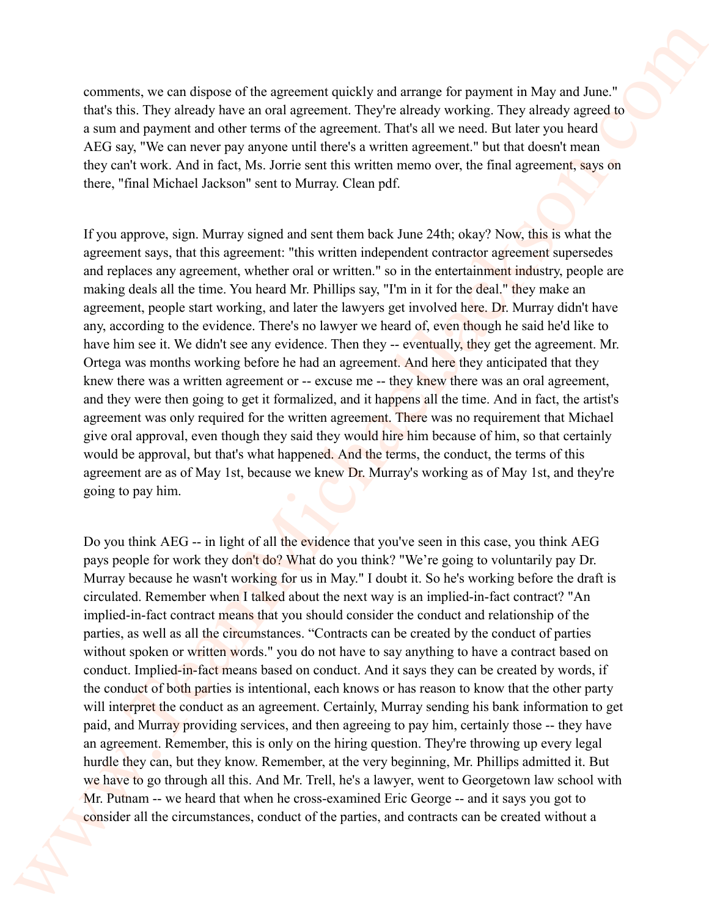comments, we can dispose of the agreement quickly and arrange for payment in May and June." that's this. They already have an oral agreement. They're already working. They already agreed to a sum and payment and other terms of the agreement. That's all we need. But later you heard AEG say, "We can never pay anyone until there's a written agreement." but that doesn't mean they can't work. And in fact, Ms. Jorrie sent this written memo over, the final agreement, says on there, "final Michael Jackson" sent to Murray. Clean pdf.

If you approve, sign. Murray signed and sent them back June 24th; okay? Now, this is what the agreement says, that this agreement: "this written independent contractor agreement supersedes and replaces any agreement, whether oral or written." so in the entertainment industry, people are making deals all the time. You heard Mr. Phillips say, "I'm in it for the deal." they make an agreement, people start working, and later the lawyers get involved here. Dr. Murray didn't have any, according to the evidence. There's no lawyer we heard of, even though he said he'd like to have him see it. We didn't see any evidence. Then they -- eventually, they get the agreement. Mr. Ortega was months working before he had an agreement. And here they anticipated that they knew there was a written agreement or -- excuse me -- they knew there was an oral agreement, and they were then going to get it formalized, and it happens all the time. And in fact, the artist's agreement was only required for the written agreement. There was no requirement that Michael give oral approval, even though they said they would hire him because of him, so that certainly would be approval, but that's what happened. And the terms, the conduct, the terms of this agreement are as of May 1st, because we knew Dr. Murray's working as of May 1st, and they're going to pay him.

Do you think AEG -- in light of all the evidence that you've seen in this case, you think AEG pays people for work they don't do? What do you think? "We're going to voluntarily pay Dr. Murray because he wasn't working for us in May." I doubt it. So he's working before the draft is circulated. Remember when I talked about the next way is an implied-in-fact contract? "An implied-in-fact contract means that you should consider the conduct and relationship of the parties, as well as all the circumstances. "Contracts can be created by the conduct of parties without spoken or written words." you do not have to say anything to have a contract based on conduct. Implied-in-fact means based on conduct. And it says they can be created by words, if the conduct of both parties is intentional, each knows or has reason to know that the other party will interpret the conduct as an agreement. Certainly, Murray sending his bank information to get paid, and Murray providing services, and then agreeing to pay him, certainly those -- they have an agreement. Remember, this is only on the hiring question. They're throwing up every legal hurdle they can, but they know. Remember, at the very beginning, Mr. Phillips admitted it. But we have to go through all this. And Mr. Trell, he's a lawyer, went to Georgetown law school with Mr. Putnam -- we heard that when he cross-examined Eric George -- and it says you got to consider all the circumstances, conduct of the parties, and contracts can be created without a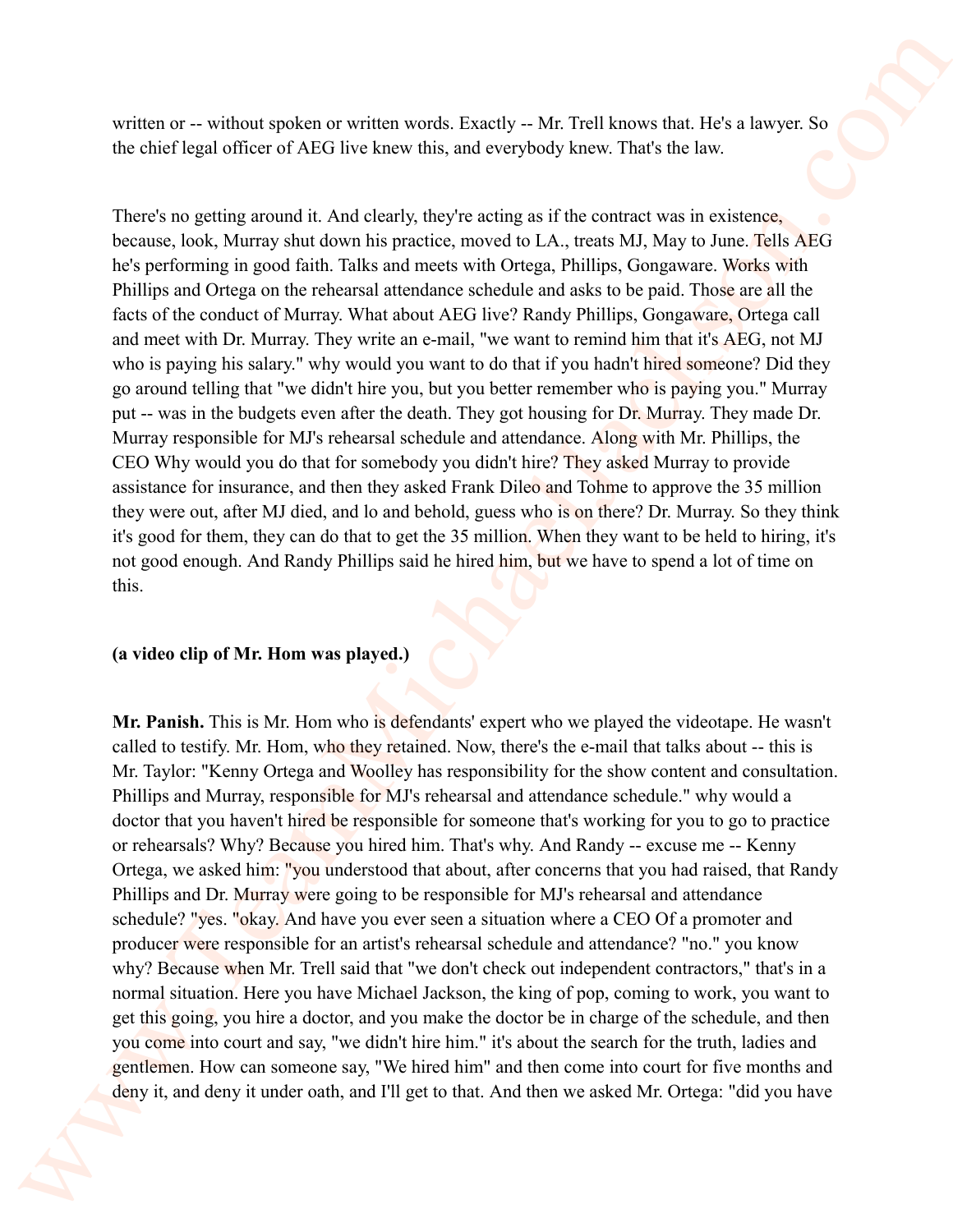written or -- without spoken or written words. Exactly -- Mr. Trell knows that. He's a lawyer. So the chief legal officer of AEG live knew this, and everybody knew. That's the law.

There's no getting around it. And clearly, they're acting as if the contract was in existence, because, look, Murray shut down his practice, moved to LA., treats MJ, May to June. Tells AEG he's performing in good faith. Talks and meets with Ortega, Phillips, Gongaware. Works with Phillips and Ortega on the rehearsal attendance schedule and asks to be paid. Those are all the facts of the conduct of Murray. What about AEG live? Randy Phillips, Gongaware, Ortega call and meet with Dr. Murray. They write an e-mail, "we want to remind him that it's AEG, not MJ who is paying his salary." why would you want to do that if you hadn't hired someone? Did they go around telling that "we didn't hire you, but you better remember who is paying you." Murray put -- was in the budgets even after the death. They got housing for Dr. Murray. They made Dr. Murray responsible for MJ's rehearsal schedule and attendance. Along with Mr. Phillips, the CEO Why would you do that for somebody you didn't hire? They asked Murray to provide assistance for insurance, and then they asked Frank Dileo and Tohme to approve the 35 million they were out, after MJ died, and lo and behold, guess who is on there? Dr. Murray. So they think it's good for them, they can do that to get the 35 million. When they want to be held to hiring, it's not good enough. And Randy Phillips said he hired him, but we have to spend a lot of time on this.

**(a video clip of Mr. Hom was played.)**

**Mr. Panish.** This is Mr. Hom who is defendants' expert who we played the videotape. He wasn't called to testify. Mr. Hom, who they retained. Now, there's the e-mail that talks about -- this is Mr. Taylor: "Kenny Ortega and Woolley has responsibility for the show content and consultation. Phillips and Murray, responsible for MJ's rehearsal and attendance schedule." why would a doctor that you haven't hired be responsible for someone that's working for you to go to practice or rehearsals? Why? Because you hired him. That's why. And Randy -- excuse me -- Kenny Ortega, we asked him: "you understood that about, after concerns that you had raised, that Randy Phillips and Dr. Murray were going to be responsible for MJ's rehearsal and attendance schedule? "yes. "okay. And have you ever seen a situation where a CEO Of a promoter and producer were responsible for an artist's rehearsal schedule and attendance? "no." you know why? Because when Mr. Trell said that "we don't check out independent contractors," that's in a normal situation. Here you have Michael Jackson, the king of pop, coming to work, you want to get this going, you hire a doctor, and you make the doctor be in charge of the schedule, and then you come into court and say, "we didn't hire him." it's about the search for the truth, ladies and gentlemen. How can someone say, "We hired him" and then come into court for five months and deny it, and deny it under oath, and I'll get to that. And then we asked Mr. Ortega: "did you have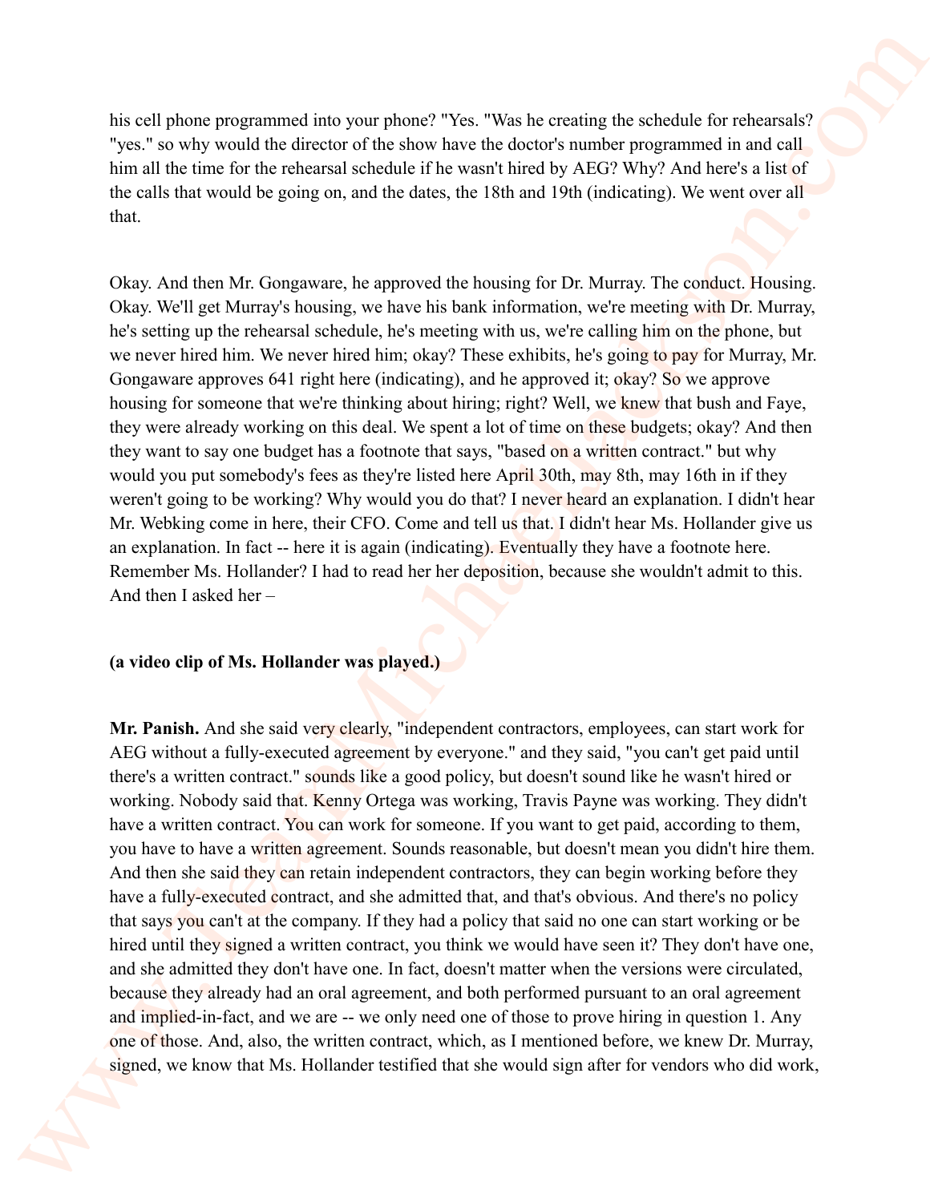his cell phone programmed into your phone? "Yes. "Was he creating the schedule for rehearsals? "yes." so why would the director of the show have the doctor's number programmed in and call him all the time for the rehearsal schedule if he wasn't hired by AEG? Why? And here's a list of the calls that would be going on, and the dates, the 18th and 19th (indicating). We went over all that.

Okay. And then Mr. Gongaware, he approved the housing for Dr. Murray. The conduct. Housing. Okay. We'll get Murray's housing, we have his bank information, we're meeting with Dr. Murray, he's setting up the rehearsal schedule, he's meeting with us, we're calling him on the phone, but we never hired him. We never hired him; okay? These exhibits, he's going to pay for Murray, Mr. Gongaware approves 641 right here (indicating), and he approved it; okay? So we approve housing for someone that we're thinking about hiring; right? Well, we knew that bush and Faye, they were already working on this deal. We spent a lot of time on these budgets; okay? And then they want to say one budget has a footnote that says, "based on a written contract." but why would you put somebody's fees as they're listed here April 30th, may 8th, may 16th in if they weren't going to be working? Why would you do that? I never heard an explanation. I didn't hear Mr. Webking come in here, their CFO. Come and tell us that. I didn't hear Ms. Hollander give us an explanation. In fact -- here it is again (indicating). Eventually they have a footnote here. Remember Ms. Hollander? I had to read her her deposition, because she wouldn't admit to this. And then I asked her –

**(a video clip of Ms. Hollander was played.)**

**Mr. Panish.** And she said very clearly, "independent contractors, employees, can start work for AEG without a fully-executed agreement by everyone." and they said, "you can't get paid until there's a written contract." sounds like a good policy, but doesn't sound like he wasn't hired or working. Nobody said that. Kenny Ortega was working, Travis Payne was working. They didn't have a written contract. You can work for someone. If you want to get paid, according to them, you have to have a written agreement. Sounds reasonable, but doesn't mean you didn't hire them. And then she said they can retain independent contractors, they can begin working before they have a fully-executed contract, and she admitted that, and that's obvious. And there's no policy that says you can't at the company. If they had a policy that said no one can start working or be hired until they signed a written contract, you think we would have seen it? They don't have one, and she admitted they don't have one. In fact, doesn't matter when the versions were circulated, because they already had an oral agreement, and both performed pursuant to an oral agreement and implied-in-fact, and we are -- we only need one of those to prove hiring in question 1. Any one of those. And, also, the written contract, which, as I mentioned before, we knew Dr. Murray, signed, we know that Ms. Hollander testified that she would sign after for vendors who did work,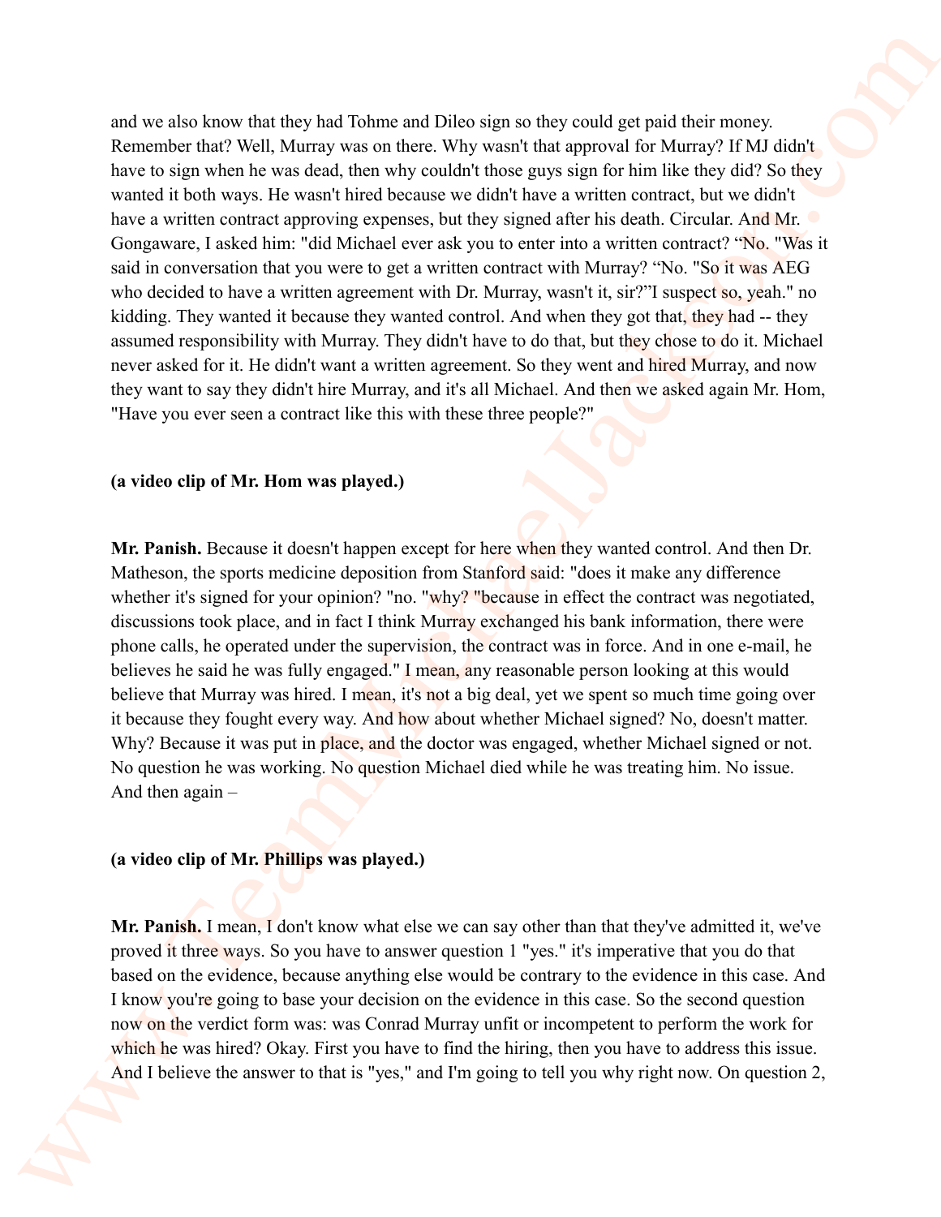and we also know that they had Tohme and Dileo sign so they could get paid their money. Remember that? Well, Murray was on there. Why wasn't that approval for Murray? If MJ didn't have to sign when he was dead, then why couldn't those guys sign for him like they did? So they wanted it both ways. He wasn't hired because we didn't have a written contract, but we didn't have a written contract approving expenses, but they signed after his death. Circular. And Mr. Gongaware, I asked him: "did Michael ever ask you to enter into a written contract? "No. "Was it said in conversation that you were to get a written contract with Murray? "No. "So it was AEG who decided to have a written agreement with Dr. Murray, wasn't it, sir?"I suspect so, yeah." no kidding. They wanted it because they wanted control. And when they got that, they had -- they assumed responsibility with Murray. They didn't have to do that, but they chose to do it. Michael never asked for it. He didn't want a written agreement. So they went and hired Murray, and now they want to say they didn't hire Murray, and it's all Michael. And then we asked again Mr. Hom, "Have you ever seen a contract like this with these three people?"

**(a video clip of Mr. Hom was played.)**

**Mr. Panish.** Because it doesn't happen except for here when they wanted control. And then Dr. Matheson, the sports medicine deposition from Stanford said: "does it make any difference whether it's signed for your opinion? "no. "why? "because in effect the contract was negotiated, discussions took place, and in fact I think Murray exchanged his bank information, there were phone calls, he operated under the supervision, the contract was in force. And in one e-mail, he believes he said he was fully engaged." I mean, any reasonable person looking at this would believe that Murray was hired. I mean, it's not a big deal, yet we spent so much time going over it because they fought every way. And how about whether Michael signed? No, doesn't matter. Why? Because it was put in place, and the doctor was engaged, whether Michael signed or not. No question he was working. No question Michael died while he was treating him. No issue. And then again –

**(a video clip of Mr. Phillips was played.)**

**Mr. Panish.** I mean, I don't know what else we can say other than that they've admitted it, we've proved it three ways. So you have to answer question 1 "yes." it's imperative that you do that based on the evidence, because anything else would be contrary to the evidence in this case. And I know you're going to base your decision on the evidence in this case. So the second question now on the verdict form was: was Conrad Murray unfit or incompetent to perform the work for which he was hired? Okay. First you have to find the hiring, then you have to address this issue. And I believe the answer to that is "yes," and I'm going to tell you why right now. On question 2,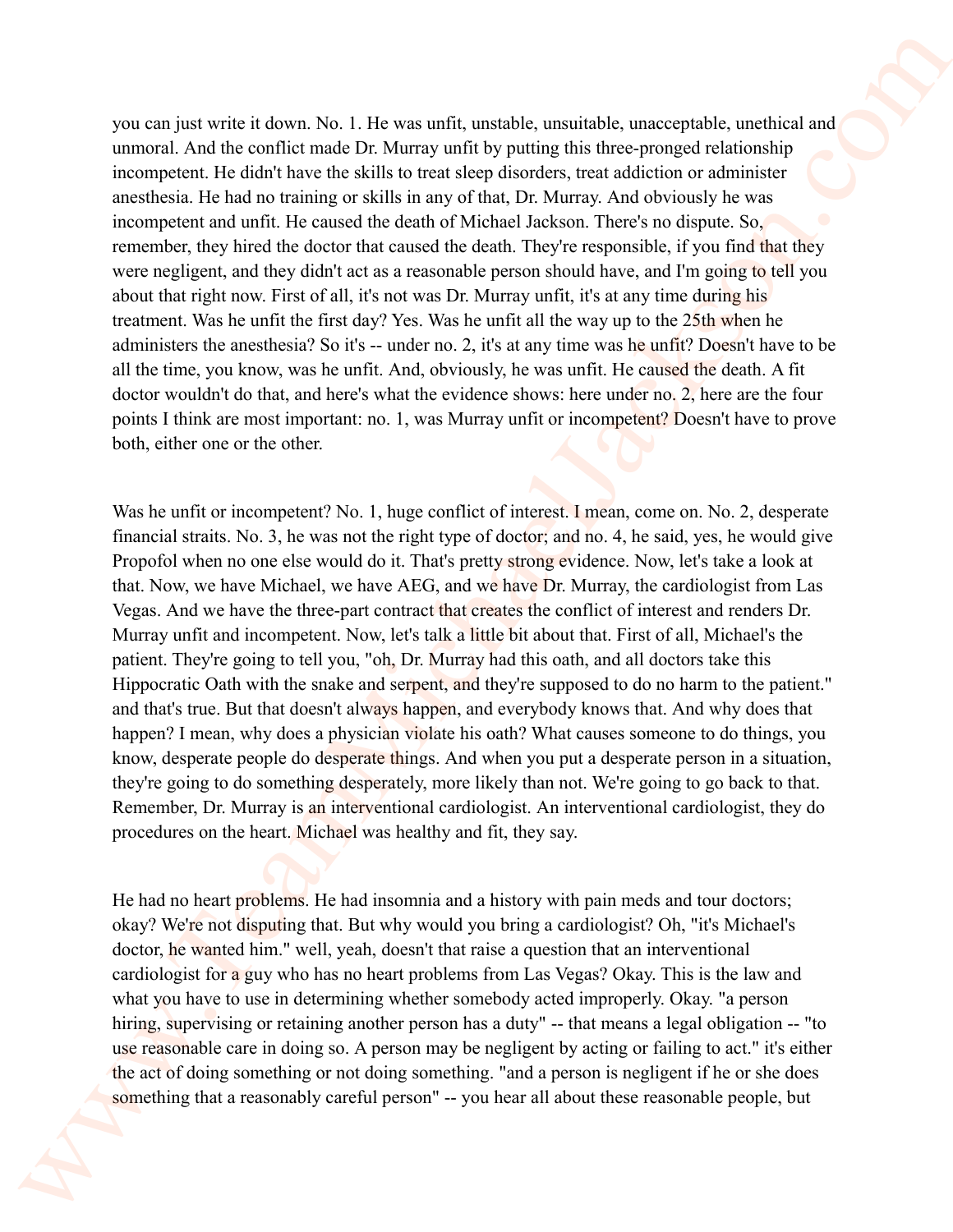you can just write it down. No. 1. He was unfit, unstable, unsuitable, unacceptable, unethical and unmoral. And the conflict made Dr. Murray unfit by putting this three-pronged relationship incompetent. He didn't have the skills to treat sleep disorders, treat addiction or administer anesthesia. He had no training or skills in any of that, Dr. Murray. And obviously he was incompetent and unfit. He caused the death of Michael Jackson. There's no dispute. So, remember, they hired the doctor that caused the death. They're responsible, if you find that they were negligent, and they didn't act as a reasonable person should have, and I'm going to tell you about that right now. First of all, it's not was Dr. Murray unfit, it's at any time during his treatment. Was he unfit the first day? Yes. Was he unfit all the way up to the 25th when he administers the anesthesia? So it's -- under no. 2, it's at any time was he unfit? Doesn't have to be all the time, you know, was he unfit. And, obviously, he was unfit. He caused the death. A fit doctor wouldn't do that, and here's what the evidence shows: here under no. 2, here are the four points I think are most important: no. 1, was Murray unfit or incompetent? Doesn't have to prove both, either one or the other.

Was he unfit or incompetent? No. 1, huge conflict of interest. I mean, come on. No. 2, desperate financial straits. No. 3, he was not the right type of doctor; and no. 4, he said, yes, he would give Propofol when no one else would do it. That's pretty strong evidence. Now, let's take a look at that. Now, we have Michael, we have AEG, and we have Dr. Murray, the cardiologist from Las Vegas. And we have the three-part contract that creates the conflict of interest and renders Dr. Murray unfit and incompetent. Now, let's talk a little bit about that. First of all, Michael's the patient. They're going to tell you, "oh, Dr. Murray had this oath, and all doctors take this Hippocratic Oath with the snake and serpent, and they're supposed to do no harm to the patient." and that's true. But that doesn't always happen, and everybody knows that. And why does that happen? I mean, why does a physician violate his oath? What causes someone to do things, you know, desperate people do desperate things. And when you put a desperate person in a situation, they're going to do something desperately, more likely than not. We're going to go back to that. Remember, Dr. Murray is an interventional cardiologist. An interventional cardiologist, they do procedures on the heart. Michael was healthy and fit, they say.

He had no heart problems. He had insomnia and a history with pain meds and tour doctors; okay? We're not disputing that. But why would you bring a cardiologist? Oh, "it's Michael's doctor, he wanted him." well, yeah, doesn't that raise a question that an interventional cardiologist for a guy who has no heart problems from Las Vegas? Okay. This is the law and what you have to use in determining whether somebody acted improperly. Okay. "a person hiring, supervising or retaining another person has a duty" -- that means a legal obligation -- "to use reasonable care in doing so. A person may be negligent by acting or failing to act." it's either the act of doing something or not doing something. "and a person is negligent if he or she does something that a reasonably careful person" -- you hear all about these reasonable people, but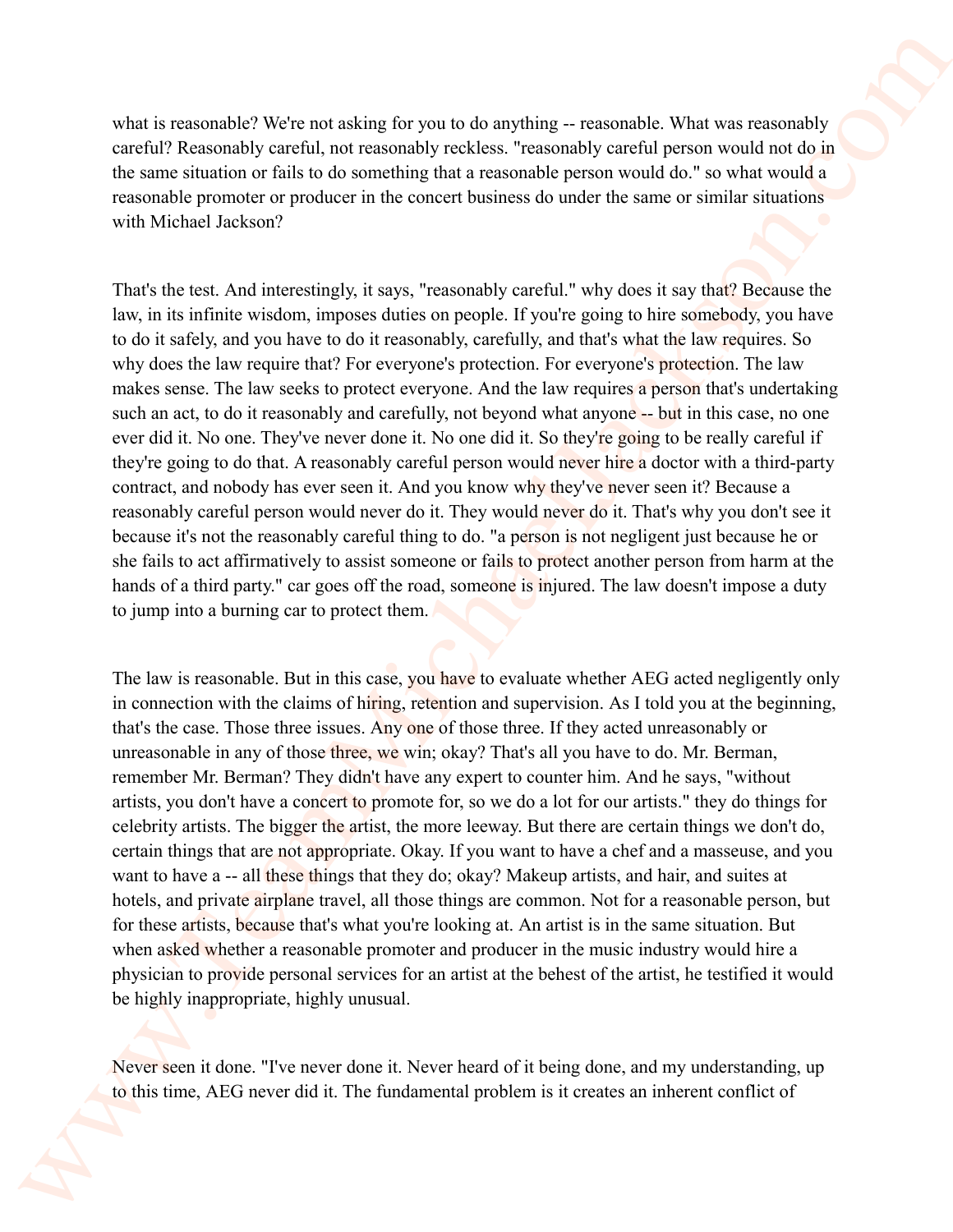what is reasonable? We're not asking for you to do anything -- reasonable. What was reasonably careful? Reasonably careful, not reasonably reckless. "reasonably careful person would not do in the same situation or fails to do something that a reasonable person would do." so what would a reasonable promoter or producer in the concert business do under the same or similar situations with Michael Jackson?

That's the test. And interestingly, it says, "reasonably careful." why does it say that? Because the law, in its infinite wisdom, imposes duties on people. If you're going to hire somebody, you have to do it safely, and you have to do it reasonably, carefully, and that's what the law requires. So why does the law require that? For everyone's protection. For everyone's protection. The law makes sense. The law seeks to protect everyone. And the law requires a person that's undertaking such an act, to do it reasonably and carefully, not beyond what anyone -- but in this case, no one ever did it. No one. They've never done it. No one did it. So they're going to be really careful if they're going to do that. A reasonably careful person would never hire a doctor with a third-party contract, and nobody has ever seen it. And you know why they've never seen it? Because a reasonably careful person would never do it. They would never do it. That's why you don't see it because it's not the reasonably careful thing to do. "a person is not negligent just because he or she fails to act affirmatively to assist someone or fails to protect another person from harm at the hands of a third party." car goes off the road, someone is injured. The law doesn't impose a duty to jump into a burning car to protect them.

The law is reasonable. But in this case, you have to evaluate whether AEG acted negligently only in connection with the claims of hiring, retention and supervision. As I told you at the beginning, that's the case. Those three issues. Any one of those three. If they acted unreasonably or unreasonable in any of those three, we win; okay? That's all you have to do. Mr. Berman, remember Mr. Berman? They didn't have any expert to counter him. And he says, "without artists, you don't have a concert to promote for, so we do a lot for our artists." they do things for celebrity artists. The bigger the artist, the more leeway. But there are certain things we don't do, certain things that are not appropriate. Okay. If you want to have a chef and a masseuse, and you want to have a -- all these things that they do; okay? Makeup artists, and hair, and suites at hotels, and private airplane travel, all those things are common. Not for a reasonable person, but for these artists, because that's what you're looking at. An artist is in the same situation. But when asked whether a reasonable promoter and producer in the music industry would hire a physician to provide personal services for an artist at the behest of the artist, he testified it would be highly inappropriate, highly unusual.

Never seen it done. "I've never done it. Never heard of it being done, and my understanding, up to this time, AEG never did it. The fundamental problem is it creates an inherent conflict of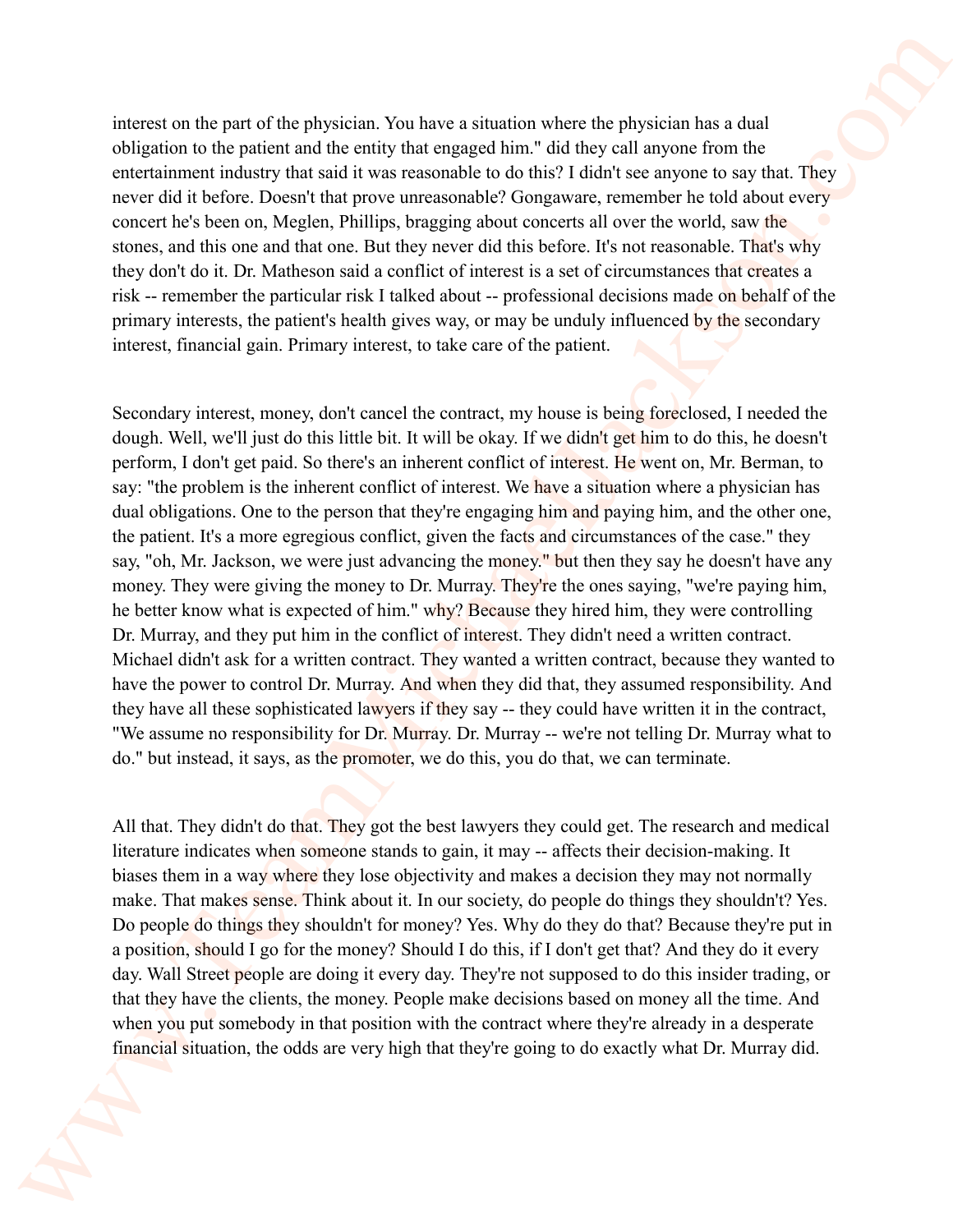interest on the part of the physician. You have a situation where the physician has a dual obligation to the patient and the entity that engaged him." did they call anyone from the entertainment industry that said it was reasonable to do this? I didn't see anyone to say that. They never did it before. Doesn't that prove unreasonable? Gongaware, remember he told about every concert he's been on, Meglen, Phillips, bragging about concerts all over the world, saw the stones, and this one and that one. But they never did this before. It's not reasonable. That's why they don't do it. Dr. Matheson said a conflict of interest is a set of circumstances that creates a risk -- remember the particular risk I talked about -- professional decisions made on behalf of the primary interests, the patient's health gives way, or may be unduly influenced by the secondary interest, financial gain. Primary interest, to take care of the patient.

Secondary interest, money, don't cancel the contract, my house is being foreclosed, I needed the dough. Well, we'll just do this little bit. It will be okay. If we didn't get him to do this, he doesn't perform, I don't get paid. So there's an inherent conflict of interest. He went on, Mr. Berman, to say: "the problem is the inherent conflict of interest. We have a situation where a physician has dual obligations. One to the person that they're engaging him and paying him, and the other one, the patient. It's a more egregious conflict, given the facts and circumstances of the case." they say, "oh, Mr. Jackson, we were just advancing the money." but then they say he doesn't have any money. They were giving the money to Dr. Murray. They're the ones saying, "we're paying him, he better know what is expected of him." why? Because they hired him, they were controlling Dr. Murray, and they put him in the conflict of interest. They didn't need a written contract. Michael didn't ask for a written contract. They wanted a written contract, because they wanted to have the power to control Dr. Murray. And when they did that, they assumed responsibility. And they have all these sophisticated lawyers if they say -- they could have written it in the contract, "We assume no responsibility for Dr. Murray. Dr. Murray -- we're not telling Dr. Murray what to do." but instead, it says, as the promoter, we do this, you do that, we can terminate.

All that. They didn't do that. They got the best lawyers they could get. The research and medical literature indicates when someone stands to gain, it may -- affects their decision-making. It biases them in a way where they lose objectivity and makes a decision they may not normally make. That makes sense. Think about it. In our society, do people do things they shouldn't? Yes. Do people do things they shouldn't for money? Yes. Why do they do that? Because they're put in a position, should I go for the money? Should I do this, if I don't get that? And they do it every day. Wall Street people are doing it every day. They're not supposed to do this insider trading, or that they have the clients, the money. People make decisions based on money all the time. And when you put somebody in that position with the contract where they're already in a desperate financial situation, the odds are very high that they're going to do exactly what Dr. Murray did.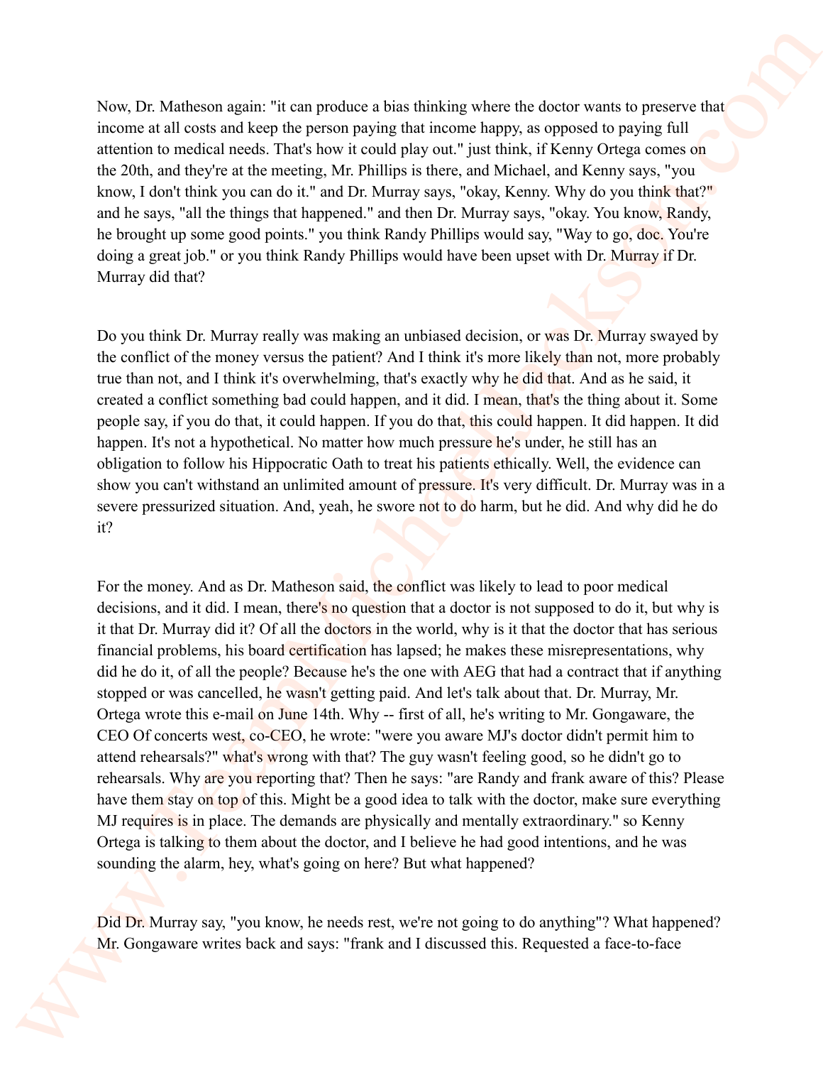Now, Dr. Matheson again: "it can produce a bias thinking where the doctor wants to preserve that income at all costs and keep the person paying that income happy, as opposed to paying full attention to medical needs. That's how it could play out." just think, if Kenny Ortega comes on the 20th, and they're at the meeting, Mr. Phillips is there, and Michael, and Kenny says, "you know, I don't think you can do it." and Dr. Murray says, "okay, Kenny. Why do you think that?" and he says, "all the things that happened." and then Dr. Murray says, "okay. You know, Randy, he brought up some good points." you think Randy Phillips would say, "Way to go, doc. You're doing a great job." or you think Randy Phillips would have been upset with Dr. Murray if Dr. Murray did that?

Do you think Dr. Murray really was making an unbiased decision, or was Dr. Murray swayed by the conflict of the money versus the patient? And I think it's more likely than not, more probably true than not, and I think it's overwhelming, that's exactly why he did that. And as he said, it created a conflict something bad could happen, and it did. I mean, that's the thing about it. Some people say, if you do that, it could happen. If you do that, this could happen. It did happen. It did happen. It's not a hypothetical. No matter how much pressure he's under, he still has an obligation to follow his Hippocratic Oath to treat his patients ethically. Well, the evidence can show you can't withstand an unlimited amount of pressure. It's very difficult. Dr. Murray was in a severe pressurized situation. And, yeah, he swore not to do harm, but he did. And why did he do it?

For the money. And as Dr. Matheson said, the conflict was likely to lead to poor medical decisions, and it did. I mean, there's no question that a doctor is not supposed to do it, but why is it that Dr. Murray did it? Of all the doctors in the world, why is it that the doctor that has serious financial problems, his board certification has lapsed; he makes these misrepresentations, why did he do it, of all the people? Because he's the one with AEG that had a contract that if anything stopped or was cancelled, he wasn't getting paid. And let's talk about that. Dr. Murray, Mr. Ortega wrote this e-mail on June 14th. Why -- first of all, he's writing to Mr. Gongaware, the CEO Of concerts west, co-CEO, he wrote: "were you aware MJ's doctor didn't permit him to attend rehearsals?" what's wrong with that? The guy wasn't feeling good, so he didn't go to rehearsals. Why are you reporting that? Then he says: "are Randy and frank aware of this? Please have them stay on top of this. Might be a good idea to talk with the doctor, make sure everything MJ requires is in place. The demands are physically and mentally extraordinary." so Kenny Ortega is talking to them about the doctor, and I believe he had good intentions, and he was sounding the alarm, hey, what's going on here? But what happened?

Did Dr. Murray say, "you know, he needs rest, we're not going to do anything"? What happened? Mr. Gongaware writes back and says: "frank and I discussed this. Requested a face-to-face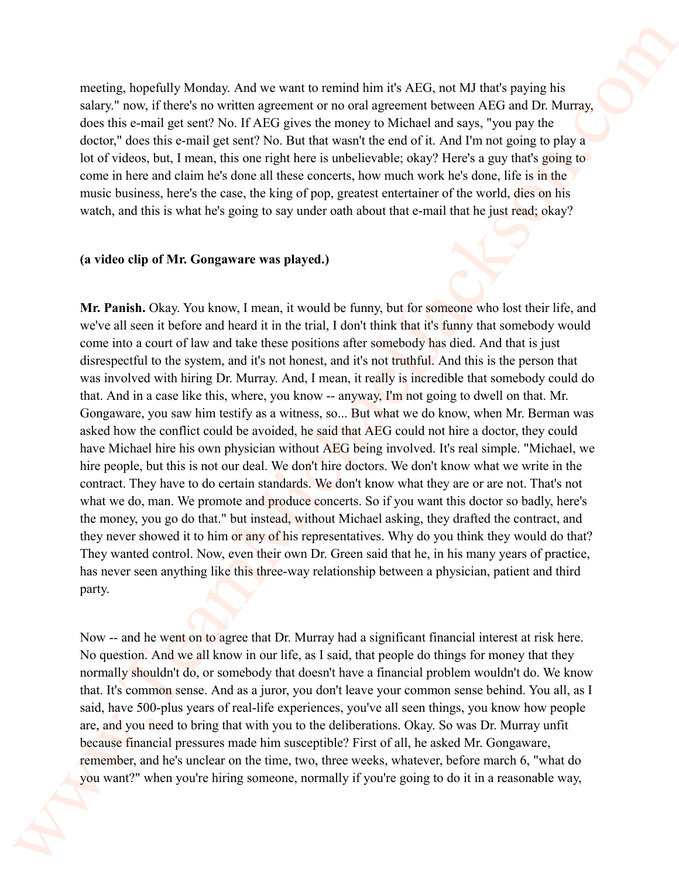meeting, hopefully Monday. And we want to remind him it's AEG, not MJ that's paying his salary." now, if there's no written agreement or no oral agreement between AEG and Dr. Murray, does this e-mail get sent? No. If AEG gives the money to Michael and says, "you pay the doctor," does this e-mail get sent? No. But that wasn't the end of it. And I'm not going to play a lot of videos, but, I mean, this one right here is unbelievable; okay? Here's a guy that's going to come in here and claim he's done all these concerts, how much work he's done, life is in the music business, here's the case, the king of pop, greatest entertainer of the world, dies on his watch, and this is what he's going to say under oath about that e-mail that he just read; okay?

**(a video clip of Mr. Gongaware was played.)**

**Mr. Panish.** Okay. You know, I mean, it would be funny, but for someone who lost their life, and we've all seen it before and heard it in the trial, I don't think that it's funny that somebody would come into a court of law and take these positions after somebody has died. And that is just disrespectful to the system, and it's not honest, and it's not truthful. And this is the person that was involved with hiring Dr. Murray. And, I mean, it really is incredible that somebody could do that. And in a case like this, where, you know -- anyway, I'm not going to dwell on that. Mr. Gongaware, you saw him testify as a witness, so... But what we do know, when Mr. Berman was asked how the conflict could be avoided, he said that AEG could not hire a doctor, they could have Michael hire his own physician without AEG being involved. It's real simple. "Michael, we hire people, but this is not our deal. We don't hire doctors. We don't know what we write in the contract. They have to do certain standards. We don't know what they are or are not. That's not what we do, man. We promote and produce concerts. So if you want this doctor so badly, here's the money, you go do that." but instead, without Michael asking, they drafted the contract, and they never showed it to him or any of his representatives. Why do you think they would do that? They wanted control. Now, even their own Dr. Green said that he, in his many years of practice, has never seen anything like this three-way relationship between a physician, patient and third party.

Now -- and he went on to agree that Dr. Murray had a significant financial interest at risk here. No question. And we all know in our life, as I said, that people do things for money that they normally shouldn't do, or somebody that doesn't have a financial problem wouldn't do. We know that. It's common sense. And as a juror, you don't leave your common sense behind. You all, as I said, have 500-plus years of real-life experiences, you've all seen things, you know how people are, and you need to bring that with you to the deliberations. Okay. So was Dr. Murray unfit because financial pressures made him susceptible? First of all, he asked Mr. Gongaware, remember, and he's unclear on the time, two, three weeks, whatever, before march 6, "what do you want?" when you're hiring someone, normally if you're going to do it in a reasonable way,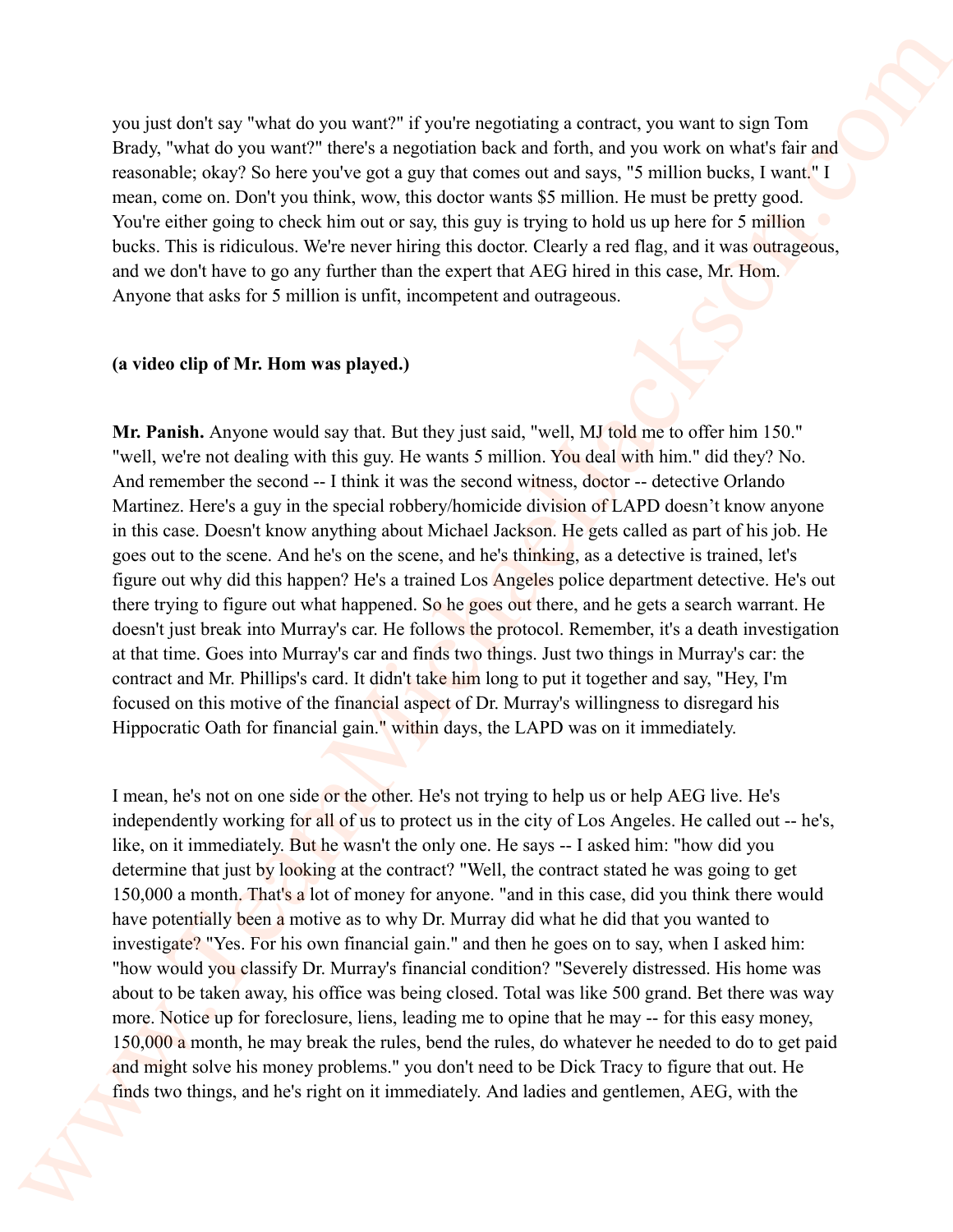you just don't say "what do you want?" if you're negotiating a contract, you want to sign Tom Brady, "what do you want?" there's a negotiation back and forth, and you work on what's fair and reasonable; okay? So here you've got a guy that comes out and says, "5 million bucks, I want." I mean, come on. Don't you think, wow, this doctor wants $5 million. He must be pretty good. You're either going to check him out or say, this guy is trying to hold us up here for 5 million bucks. This is ridiculous. We're never hiring this doctor. Clearly a red flag, and it was outrageous, and we don't have to go any further than the expert that AEG hired in this case, Mr. Hom. Anyone that asks for 5 million is unfit, incompetent and outrageous.

**(a video clip of Mr. Hom was played.)**

**Mr. Panish.** Anyone would say that. But they just said, "well, MJ told me to offer him 150." "well, we're not dealing with this guy. He wants 5 million. You deal with him." did they? No. And remember the second -- I think it was the second witness, doctor -- detective Orlando Martinez. Here's a guy in the special robbery/homicide division of LAPD doesn't know anyone in this case. Doesn't know anything about Michael Jackson. He gets called as part of his job. He goes out to the scene. And he's on the scene, and he's thinking, as a detective is trained, let's figure out why did this happen? He's a trained Los Angeles police department detective. He's out there trying to figure out what happened. So he goes out there, and he gets a search warrant. He doesn't just break into Murray's car. He follows the protocol. Remember, it's a death investigation at that time. Goes into Murray's car and finds two things. Just two things in Murray's car: the contract and Mr. Phillips's card. It didn't take him long to put it together and say, "Hey, I'm focused on this motive of the financial aspect of Dr. Murray's willingness to disregard his Hippocratic Oath for financial gain." within days, the LAPD was on it immediately.

I mean, he's not on one side or the other. He's not trying to help us or help AEG live. He's independently working for all of us to protect us in the city of Los Angeles. He called out -- he's, like, on it immediately. But he wasn't the only one. He says -- I asked him: "how did you determine that just by looking at the contract? "Well, the contract stated he was going to get 150,000 a month. That's a lot of money for anyone. "and in this case, did you think there would have potentially been a motive as to why Dr. Murray did what he did that you wanted to investigate? "Yes. For his own financial gain." and then he goes on to say, when I asked him: "how would you classify Dr. Murray's financial condition? "Severely distressed. His home was about to be taken away, his office was being closed. Total was like 500 grand. Bet there was way more. Notice up for foreclosure, liens, leading me to opine that he may -- for this easy money, 150,000 a month, he may break the rules, bend the rules, do whatever he needed to do to get paid and might solve his money problems." you don't need to be Dick Tracy to figure that out. He finds two things, and he's right on it immediately. And ladies and gentlemen, AEG, with the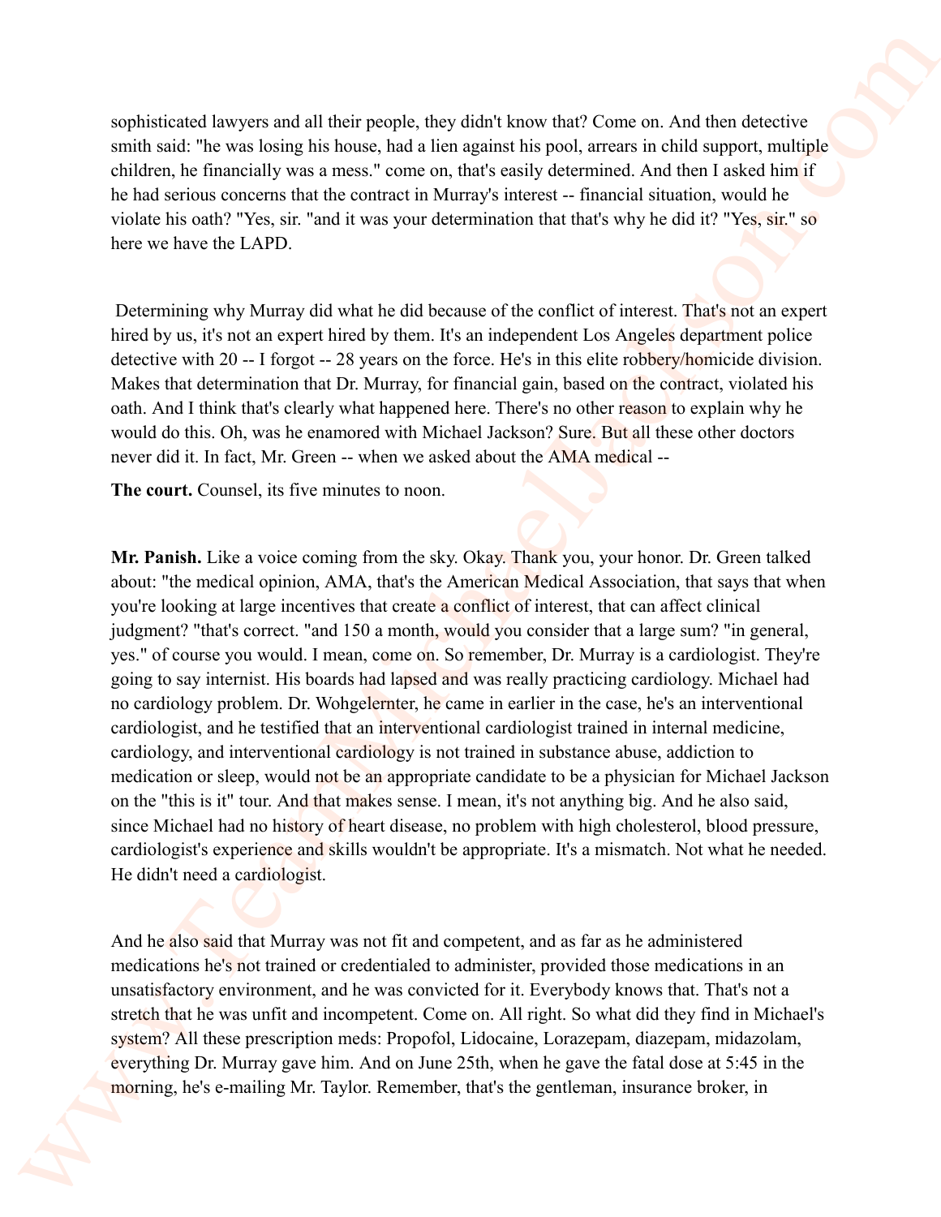sophisticated lawyers and all their people, they didn't know that? Come on. And then detective smith said: "he was losing his house, had a lien against his pool, arrears in child support, multiple children, he financially was a mess." come on, that's easily determined. And then I asked him if he had serious concerns that the contract in Murray's interest -- financial situation, would he violate his oath? "Yes, sir. "and it was your determination that that's why he did it? "Yes, sir." so here we have the LAPD.

Determining why Murray did what he did because of the conflict of interest. That's not an expert hired by us, it's not an expert hired by them. It's an independent Los Angeles department police detective with 20 -- I forgot -- 28 years on the force. He's in this elite robbery/homicide division. Makes that determination that Dr. Murray, for financial gain, based on the contract, violated his oath. And I think that's clearly what happened here. There's no other reason to explain why he would do this. Oh, was he enamored with Michael Jackson? Sure. But all these other doctors never did it. In fact, Mr. Green -- when we asked about the AMA medical --

**The court.** Counsel, its five minutes to noon.

**Mr. Panish.** Like a voice coming from the sky. Okay. Thank you, your honor. Dr. Green talked about: "the medical opinion, AMA, that's the American Medical Association, that says that when you're looking at large incentives that create a conflict of interest, that can affect clinical judgment? "that's correct. "and 150 a month, would you consider that a large sum? "in general, yes." of course you would. I mean, come on. So remember, Dr. Murray is a cardiologist. They're going to say internist. His boards had lapsed and was really practicing cardiology. Michael had no cardiology problem. Dr. Wohgelernter, he came in earlier in the case, he's an interventional cardiologist, and he testified that an interventional cardiologist trained in internal medicine, cardiology, and interventional cardiology is not trained in substance abuse, addiction to medication or sleep, would not be an appropriate candidate to be a physician for Michael Jackson on the "this is it" tour. And that makes sense. I mean, it's not anything big. And he also said, since Michael had no history of heart disease, no problem with high cholesterol, blood pressure, cardiologist's experience and skills wouldn't be appropriate. It's a mismatch. Not what he needed. He didn't need a cardiologist.

And he also said that Murray was not fit and competent, and as far as he administered medications he's not trained or credentialed to administer, provided those medications in an unsatisfactory environment, and he was convicted for it. Everybody knows that. That's not a stretch that he was unfit and incompetent. Come on. All right. So what did they find in Michael's system? All these prescription meds: Propofol, Lidocaine, Lorazepam, diazepam, midazolam, everything Dr. Murray gave him. And on June 25th, when he gave the fatal dose at 5:45 in the morning, he's e-mailing Mr. Taylor. Remember, that's the gentleman, insurance broker, in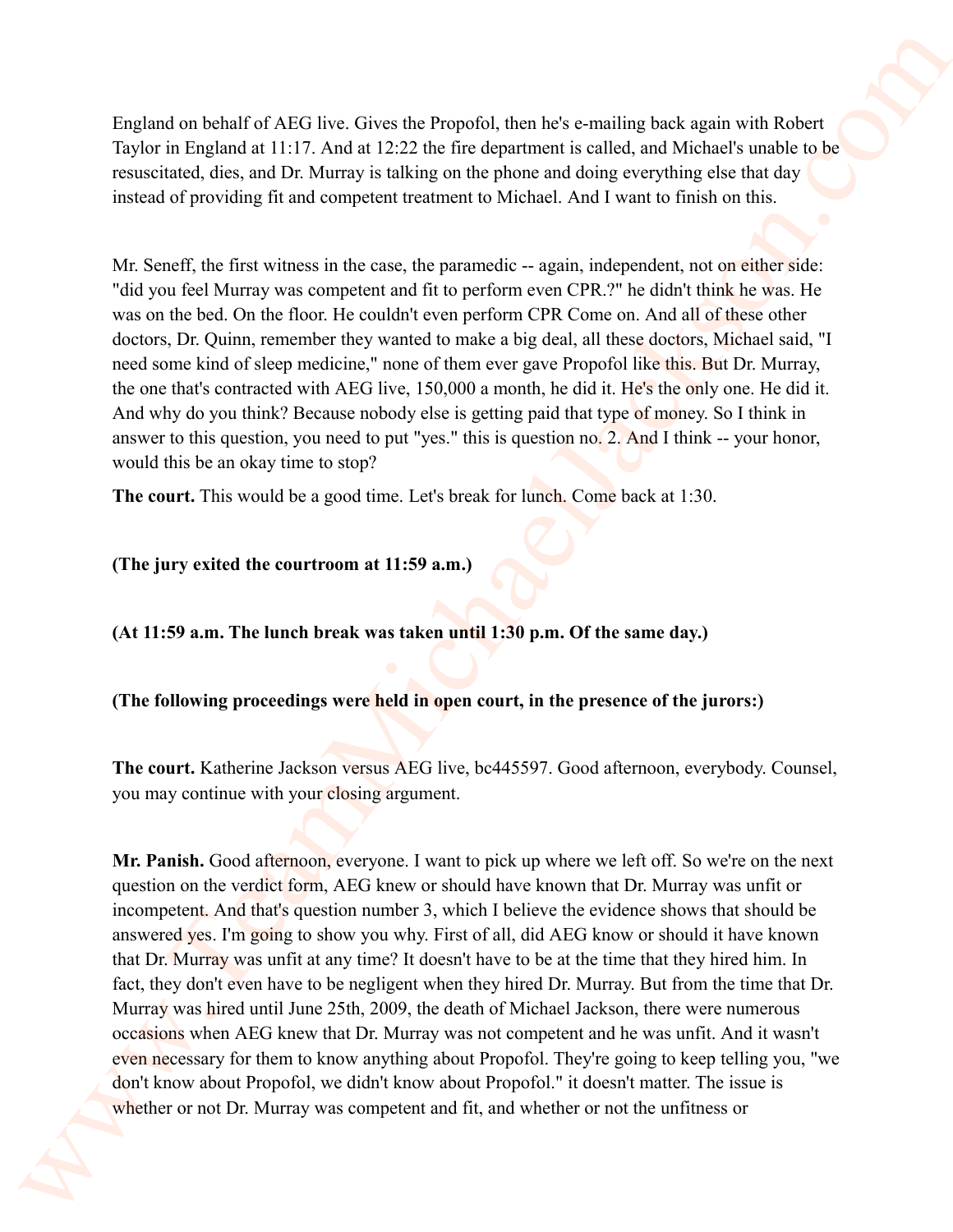England on behalf of AEG live. Gives the Propofol, then he's e-mailing back again with Robert Taylor in England at 11:17. And at 12:22 the fire department is called, and Michael's unable to be resuscitated, dies, and Dr. Murray is talking on the phone and doing everything else that day instead of providing fit and competent treatment to Michael. And I want to finish on this.

Mr. Seneff, the first witness in the case, the paramedic -- again, independent, not on either side: "did you feel Murray was competent and fit to perform even CPR.?" he didn't think he was. He was on the bed. On the floor. He couldn't even perform CPR Come on. And all of these other doctors, Dr. Quinn, remember they wanted to make a big deal, all these doctors, Michael said, "I need some kind of sleep medicine," none of them ever gave Propofol like this. But Dr. Murray, the one that's contracted with AEG live, 150,000 a month, he did it. He's the only one. He did it. And why do you think? Because nobody else is getting paid that type of money. So I think in answer to this question, you need to put "yes." this is question no. 2. And I think -- your honor, would this be an okay time to stop?

**The court.** This would be a good time. Let's break for lunch. Come back at 1:30.

**(The jury exited the courtroom at 11:59 a.m.)**

**(At 11:59 a.m. The lunch break was taken until 1:30 p.m. Of the same day.)**

**(The following proceedings were held in open court, in the presence of the jurors:)**

**The court.** Katherine Jackson versus AEG live, bc445597. Good afternoon, everybody. Counsel, you may continue with your closing argument.

**Mr. Panish.** Good afternoon, everyone. I want to pick up where we left off. So we're on the next question on the verdict form, AEG knew or should have known that Dr. Murray was unfit or incompetent. And that's question number 3, which I believe the evidence shows that should be answered yes. I'm going to show you why. First of all, did AEG know or should it have known that Dr. Murray was unfit at any time? It doesn't have to be at the time that they hired him. In fact, they don't even have to be negligent when they hired Dr. Murray. But from the time that Dr. Murray was hired until June 25th, 2009, the death of Michael Jackson, there were numerous occasions when AEG knew that Dr. Murray was not competent and he was unfit. And it wasn't even necessary for them to know anything about Propofol. They're going to keep telling you, "we don't know about Propofol, we didn't know about Propofol." it doesn't matter. The issue is whether or not Dr. Murray was competent and fit, and whether or not the unfitness or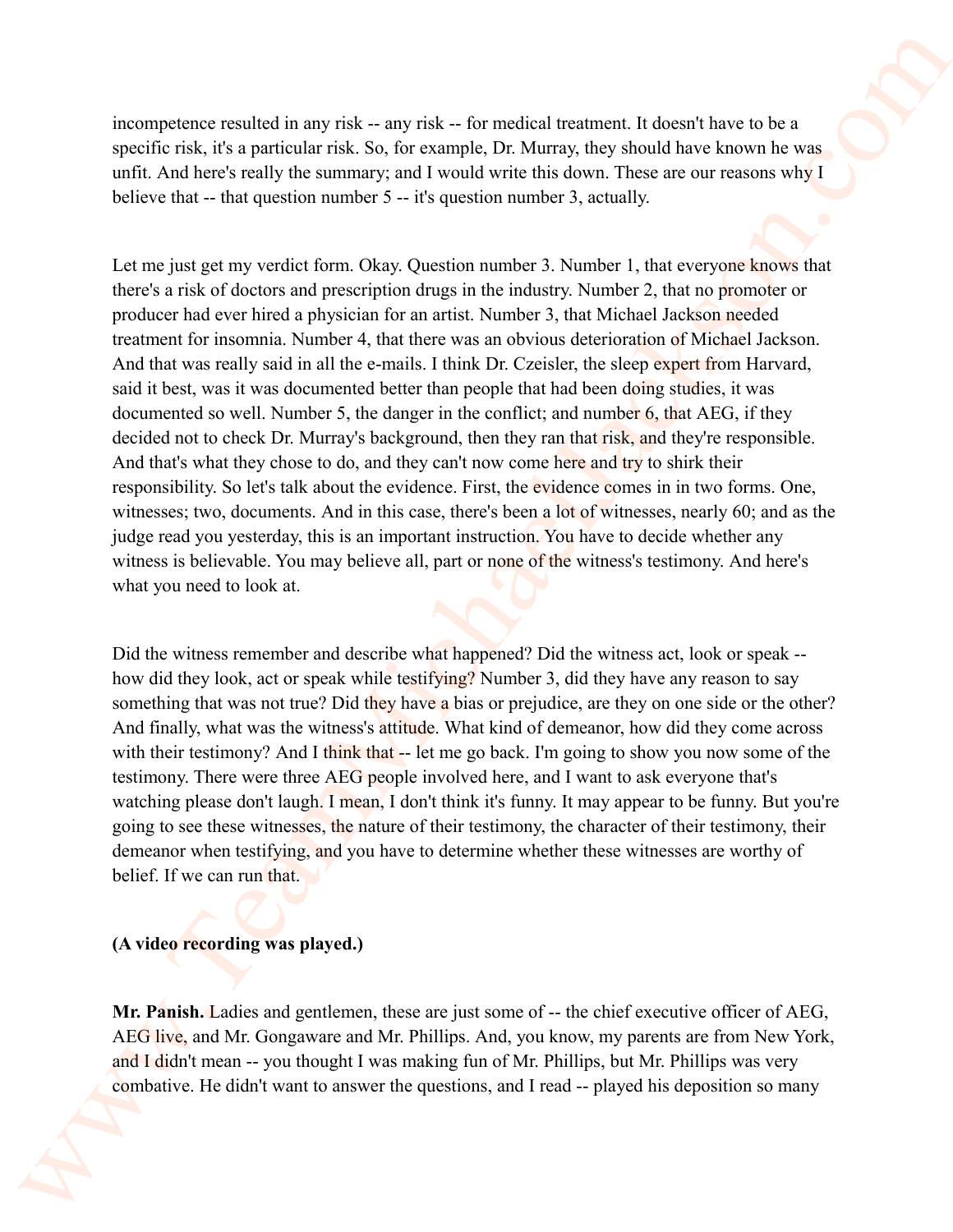incompetence resulted in any risk -- any risk -- for medical treatment. It doesn't have to be a specific risk, it's a particular risk. So, for example, Dr. Murray, they should have known he was unfit. And here's really the summary; and I would write this down. These are our reasons why I believe that -- that question number 5 -- it's question number 3, actually.

Let me just get my verdict form. Okay. Question number 3. Number 1, that everyone knows that there's a risk of doctors and prescription drugs in the industry. Number 2, that no promoter or producer had ever hired a physician for an artist. Number 3, that Michael Jackson needed treatment for insomnia. Number 4, that there was an obvious deterioration of Michael Jackson. And that was really said in all the e-mails. I think Dr. Czeisler, the sleep expert from Harvard, said it best, was it was documented better than people that had been doing studies, it was documented so well. Number 5, the danger in the conflict; and number 6, that AEG, if they decided not to check Dr. Murray's background, then they ran that risk, and they're responsible. And that's what they chose to do, and they can't now come here and try to shirk their responsibility. So let's talk about the evidence. First, the evidence comes in in two forms. One, witnesses; two, documents. And in this case, there's been a lot of witnesses, nearly 60; and as the judge read you yesterday, this is an important instruction. You have to decide whether any witness is believable. You may believe all, part or none of the witness's testimony. And here's what you need to look at.

Did the witness remember and describe what happened? Did the witness act, look or speak -- how did they look, act or speak while testifying? Number 3, did they have any reason to say something that was not true? Did they have a bias or prejudice, are they on one side or the other? And finally, what was the witness's attitude. What kind of demeanor, how did they come across with their testimony? And I think that -- let me go back. I'm going to show you now some of the testimony. There were three AEG people involved here, and I want to ask everyone that's watching please don't laugh. I mean, I don't think it's funny. It may appear to be funny. But you're going to see these witnesses, the nature of their testimony, the character of their testimony, their demeanor when testifying, and you have to determine whether these witnesses are worthy of belief. If we can run that.

**(A video recording was played.)**

**Mr. Panish.** Ladies and gentlemen, these are just some of -- the chief executive officer of AEG, AEG live, and Mr. Gongaware and Mr. Phillips. And, you know, my parents are from New York, and I didn't mean -- you thought I was making fun of Mr. Phillips, but Mr. Phillips was very combative. He didn't want to answer the questions, and I read -- played his deposition so many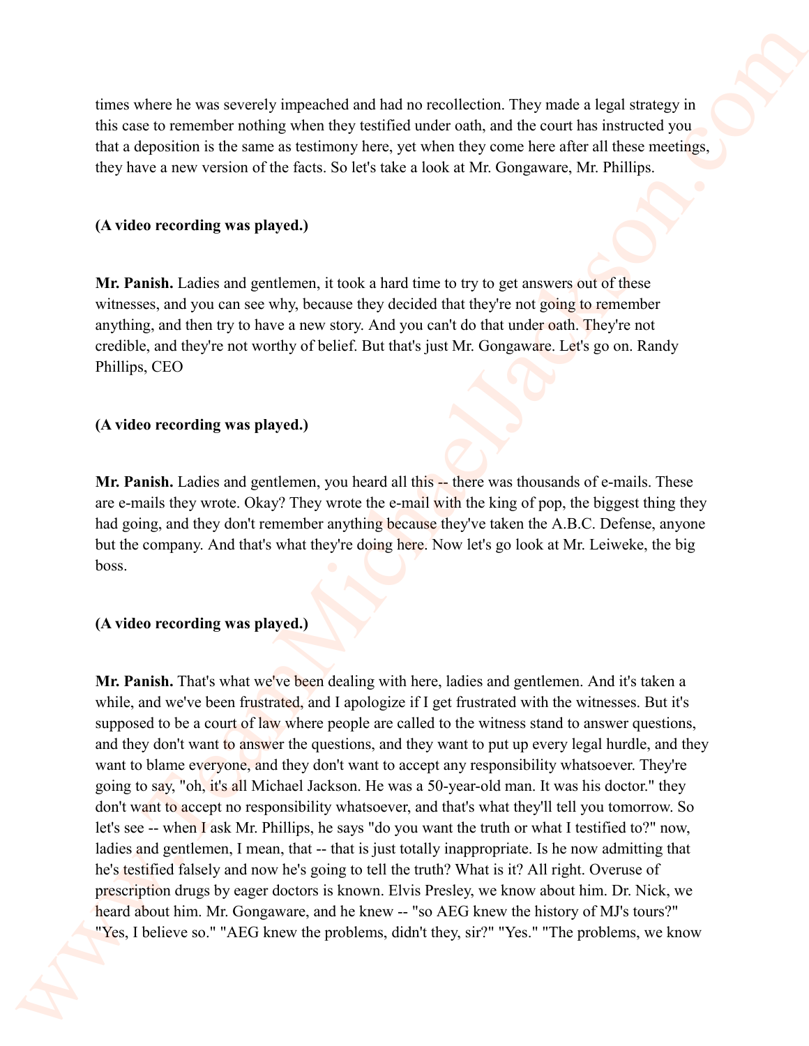times where he was severely impeached and had no recollection. They made a legal strategy in this case to remember nothing when they testified under oath, and the court has instructed you that a deposition is the same as testimony here, yet when they come here after all these meetings, they have a new version of the facts. So let's take a look at Mr. Gongaware, Mr. Phillips.

**(A video recording was played.)**

**Mr. Panish.** Ladies and gentlemen, it took a hard time to try to get answers out of these witnesses, and you can see why, because they decided that they're not going to remember anything, and then try to have a new story. And you can't do that under oath. They're not credible, and they're not worthy of belief. But that's just Mr. Gongaware. Let's go on. Randy Phillips, CEO

**(A video recording was played.)**

**Mr. Panish.** Ladies and gentlemen, you heard all this -- there was thousands of e-mails. These are e-mails they wrote. Okay? They wrote the e-mail with the king of pop, the biggest thing they had going, and they don't remember anything because they've taken the A.B.C. Defense, anyone but the company. And that's what they're doing here. Now let's go look at Mr. Leiweke, the big boss.

**(A video recording was played.)**

**Mr. Panish.** That's what we've been dealing with here, ladies and gentlemen. And it's taken a while, and we've been frustrated, and I apologize if I get frustrated with the witnesses. But it's supposed to be a court of law where people are called to the witness stand to answer questions, and they don't want to answer the questions, and they want to put up every legal hurdle, and they want to blame everyone, and they don't want to accept any responsibility whatsoever. They're going to say, "oh, it's all Michael Jackson. He was a 50-year-old man. It was his doctor." they don't want to accept no responsibility whatsoever, and that's what they'll tell you tomorrow. So let's see -- when I ask Mr. Phillips, he says "do you want the truth or what I testified to?" now, ladies and gentlemen, I mean, that -- that is just totally inappropriate. Is he now admitting that he's testified falsely and now he's going to tell the truth? What is it? All right. Overuse of prescription drugs by eager doctors is known. Elvis Presley, we know about him. Dr. Nick, we heard about him. Mr. Gongaware, and he knew -- "so AEG knew the history of MJ's tours?" "Yes, I believe so." "AEG knew the problems, didn't they, sir?" "Yes." "The problems, we know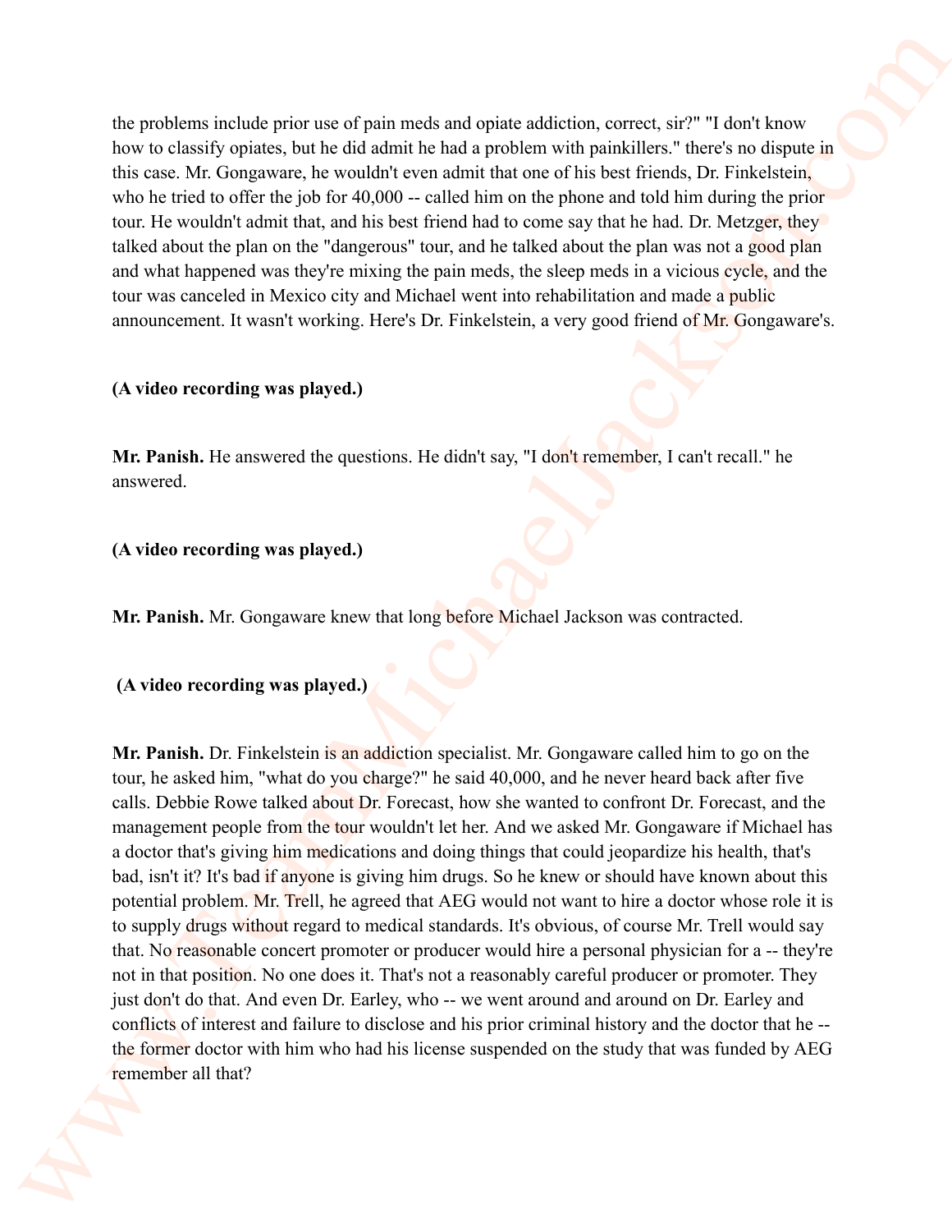the problems include prior use of pain meds and opiate addiction, correct, sir?" "I don't know how to classify opiates, but he did admit he had a problem with painkillers." there's no dispute in this case. Mr. Gongaware, he wouldn't even admit that one of his best friends, Dr. Finkelstein, who he tried to offer the job for 40,000 -- called him on the phone and told him during the prior tour. He wouldn't admit that, and his best friend had to come say that he had. Dr. Metzger, they talked about the plan on the "dangerous" tour, and he talked about the plan was not a good plan and what happened was they're mixing the pain meds, the sleep meds in a vicious cycle, and the tour was canceled in Mexico city and Michael went into rehabilitation and made a public announcement. It wasn't working. Here's Dr. Finkelstein, a very good friend of Mr. Gongaware's.

**(A video recording was played.)**

**Mr. Panish.** He answered the questions. He didn't say, "I don't remember, I can't recall." he answered.

**(A video recording was played.)**

**Mr. Panish.** Mr. Gongaware knew that long before Michael Jackson was contracted.

**(A video recording was played.)**

**Mr. Panish.** Dr. Finkelstein is an addiction specialist. Mr. Gongaware called him to go on the tour, he asked him, "what do you charge?" he said 40,000, and he never heard back after five calls. Debbie Rowe talked about Dr. Forecast, how she wanted to confront Dr. Forecast, and the management people from the tour wouldn't let her. And we asked Mr. Gongaware if Michael has a doctor that's giving him medications and doing things that could jeopardize his health, that's bad, isn't it? It's bad if anyone is giving him drugs. So he knew or should have known about this potential problem. Mr. Trell, he agreed that AEG would not want to hire a doctor whose role it is to supply drugs without regard to medical standards. It's obvious, of course Mr. Trell would say that. No reasonable concert promoter or producer would hire a personal physician for a -- they're not in that position. No one does it. That's not a reasonably careful producer or promoter. They just don't do that. And even Dr. Earley, who -- we went around and around on Dr. Earley and conflicts of interest and failure to disclose and his prior criminal history and the doctor that he -- the former doctor with him who had his license suspended on the study that was funded by AEG remember all that?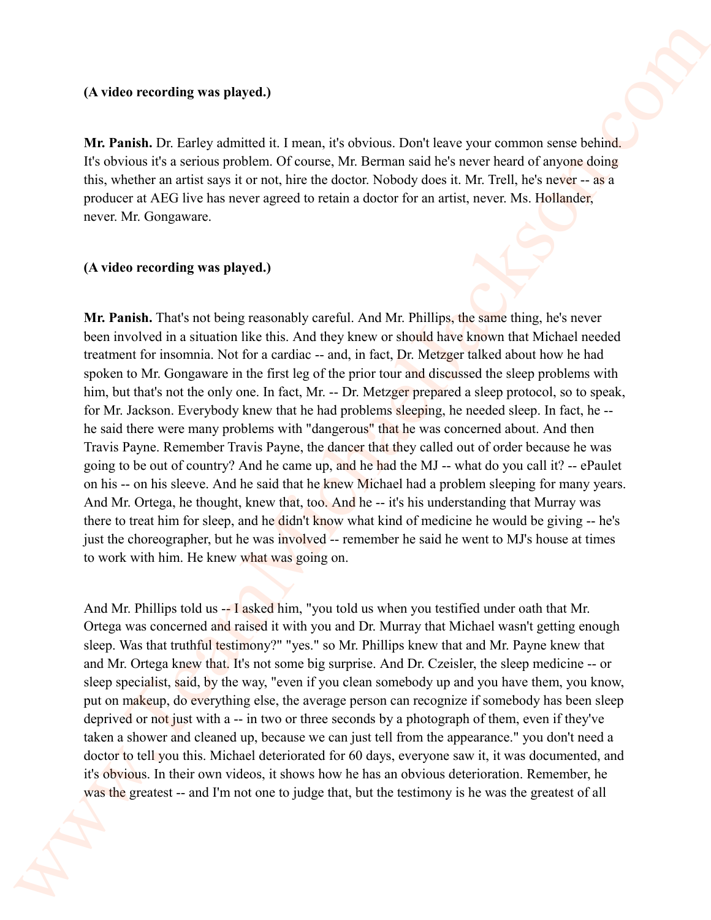**(A video recording was played.)**

**Mr. Panish.** Dr. Earley admitted it. I mean, it's obvious. Don't leave your common sense behind. It's obvious it's a serious problem. Of course, Mr. Berman said he's never heard of anyone doing this, whether an artist says it or not, hire the doctor. Nobody does it. Mr. Trell, he's never -- as a producer at AEG live has never agreed to retain a doctor for an artist, never. Ms. Hollander, never. Mr. Gongaware.

**(A video recording was played.)**

**Mr. Panish.** That's not being reasonably careful. And Mr. Phillips, the same thing, he's never been involved in a situation like this. And they knew or should have known that Michael needed treatment for insomnia. Not for a cardiac -- and, in fact, Dr. Metzger talked about how he had spoken to Mr. Gongaware in the first leg of the prior tour and discussed the sleep problems with him, but that's not the only one. In fact, Mr. -- Dr. Metzger prepared a sleep protocol, so to speak, for Mr. Jackson. Everybody knew that he had problems sleeping, he needed sleep. In fact, he -- he said there were many problems with "dangerous" that he was concerned about. And then Travis Payne. Remember Travis Payne, the dancer that they called out of order because he was going to be out of country? And he came up, and he had the MJ -- what do you call it? -- ePaulet on his -- on his sleeve. And he said that he knew Michael had a problem sleeping for many years. And Mr. Ortega, he thought, knew that, too. And he -- it's his understanding that Murray was there to treat him for sleep, and he didn't know what kind of medicine he would be giving -- he's just the choreographer, but he was involved -- remember he said he went to MJ's house at times to work with him. He knew what was going on.

And Mr. Phillips told us -- I asked him, "you told us when you testified under oath that Mr. Ortega was concerned and raised it with you and Dr. Murray that Michael wasn't getting enough sleep. Was that truthful testimony?" "yes." so Mr. Phillips knew that and Mr. Payne knew that and Mr. Ortega knew that. It's not some big surprise. And Dr. Czeisler, the sleep medicine -- or sleep specialist, said, by the way, "even if you clean somebody up and you have them, you know, put on makeup, do everything else, the average person can recognize if somebody has been sleep deprived or not just with a -- in two or three seconds by a photograph of them, even if they've taken a shower and cleaned up, because we can just tell from the appearance." you don't need a doctor to tell you this. Michael deteriorated for 60 days, everyone saw it, it was documented, and it's obvious. In their own videos, it shows how he has an obvious deterioration. Remember, he was the greatest -- and I'm not one to judge that, but the testimony is he was the greatest of all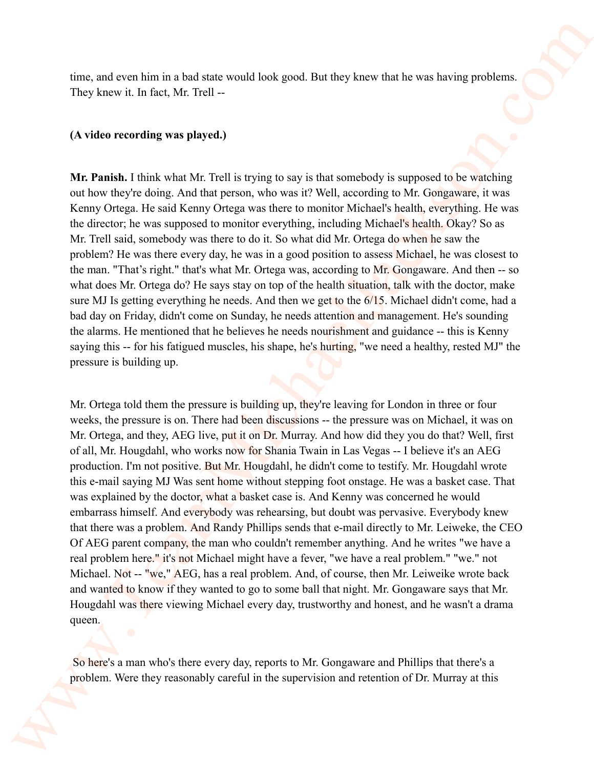time, and even him in a bad state would look good. But they knew that he was having problems. They knew it. In fact, Mr. Trell --

**(A video recording was played.)**

**Mr. Panish.** I think what Mr. Trell is trying to say is that somebody is supposed to be watching out how they're doing. And that person, who was it? Well, according to Mr. Gongaware, it was Kenny Ortega. He said Kenny Ortega was there to monitor Michael's health, everything. He was the director; he was supposed to monitor everything, including Michael's health. Okay? So as Mr. Trell said, somebody was there to do it. So what did Mr. Ortega do when he saw the problem? He was there every day, he was in a good position to assess Michael, he was closest to the man. "That's right." that's what Mr. Ortega was, according to Mr. Gongaware. And then -- so what does Mr. Ortega do? He says stay on top of the health situation, talk with the doctor, make sure MJ Is getting everything he needs. And then we get to the 6/15. Michael didn't come, had a bad day on Friday, didn't come on Sunday, he needs attention and management. He's sounding the alarms. He mentioned that he believes he needs nourishment and guidance -- this is Kenny saying this -- for his fatigued muscles, his shape, he's hurting, "we need a healthy, rested MJ" the pressure is building up.

Mr. Ortega told them the pressure is building up, they're leaving for London in three or four weeks, the pressure is on. There had been discussions -- the pressure was on Michael, it was on Mr. Ortega, and they, AEG live, put it on Dr. Murray. And how did they you do that? Well, first of all, Mr. Hougdahl, who works now for Shania Twain in Las Vegas -- I believe it's an AEG production. I'm not positive. But Mr. Hougdahl, he didn't come to testify. Mr. Hougdahl wrote this e-mail saying MJ Was sent home without stepping foot onstage. He was a basket case. That was explained by the doctor, what a basket case is. And Kenny was concerned he would embarrass himself. And everybody was rehearsing, but doubt was pervasive. Everybody knew that there was a problem. And Randy Phillips sends that e-mail directly to Mr. Leiweke, the CEO Of AEG parent company, the man who couldn't remember anything. And he writes "we have a real problem here." it's not Michael might have a fever, "we have a real problem." "we." not Michael. Not -- "we," AEG, has a real problem. And, of course, then Mr. Leiweike wrote back and wanted to know if they wanted to go to some ball that night. Mr. Gongaware says that Mr. Hougdahl was there viewing Michael every day, trustworthy and honest, and he wasn't a drama queen.

So here's a man who's there every day, reports to Mr. Gongaware and Phillips that there's a problem. Were they reasonably careful in the supervision and retention of Dr. Murray at this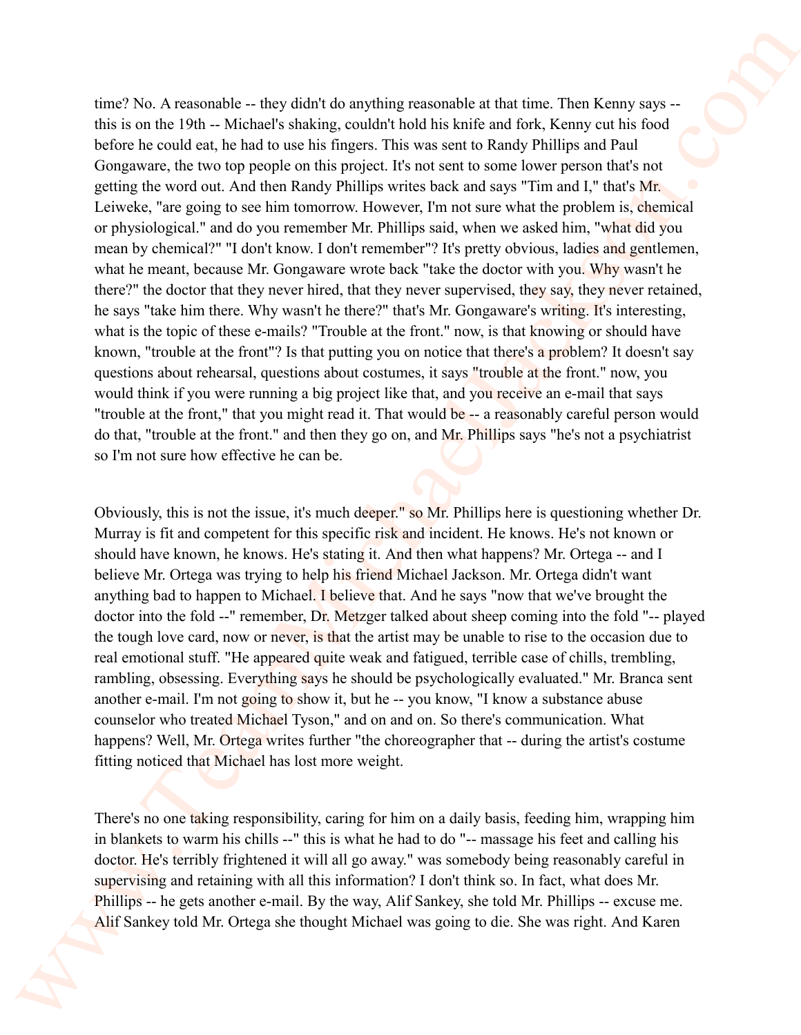time? No. A reasonable -- they didn't do anything reasonable at that time. Then Kenny says -- this is on the 19th -- Michael's shaking, couldn't hold his knife and fork, Kenny cut his food before he could eat, he had to use his fingers. This was sent to Randy Phillips and Paul Gongaware, the two top people on this project. It's not sent to some lower person that's not getting the word out. And then Randy Phillips writes back and says "Tim and I," that's Mr. Leiweke, "are going to see him tomorrow. However, I'm not sure what the problem is, chemical or physiological." and do you remember Mr. Phillips said, when we asked him, "what did you mean by chemical?" "I don't know. I don't remember"? It's pretty obvious, ladies and gentlemen, what he meant, because Mr. Gongaware wrote back "take the doctor with you. Why wasn't he there?" the doctor that they never hired, that they never supervised, they say, they never retained, he says "take him there. Why wasn't he there?" that's Mr. Gongaware's writing. It's interesting, what is the topic of these e-mails? "Trouble at the front." now, is that knowing or should have known, "trouble at the front"? Is that putting you on notice that there's a problem? It doesn't say questions about rehearsal, questions about costumes, it says "trouble at the front." now, you would think if you were running a big project like that, and you receive an e-mail that says "trouble at the front," that you might read it. That would be -- a reasonably careful person would do that, "trouble at the front." and then they go on, and Mr. Phillips says "he's not a psychiatrist so I'm not sure how effective he can be.

Obviously, this is not the issue, it's much deeper." so Mr. Phillips here is questioning whether Dr. Murray is fit and competent for this specific risk and incident. He knows. He's not known or should have known, he knows. He's stating it. And then what happens? Mr. Ortega -- and I believe Mr. Ortega was trying to help his friend Michael Jackson. Mr. Ortega didn't want anything bad to happen to Michael. I believe that. And he says "now that we've brought the doctor into the fold --" remember, Dr. Metzger talked about sheep coming into the fold "-- played the tough love card, now or never, is that the artist may be unable to rise to the occasion due to real emotional stuff. "He appeared quite weak and fatigued, terrible case of chills, trembling, rambling, obsessing. Everything says he should be psychologically evaluated." Mr. Branca sent another e-mail. I'm not going to show it, but he -- you know, "I know a substance abuse counselor who treated Michael Tyson," and on and on. So there's communication. What happens? Well, Mr. Ortega writes further "the choreographer that -- during the artist's costume fitting noticed that Michael has lost more weight.

There's no one taking responsibility, caring for him on a daily basis, feeding him, wrapping him in blankets to warm his chills --" this is what he had to do "-- massage his feet and calling his doctor. He's terribly frightened it will all go away." was somebody being reasonably careful in supervising and retaining with all this information? I don't think so. In fact, what does Mr. Phillips -- he gets another e-mail. By the way, Alif Sankey, she told Mr. Phillips -- excuse me. Alif Sankey told Mr. Ortega she thought Michael was going to die. She was right. And Karen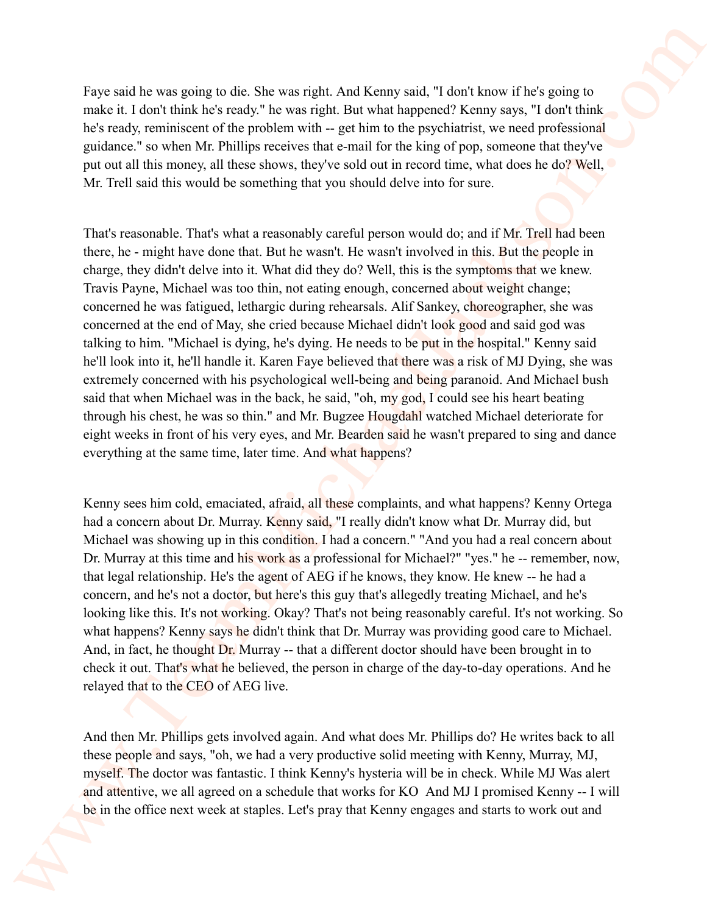Faye said he was going to die. She was right. And Kenny said, "I don't know if he's going to make it. I don't think he's ready." he was right. But what happened? Kenny says, "I don't think he's ready, reminiscent of the problem with -- get him to the psychiatrist, we need professional guidance." so when Mr. Phillips receives that e-mail for the king of pop, someone that they've put out all this money, all these shows, they've sold out in record time, what does he do? Well, Mr. Trell said this would be something that you should delve into for sure.

That's reasonable. That's what a reasonably careful person would do; and if Mr. Trell had been there, he - might have done that. But he wasn't. He wasn't involved in this. But the people in charge, they didn't delve into it. What did they do? Well, this is the symptoms that we knew. Travis Payne, Michael was too thin, not eating enough, concerned about weight change; concerned he was fatigued, lethargic during rehearsals. Alif Sankey, choreographer, she was concerned at the end of May, she cried because Michael didn't look good and said god was talking to him. "Michael is dying, he's dying. He needs to be put in the hospital." Kenny said he'll look into it, he'll handle it. Karen Faye believed that there was a risk of MJ Dying, she was extremely concerned with his psychological well-being and being paranoid. And Michael bush said that when Michael was in the back, he said, "oh, my god, I could see his heart beating through his chest, he was so thin." and Mr. Bugzee Hougdahl watched Michael deteriorate for eight weeks in front of his very eyes, and Mr. Bearden said he wasn't prepared to sing and dance everything at the same time, later time. And what happens?

Kenny sees him cold, emaciated, afraid, all these complaints, and what happens? Kenny Ortega had a concern about Dr. Murray. Kenny said, "I really didn't know what Dr. Murray did, but Michael was showing up in this condition. I had a concern." "And you had a real concern about Dr. Murray at this time and his work as a professional for Michael?" "yes." he -- remember, now, that legal relationship. He's the agent of AEG if he knows, they know. He knew -- he had a concern, and he's not a doctor, but here's this guy that's allegedly treating Michael, and he's looking like this. It's not working. Okay? That's not being reasonably careful. It's not working. So what happens? Kenny says he didn't think that Dr. Murray was providing good care to Michael. And, in fact, he thought Dr. Murray -- that a different doctor should have been brought in to check it out. That's what he believed, the person in charge of the day-to-day operations. And he relayed that to the CEO of AEG live.

And then Mr. Phillips gets involved again. And what does Mr. Phillips do? He writes back to all these people and says, "oh, we had a very productive solid meeting with Kenny, Murray, MJ, myself. The doctor was fantastic. I think Kenny's hysteria will be in check. While MJ Was alert and attentive, we all agreed on a schedule that works for KO And MJ I promised Kenny -- I will be in the office next week at staples. Let's pray that Kenny engages and starts to work out and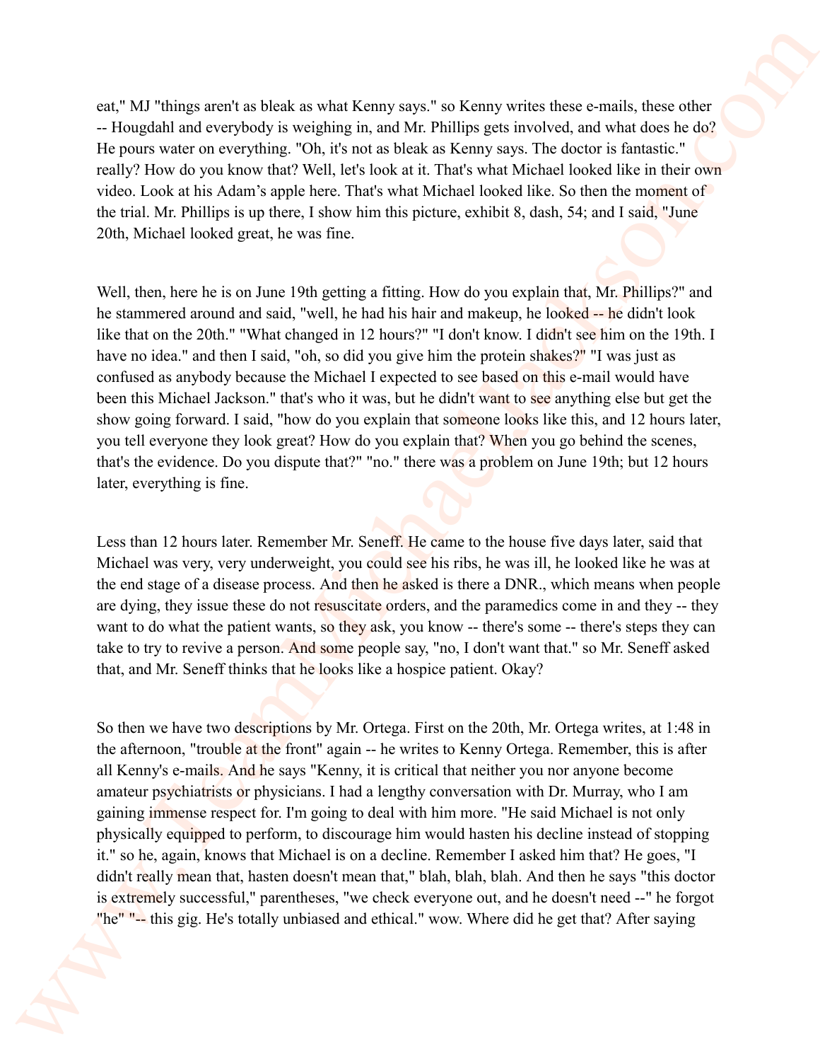eat," MJ "things aren't as bleak as what Kenny says." so Kenny writes these e-mails, these other -- Hougdahl and everybody is weighing in, and Mr. Phillips gets involved, and what does he do? He pours water on everything. "Oh, it's not as bleak as Kenny says. The doctor is fantastic." really? How do you know that? Well, let's look at it. That's what Michael looked like in their own video. Look at his Adam's apple here. That's what Michael looked like. So then the moment of the trial. Mr. Phillips is up there, I show him this picture, exhibit 8, dash, 54; and I said, "June 20th, Michael looked great, he was fine.

Well, then, here he is on June 19th getting a fitting. How do you explain that, Mr. Phillips?" and he stammered around and said, "well, he had his hair and makeup, he looked -- he didn't look like that on the 20th." "What changed in 12 hours?" "I don't know. I didn't see him on the 19th. I have no idea." and then I said, "oh, so did you give him the protein shakes?" "I was just as confused as anybody because the Michael I expected to see based on this e-mail would have been this Michael Jackson." that's who it was, but he didn't want to see anything else but get the show going forward. I said, "how do you explain that someone looks like this, and 12 hours later, you tell everyone they look great? How do you explain that? When you go behind the scenes, that's the evidence. Do you dispute that?" "no." there was a problem on June 19th; but 12 hours later, everything is fine.

Less than 12 hours later. Remember Mr. Seneff. He came to the house five days later, said that Michael was very, very underweight, you could see his ribs, he was ill, he looked like he was at the end stage of a disease process. And then he asked is there a DNR., which means when people are dying, they issue these do not resuscitate orders, and the paramedics come in and they -- they want to do what the patient wants, so they ask, you know -- there's some -- there's steps they can take to try to revive a person. And some people say, "no, I don't want that." so Mr. Seneff asked that, and Mr. Seneff thinks that he looks like a hospice patient. Okay?

So then we have two descriptions by Mr. Ortega. First on the 20th, Mr. Ortega writes, at 1:48 in the afternoon, "trouble at the front" again -- he writes to Kenny Ortega. Remember, this is after all Kenny's e-mails. And he says "Kenny, it is critical that neither you nor anyone become amateur psychiatrists or physicians. I had a lengthy conversation with Dr. Murray, who I am gaining immense respect for. I'm going to deal with him more. "He said Michael is not only physically equipped to perform, to discourage him would hasten his decline instead of stopping it." so he, again, knows that Michael is on a decline. Remember I asked him that? He goes, "I didn't really mean that, hasten doesn't mean that," blah, blah, blah. And then he says "this doctor is extremely successful," parentheses, "we check everyone out, and he doesn't need --" he forgot "he" "-- this gig. He's totally unbiased and ethical." wow. Where did he get that? After saying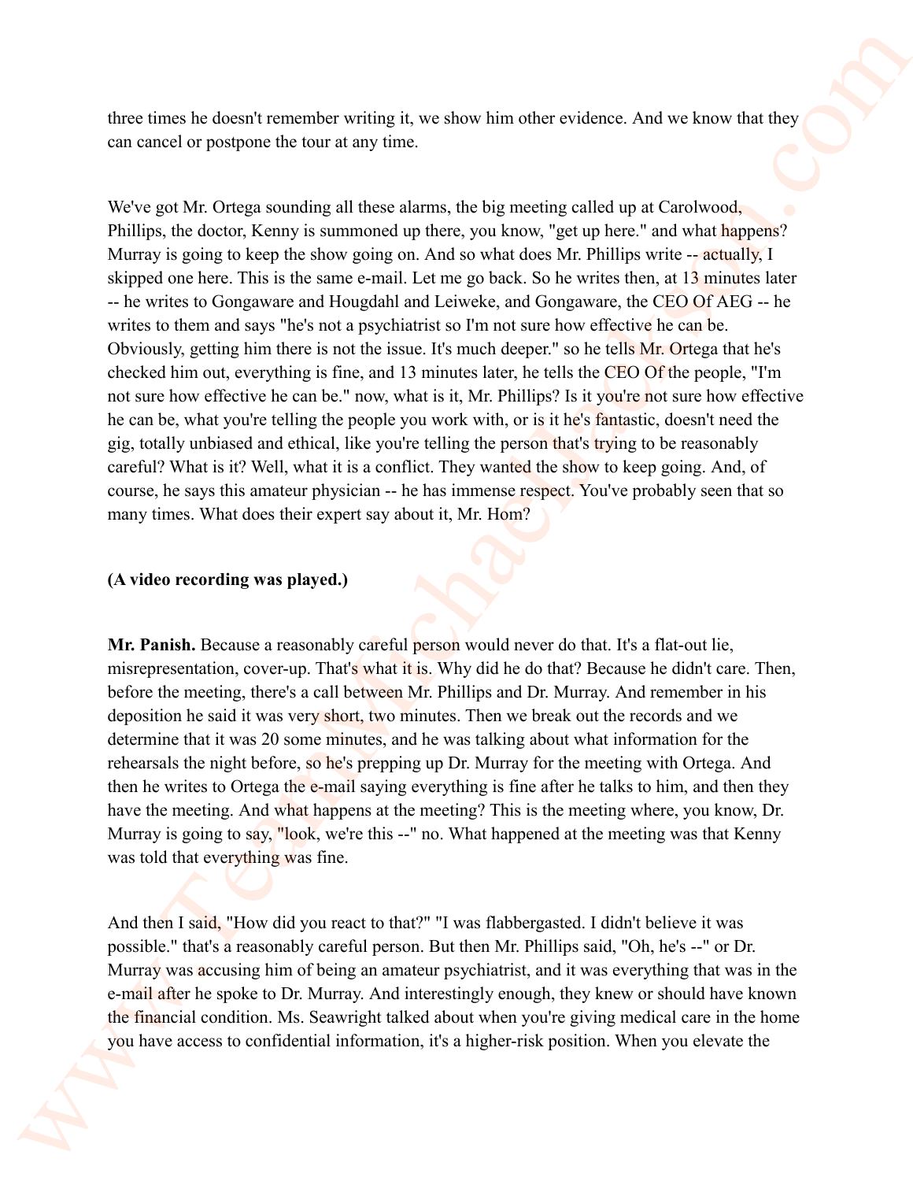three times he doesn't remember writing it, we show him other evidence. And we know that they can cancel or postpone the tour at any time.

We've got Mr. Ortega sounding all these alarms, the big meeting called up at Carolwood, Phillips, the doctor, Kenny is summoned up there, you know, "get up here." and what happens? Murray is going to keep the show going on. And so what does Mr. Phillips write -- actually, I skipped one here. This is the same e-mail. Let me go back. So he writes then, at 13 minutes later -- he writes to Gongaware and Hougdahl and Leiweke, and Gongaware, the CEO Of AEG -- he writes to them and says "he's not a psychiatrist so I'm not sure how effective he can be. Obviously, getting him there is not the issue. It's much deeper." so he tells Mr. Ortega that he's checked him out, everything is fine, and 13 minutes later, he tells the CEO Of the people, "I'm not sure how effective he can be." now, what is it, Mr. Phillips? Is it you're not sure how effective he can be, what you're telling the people you work with, or is it he's fantastic, doesn't need the gig, totally unbiased and ethical, like you're telling the person that's trying to be reasonably careful? What is it? Well, what it is a conflict. They wanted the show to keep going. And, of course, he says this amateur physician -- he has immense respect. You've probably seen that so many times. What does their expert say about it, Mr. Hom?

**(A video recording was played.)**

**Mr. Panish.** Because a reasonably careful person would never do that. It's a flat-out lie, misrepresentation, cover-up. That's what it is. Why did he do that? Because he didn't care. Then, before the meeting, there's a call between Mr. Phillips and Dr. Murray. And remember in his deposition he said it was very short, two minutes. Then we break out the records and we determine that it was 20 some minutes, and he was talking about what information for the rehearsals the night before, so he's prepping up Dr. Murray for the meeting with Ortega. And then he writes to Ortega the e-mail saying everything is fine after he talks to him, and then they have the meeting. And what happens at the meeting? This is the meeting where, you know, Dr. Murray is going to say, "look, we're this --" no. What happened at the meeting was that Kenny was told that everything was fine.

And then I said, "How did you react to that?" "I was flabbergasted. I didn't believe it was possible." that's a reasonably careful person. But then Mr. Phillips said, "Oh, he's --" or Dr. Murray was accusing him of being an amateur psychiatrist, and it was everything that was in the e-mail after he spoke to Dr. Murray. And interestingly enough, they knew or should have known the financial condition. Ms. Seawright talked about when you're giving medical care in the home you have access to confidential information, it's a higher-risk position. When you elevate the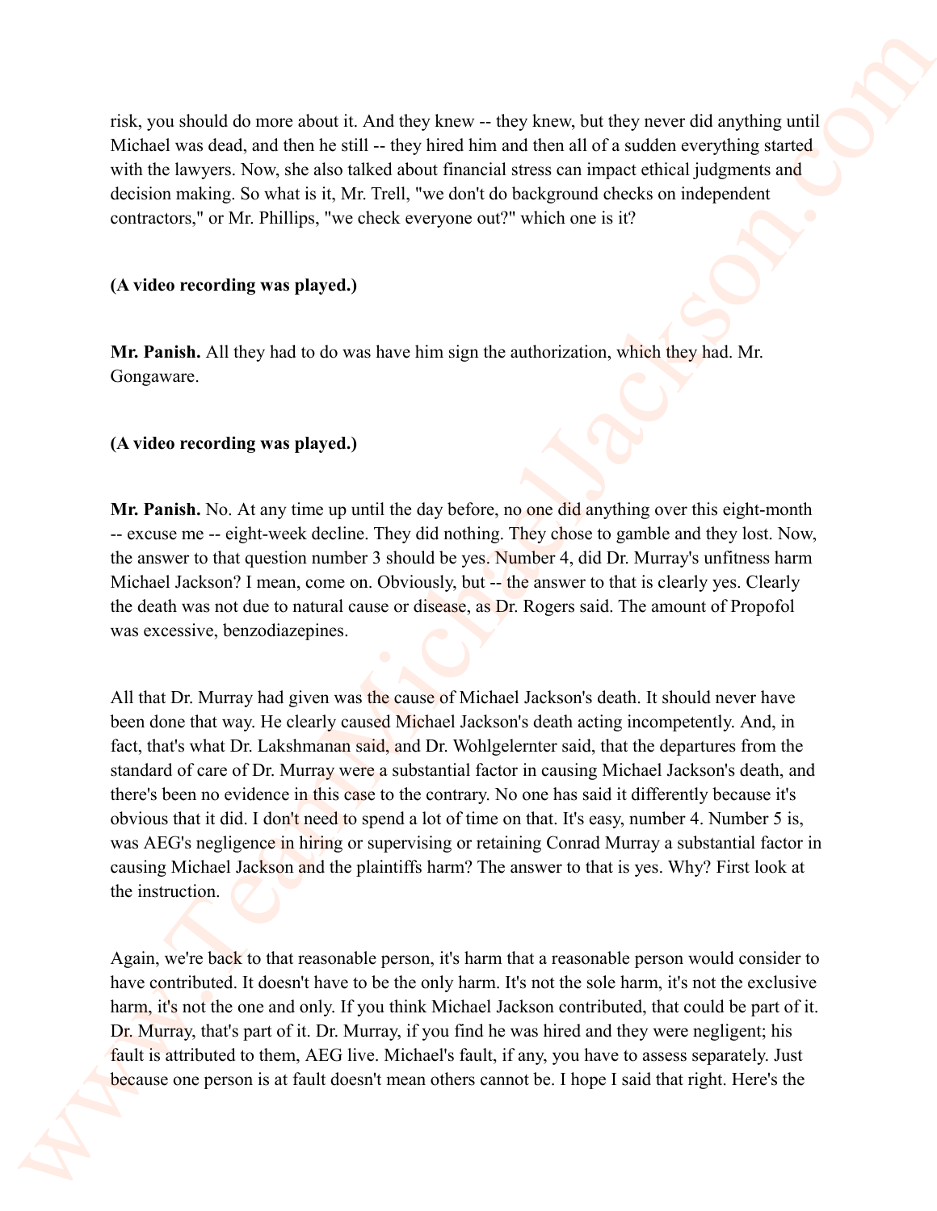risk, you should do more about it. And they knew -- they knew, but they never did anything until Michael was dead, and then he still -- they hired him and then all of a sudden everything started with the lawyers. Now, she also talked about financial stress can impact ethical judgments and decision making. So what is it, Mr. Trell, "we don't do background checks on independent contractors," or Mr. Phillips, "we check everyone out?" which one is it?

**(A video recording was played.)**

**Mr. Panish.** All they had to do was have him sign the authorization, which they had. Mr. Gongaware.

**(A video recording was played.)**

**Mr. Panish.** No. At any time up until the day before, no one did anything over this eight-month -- excuse me -- eight-week decline. They did nothing. They chose to gamble and they lost. Now, the answer to that question number 3 should be yes. Number 4, did Dr. Murray's unfitness harm Michael Jackson? I mean, come on. Obviously, but -- the answer to that is clearly yes. Clearly the death was not due to natural cause or disease, as Dr. Rogers said. The amount of Propofol was excessive, benzodiazepines.

All that Dr. Murray had given was the cause of Michael Jackson's death. It should never have been done that way. He clearly caused Michael Jackson's death acting incompetently. And, in fact, that's what Dr. Lakshmanan said, and Dr. Wohlgelernter said, that the departures from the standard of care of Dr. Murray were a substantial factor in causing Michael Jackson's death, and there's been no evidence in this case to the contrary. No one has said it differently because it's obvious that it did. I don't need to spend a lot of time on that. It's easy, number 4. Number 5 is, was AEG's negligence in hiring or supervising or retaining Conrad Murray a substantial factor in causing Michael Jackson and the plaintiffs harm? The answer to that is yes. Why? First look at the instruction.

Again, we're back to that reasonable person, it's harm that a reasonable person would consider to have contributed. It doesn't have to be the only harm. It's not the sole harm, it's not the exclusive harm, it's not the one and only. If you think Michael Jackson contributed, that could be part of it. Dr. Murray, that's part of it. Dr. Murray, if you find he was hired and they were negligent; his fault is attributed to them, AEG live. Michael's fault, if any, you have to assess separately. Just because one person is at fault doesn't mean others cannot be. I hope I said that right. Here's the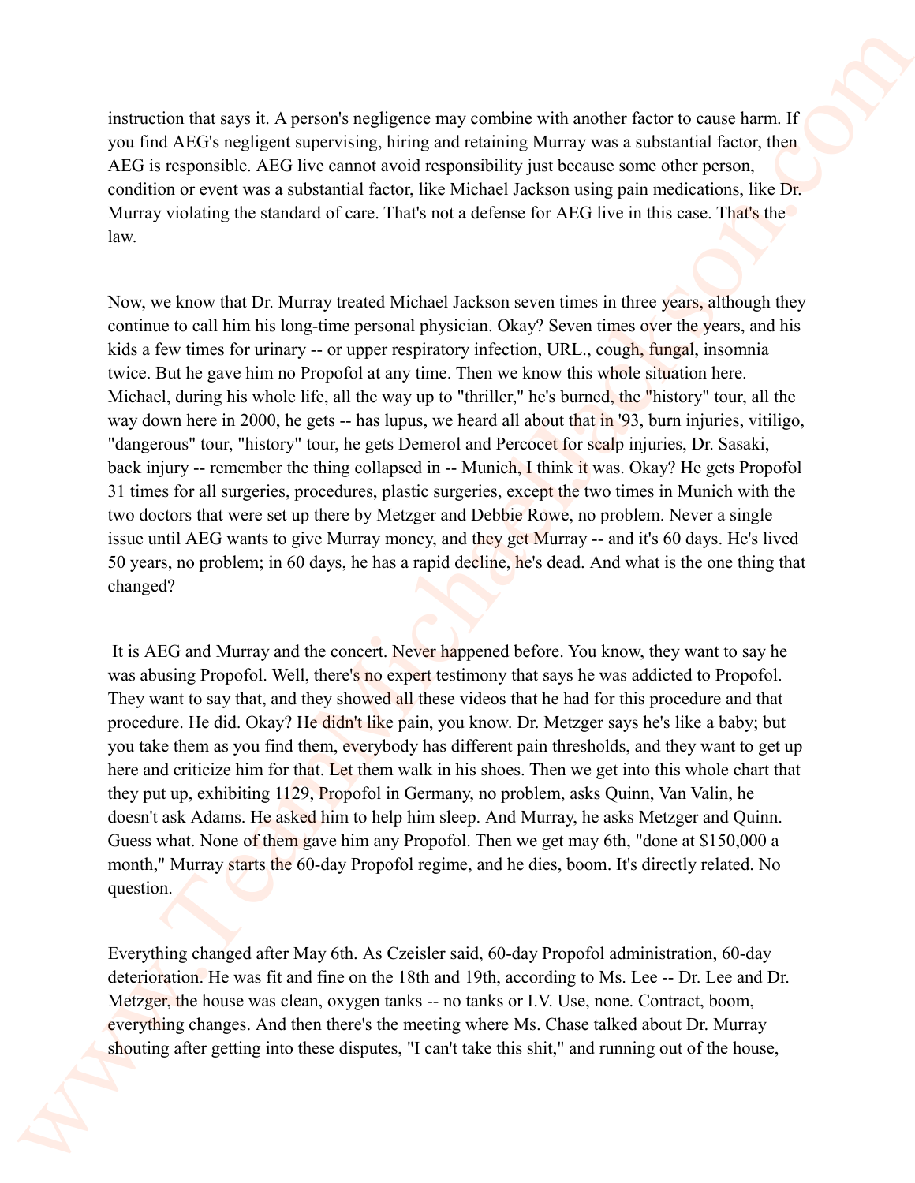instruction that says it. A person's negligence may combine with another factor to cause harm. If you find AEG's negligent supervising, hiring and retaining Murray was a substantial factor, then AEG is responsible. AEG live cannot avoid responsibility just because some other person, condition or event was a substantial factor, like Michael Jackson using pain medications, like Dr. Murray violating the standard of care. That's not a defense for AEG live in this case. That's the law.

Now, we know that Dr. Murray treated Michael Jackson seven times in three years, although they continue to call him his long-time personal physician. Okay? Seven times over the years, and his kids a few times for urinary -- or upper respiratory infection, URL., cough, fungal, insomnia twice. But he gave him no Propofol at any time. Then we know this whole situation here. Michael, during his whole life, all the way up to "thriller," he's burned, the "history" tour, all the way down here in 2000, he gets -- has lupus, we heard all about that in '93, burn injuries, vitiligo, "dangerous" tour, "history" tour, he gets Demerol and Percocet for scalp injuries, Dr. Sasaki, back injury -- remember the thing collapsed in -- Munich, I think it was. Okay? He gets Propofol 31 times for all surgeries, procedures, plastic surgeries, except the two times in Munich with the two doctors that were set up there by Metzger and Debbie Rowe, no problem. Never a single issue until AEG wants to give Murray money, and they get Murray -- and it's 60 days. He's lived 50 years, no problem; in 60 days, he has a rapid decline, he's dead. And what is the one thing that changed?

It is AEG and Murray and the concert. Never happened before. You know, they want to say he was abusing Propofol. Well, there's no expert testimony that says he was addicted to Propofol. They want to say that, and they showed all these videos that he had for this procedure and that procedure. He did. Okay? He didn't like pain, you know. Dr. Metzger says he's like a baby; but you take them as you find them, everybody has different pain thresholds, and they want to get up here and criticize him for that. Let them walk in his shoes. Then we get into this whole chart that they put up, exhibiting 1129, Propofol in Germany, no problem, asks Quinn, Van Valin, he doesn't ask Adams. He asked him to help him sleep. And Murray, he asks Metzger and Quinn. Guess what. None of them gave him any Propofol. Then we get may 6th, "done at $150,000 a month," Murray starts the 60-day Propofol regime, and he dies, boom. It's directly related. No question.

Everything changed after May 6th. As Czeisler said, 60-day Propofol administration, 60-day deterioration. He was fit and fine on the 18th and 19th, according to Ms. Lee -- Dr. Lee and Dr. Metzger, the house was clean, oxygen tanks -- no tanks or I.V. Use, none. Contract, boom, everything changes. And then there's the meeting where Ms. Chase talked about Dr. Murray shouting after getting into these disputes, "I can't take this shit," and running out of the house,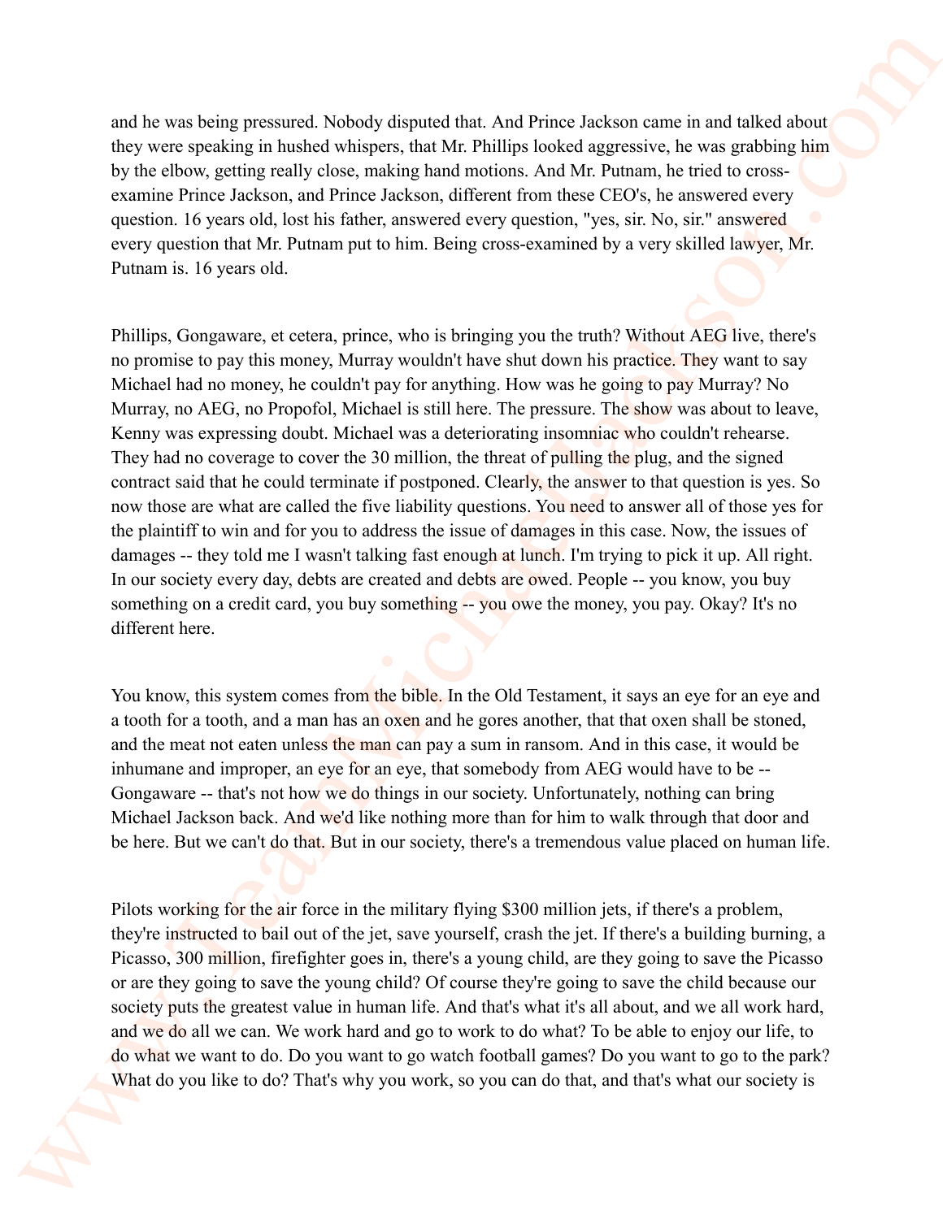and he was being pressured. Nobody disputed that. And Prince Jackson came in and talked about they were speaking in hushed whispers, that Mr. Phillips looked aggressive, he was grabbing him by the elbow, getting really close, making hand motions. And Mr. Putnam, he tried to cross-examine Prince Jackson, and Prince Jackson, different from these CEO's, he answered every question. 16 years old, lost his father, answered every question, "yes, sir. No, sir." answered every question that Mr. Putnam put to him. Being cross-examined by a very skilled lawyer, Mr. Putnam is. 16 years old.

Phillips, Gongaware, et cetera, prince, who is bringing you the truth? Without AEG live, there's no promise to pay this money, Murray wouldn't have shut down his practice. They want to say Michael had no money, he couldn't pay for anything. How was he going to pay Murray? No Murray, no AEG, no Propofol, Michael is still here. The pressure. The show was about to leave, Kenny was expressing doubt. Michael was a deteriorating insomniac who couldn't rehearse. They had no coverage to cover the 30 million, the threat of pulling the plug, and the signed contract said that he could terminate if postponed. Clearly, the answer to that question is yes. So now those are what are called the five liability questions. You need to answer all of those yes for the plaintiff to win and for you to address the issue of damages in this case. Now, the issues of damages -- they told me I wasn't talking fast enough at lunch. I'm trying to pick it up. All right. In our society every day, debts are created and debts are owed. People -- you know, you buy something on a credit card, you buy something -- you owe the money, you pay. Okay? It's no different here.

You know, this system comes from the bible. In the Old Testament, it says an eye for an eye and a tooth for a tooth, and a man has an oxen and he gores another, that that oxen shall be stoned, and the meat not eaten unless the man can pay a sum in ransom. And in this case, it would be inhumane and improper, an eye for an eye, that somebody from AEG would have to be -- Gongaware -- that's not how we do things in our society. Unfortunately, nothing can bring Michael Jackson back. And we'd like nothing more than for him to walk through that door and be here. But we can't do that. But in our society, there's a tremendous value placed on human life.

Pilots working for the air force in the military flying $300 million jets, if there's a problem, they're instructed to bail out of the jet, save yourself, crash the jet. If there's a building burning, a Picasso, 300 million, firefighter goes in, there's a young child, are they going to save the Picasso or are they going to save the young child? Of course they're going to save the child because our society puts the greatest value in human life. And that's what it's all about, and we all work hard, and we do all we can. We work hard and go to work to do what? To be able to enjoy our life, to do what we want to do. Do you want to go watch football games? Do you want to go to the park? What do you like to do? That's why you work, so you can do that, and that's what our society is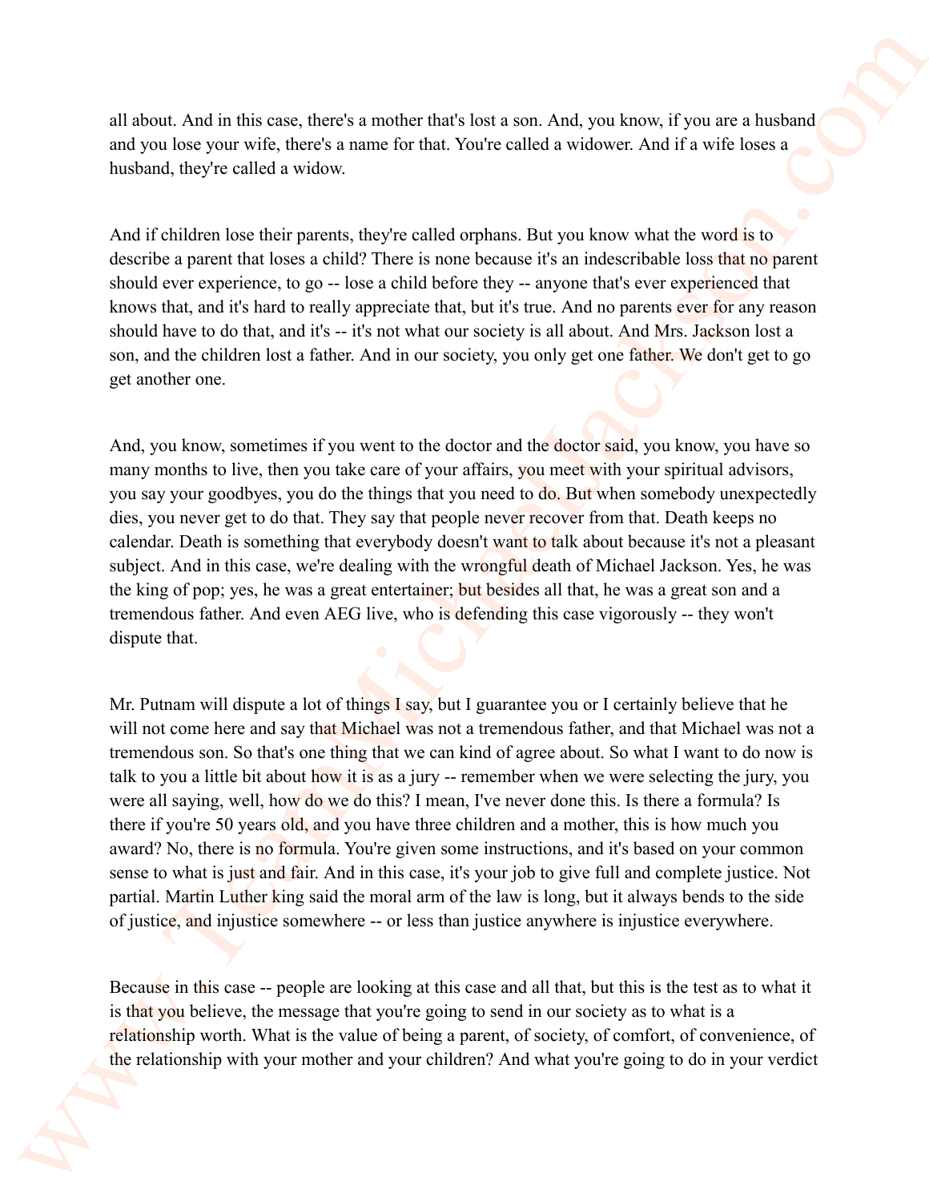all about. And in this case, there's a mother that's lost a son. And, you know, if you are a husband and you lose your wife, there's a name for that. You're called a widower. And if a wife loses a husband, they're called a widow.

And if children lose their parents, they're called orphans. But you know what the word is to describe a parent that loses a child? There is none because it's an indescribable loss that no parent should ever experience, to go -- lose a child before they -- anyone that's ever experienced that knows that, and it's hard to really appreciate that, but it's true. And no parents ever for any reason should have to do that, and it's -- it's not what our society is all about. And Mrs. Jackson lost a son, and the children lost a father. And in our society, you only get one father. We don't get to go get another one.

And, you know, sometimes if you went to the doctor and the doctor said, you know, you have so many months to live, then you take care of your affairs, you meet with your spiritual advisors, you say your goodbyes, you do the things that you need to do. But when somebody unexpectedly dies, you never get to do that. They say that people never recover from that. Death keeps no calendar. Death is something that everybody doesn't want to talk about because it's not a pleasant subject. And in this case, we're dealing with the wrongful death of Michael Jackson. Yes, he was the king of pop; yes, he was a great entertainer; but besides all that, he was a great son and a tremendous father. And even AEG live, who is defending this case vigorously -- they won't dispute that.

Mr. Putnam will dispute a lot of things I say, but I guarantee you or I certainly believe that he will not come here and say that Michael was not a tremendous father, and that Michael was not a tremendous son. So that's one thing that we can kind of agree about. So what I want to do now is talk to you a little bit about how it is as a jury -- remember when we were selecting the jury, you were all saying, well, how do we do this? I mean, I've never done this. Is there a formula? Is there if you're 50 years old, and you have three children and a mother, this is how much you award? No, there is no formula. You're given some instructions, and it's based on your common sense to what is just and fair. And in this case, it's your job to give full and complete justice. Not partial. Martin Luther king said the moral arm of the law is long, but it always bends to the side of justice, and injustice somewhere -- or less than justice anywhere is injustice everywhere.

Because in this case -- people are looking at this case and all that, but this is the test as to what it is that you believe, the message that you're going to send in our society as to what is a relationship worth. What is the value of being a parent, of society, of comfort, of convenience, of the relationship with your mother and your children? And what you're going to do in your verdict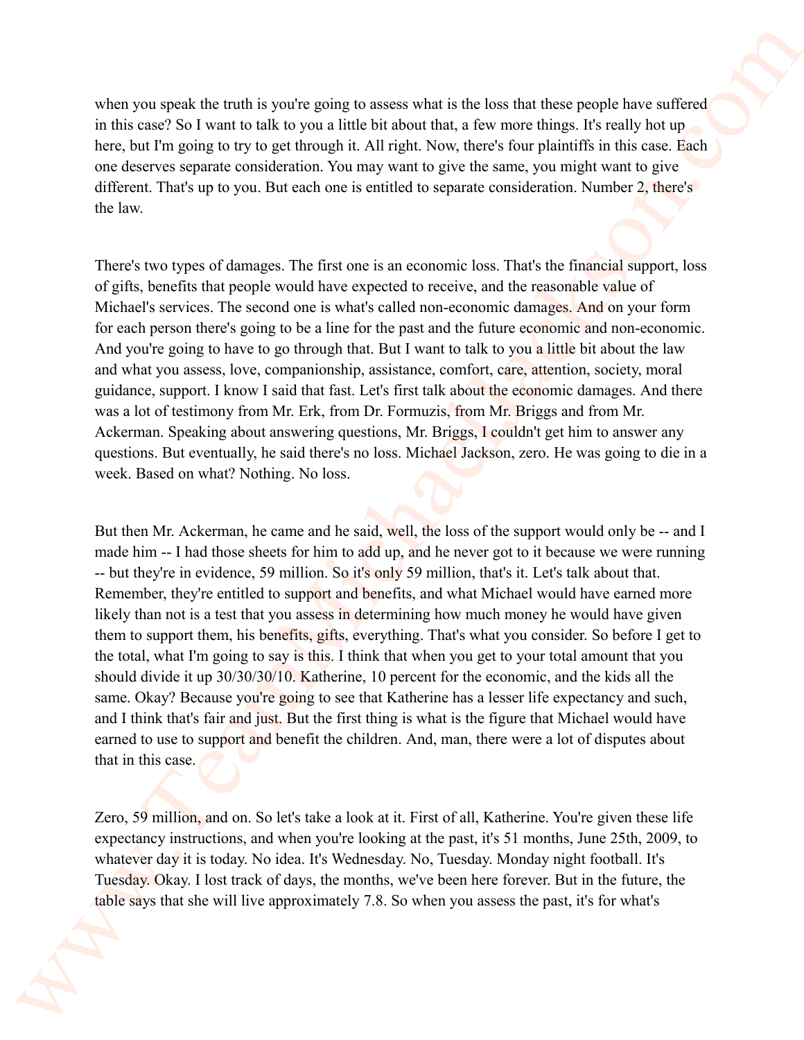when you speak the truth is you're going to assess what is the loss that these people have suffered in this case? So I want to talk to you a little bit about that, a few more things. It's really hot up here, but I'm going to try to get through it. All right. Now, there's four plaintiffs in this case. Each one deserves separate consideration. You may want to give the same, you might want to give different. That's up to you. But each one is entitled to separate consideration. Number 2, there's the law.

There's two types of damages. The first one is an economic loss. That's the financial support, loss of gifts, benefits that people would have expected to receive, and the reasonable value of Michael's services. The second one is what's called non-economic damages. And on your form for each person there's going to be a line for the past and the future economic and non-economic. And you're going to have to go through that. But I want to talk to you a little bit about the law and what you assess, love, companionship, assistance, comfort, care, attention, society, moral guidance, support. I know I said that fast. Let's first talk about the economic damages. And there was a lot of testimony from Mr. Erk, from Dr. Formuzis, from Mr. Briggs and from Mr. Ackerman. Speaking about answering questions, Mr. Briggs, I couldn't get him to answer any questions. But eventually, he said there's no loss. Michael Jackson, zero. He was going to die in a week. Based on what? Nothing. No loss.

But then Mr. Ackerman, he came and he said, well, the loss of the support would only be -- and I made him -- I had those sheets for him to add up, and he never got to it because we were running -- but they're in evidence, 59 million. So it's only 59 million, that's it. Let's talk about that. Remember, they're entitled to support and benefits, and what Michael would have earned more likely than not is a test that you assess in determining how much money he would have given them to support them, his benefits, gifts, everything. That's what you consider. So before I get to the total, what I'm going to say is this. I think that when you get to your total amount that you should divide it up 30/30/30/10. Katherine, 10 percent for the economic, and the kids all the same. Okay? Because you're going to see that Katherine has a lesser life expectancy and such, and I think that's fair and just. But the first thing is what is the figure that Michael would have earned to use to support and benefit the children. And, man, there were a lot of disputes about that in this case.

Zero, 59 million, and on. So let's take a look at it. First of all, Katherine. You're given these life expectancy instructions, and when you're looking at the past, it's 51 months, June 25th, 2009, to whatever day it is today. No idea. It's Wednesday. No, Tuesday. Monday night football. It's Tuesday. Okay. I lost track of days, the months, we've been here forever. But in the future, the table says that she will live approximately 7.8. So when you assess the past, it's for what's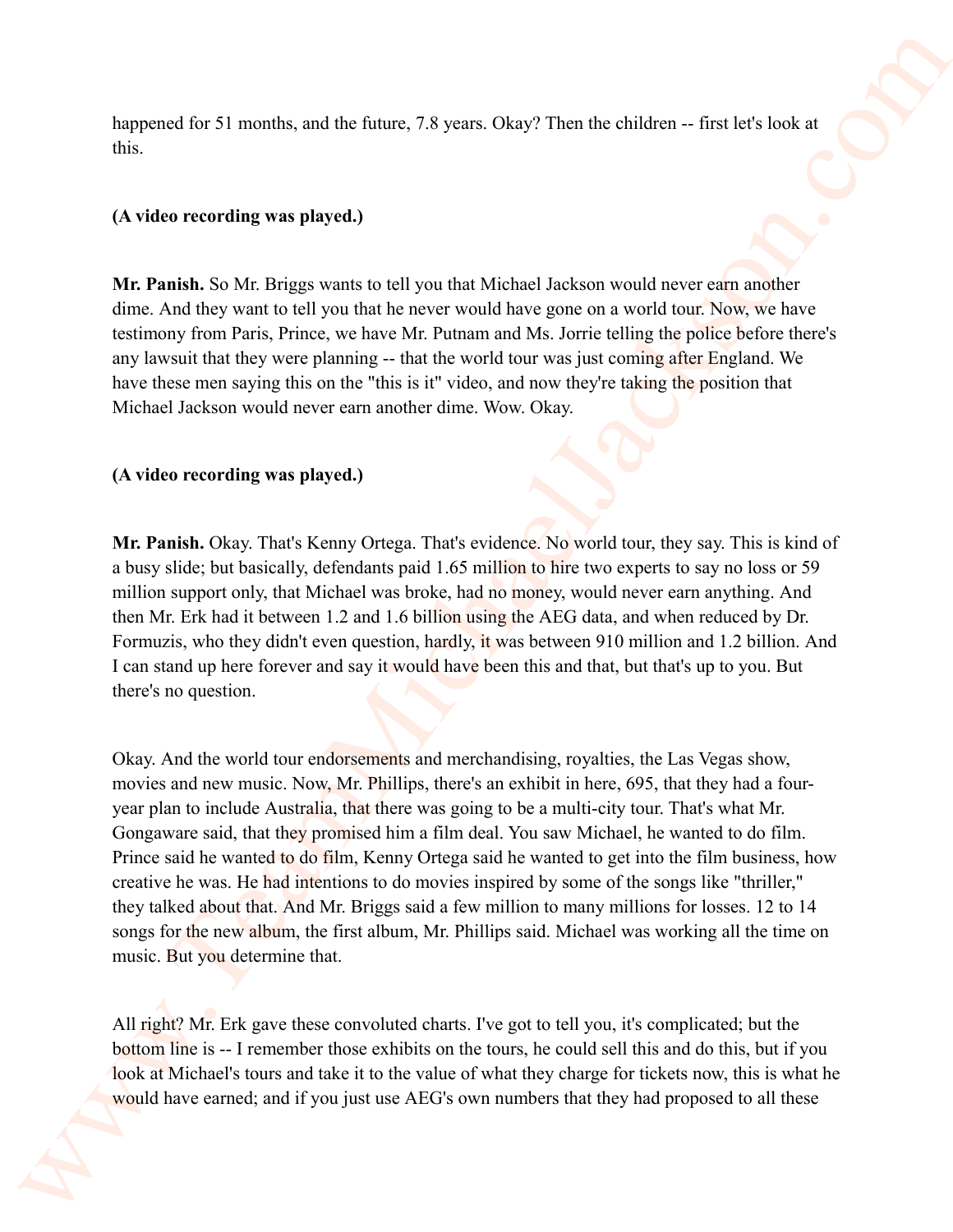happened for 51 months, and the future, 7.8 years. Okay? Then the children -- first let's look at this.

**(A video recording was played.)**

**Mr. Panish.** So Mr. Briggs wants to tell you that Michael Jackson would never earn another dime. And they want to tell you that he never would have gone on a world tour. Now, we have testimony from Paris, Prince, we have Mr. Putnam and Ms. Jorrie telling the police before there's any lawsuit that they were planning -- that the world tour was just coming after England. We have these men saying this on the "this is it" video, and now they're taking the position that Michael Jackson would never earn another dime. Wow. Okay.

**(A video recording was played.)**

**Mr. Panish.** Okay. That's Kenny Ortega. That's evidence. No world tour, they say. This is kind of a busy slide; but basically, defendants paid 1.65 million to hire two experts to say no loss or 59 million support only, that Michael was broke, had no money, would never earn anything. And then Mr. Erk had it between 1.2 and 1.6 billion using the AEG data, and when reduced by Dr. Formuzis, who they didn't even question, hardly, it was between 910 million and 1.2 billion. And I can stand up here forever and say it would have been this and that, but that's up to you. But there's no question.

Okay. And the world tour endorsements and merchandising, royalties, the Las Vegas show, movies and new music. Now, Mr. Phillips, there's an exhibit in here, 695, that they had a four-year plan to include Australia, that there was going to be a multi-city tour. That's what Mr. Gongaware said, that they promised him a film deal. You saw Michael, he wanted to do film. Prince said he wanted to do film, Kenny Ortega said he wanted to get into the film business, how creative he was. He had intentions to do movies inspired by some of the songs like "thriller," they talked about that. And Mr. Briggs said a few million to many millions for losses. 12 to 14 songs for the new album, the first album, Mr. Phillips said. Michael was working all the time on music. But you determine that.

All right? Mr. Erk gave these convoluted charts. I've got to tell you, it's complicated; but the bottom line is -- I remember those exhibits on the tours, he could sell this and do this, but if you look at Michael's tours and take it to the value of what they charge for tickets now, this is what he would have earned; and if you just use AEG's own numbers that they had proposed to all these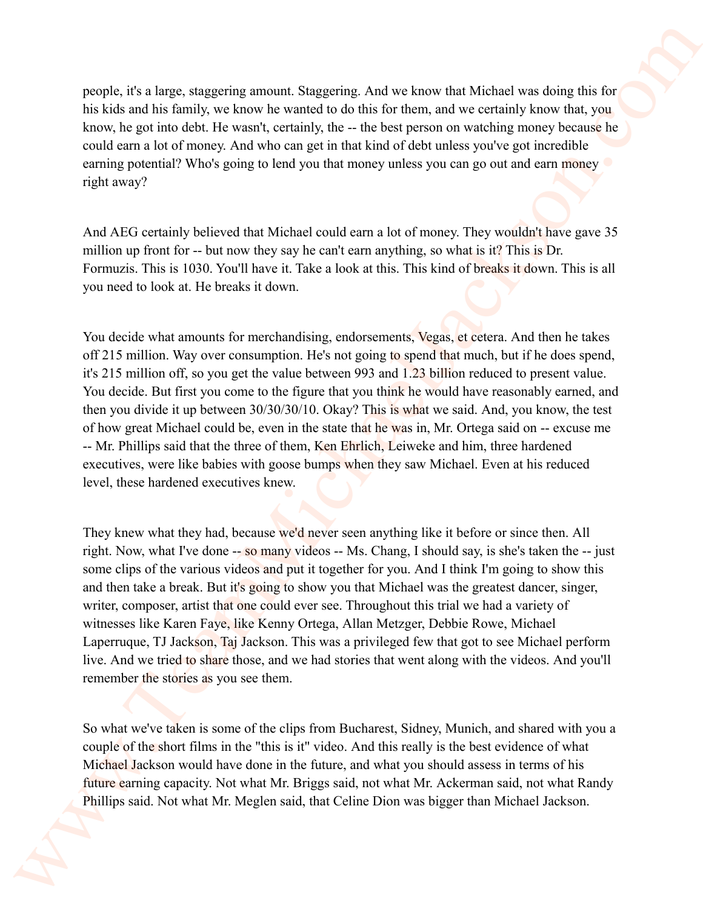people, it's a large, staggering amount. Staggering. And we know that Michael was doing this for his kids and his family, we know he wanted to do this for them, and we certainly know that, you know, he got into debt. He wasn't, certainly, the -- the best person on watching money because he could earn a lot of money. And who can get in that kind of debt unless you've got incredible earning potential? Who's going to lend you that money unless you can go out and earn money right away?

And AEG certainly believed that Michael could earn a lot of money. They wouldn't have gave 35 million up front for -- but now they say he can't earn anything, so what is it? This is Dr. Formuzis. This is 1030. You'll have it. Take a look at this. This kind of breaks it down. This is all you need to look at. He breaks it down.

You decide what amounts for merchandising, endorsements, Vegas, et cetera. And then he takes off 215 million. Way over consumption. He's not going to spend that much, but if he does spend, it's 215 million off, so you get the value between 993 and 1.23 billion reduced to present value. You decide. But first you come to the figure that you think he would have reasonably earned, and then you divide it up between 30/30/30/10. Okay? This is what we said. And, you know, the test of how great Michael could be, even in the state that he was in, Mr. Ortega said on -- excuse me -- Mr. Phillips said that the three of them, Ken Ehrlich, Leiweke and him, three hardened executives, were like babies with goose bumps when they saw Michael. Even at his reduced level, these hardened executives knew.

They knew what they had, because we'd never seen anything like it before or since then. All right. Now, what I've done -- so many videos -- Ms. Chang, I should say, is she's taken the -- just some clips of the various videos and put it together for you. And I think I'm going to show this and then take a break. But it's going to show you that Michael was the greatest dancer, singer, writer, composer, artist that one could ever see. Throughout this trial we had a variety of witnesses like Karen Faye, like Kenny Ortega, Allan Metzger, Debbie Rowe, Michael Laperruque, TJ Jackson, Taj Jackson. This was a privileged few that got to see Michael perform live. And we tried to share those, and we had stories that went along with the videos. And you'll remember the stories as you see them.

So what we've taken is some of the clips from Bucharest, Sidney, Munich, and shared with you a couple of the short films in the "this is it" video. And this really is the best evidence of what Michael Jackson would have done in the future, and what you should assess in terms of his future earning capacity. Not what Mr. Briggs said, not what Mr. Ackerman said, not what Randy Phillips said. Not what Mr. Meglen said, that Celine Dion was bigger than Michael Jackson.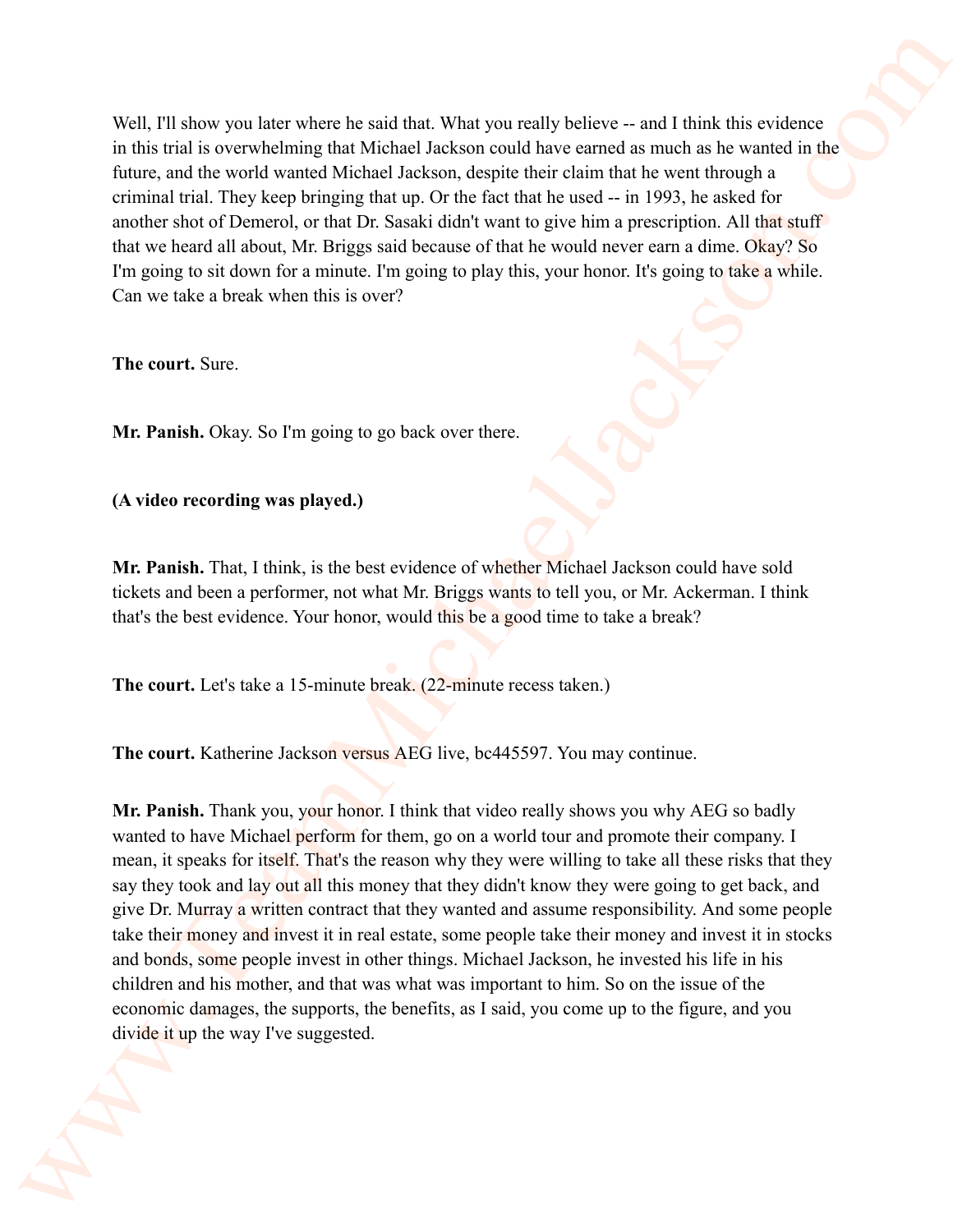Well, I'll show you later where he said that. What you really believe -- and I think this evidence in this trial is overwhelming that Michael Jackson could have earned as much as he wanted in the future, and the world wanted Michael Jackson, despite their claim that he went through a criminal trial. They keep bringing that up. Or the fact that he used -- in 1993, he asked for another shot of Demerol, or that Dr. Sasaki didn't want to give him a prescription. All that stuff that we heard all about, Mr. Briggs said because of that he would never earn a dime. Okay? So I'm going to sit down for a minute. I'm going to play this, your honor. It's going to take a while. Can we take a break when this is over?

**The court.** Sure.

**Mr. Panish.** Okay. So I'm going to go back over there.

**(A video recording was played.)**

**Mr. Panish.** That, I think, is the best evidence of whether Michael Jackson could have sold tickets and been a performer, not what Mr. Briggs wants to tell you, or Mr. Ackerman. I think that's the best evidence. Your honor, would this be a good time to take a break?

**The court.** Let's take a 15-minute break. (22-minute recess taken.)

**The court.** Katherine Jackson versus AEG live, bc445597. You may continue.

**Mr. Panish.** Thank you, your honor. I think that video really shows you why AEG so badly wanted to have Michael perform for them, go on a world tour and promote their company. I mean, it speaks for itself. That's the reason why they were willing to take all these risks that they say they took and lay out all this money that they didn't know they were going to get back, and give Dr. Murray a written contract that they wanted and assume responsibility. And some people take their money and invest it in real estate, some people take their money and invest it in stocks and bonds, some people invest in other things. Michael Jackson, he invested his life in his children and his mother, and that was what was important to him. So on the issue of the economic damages, the supports, the benefits, as I said, you come up to the figure, and you divide it up the way I've suggested.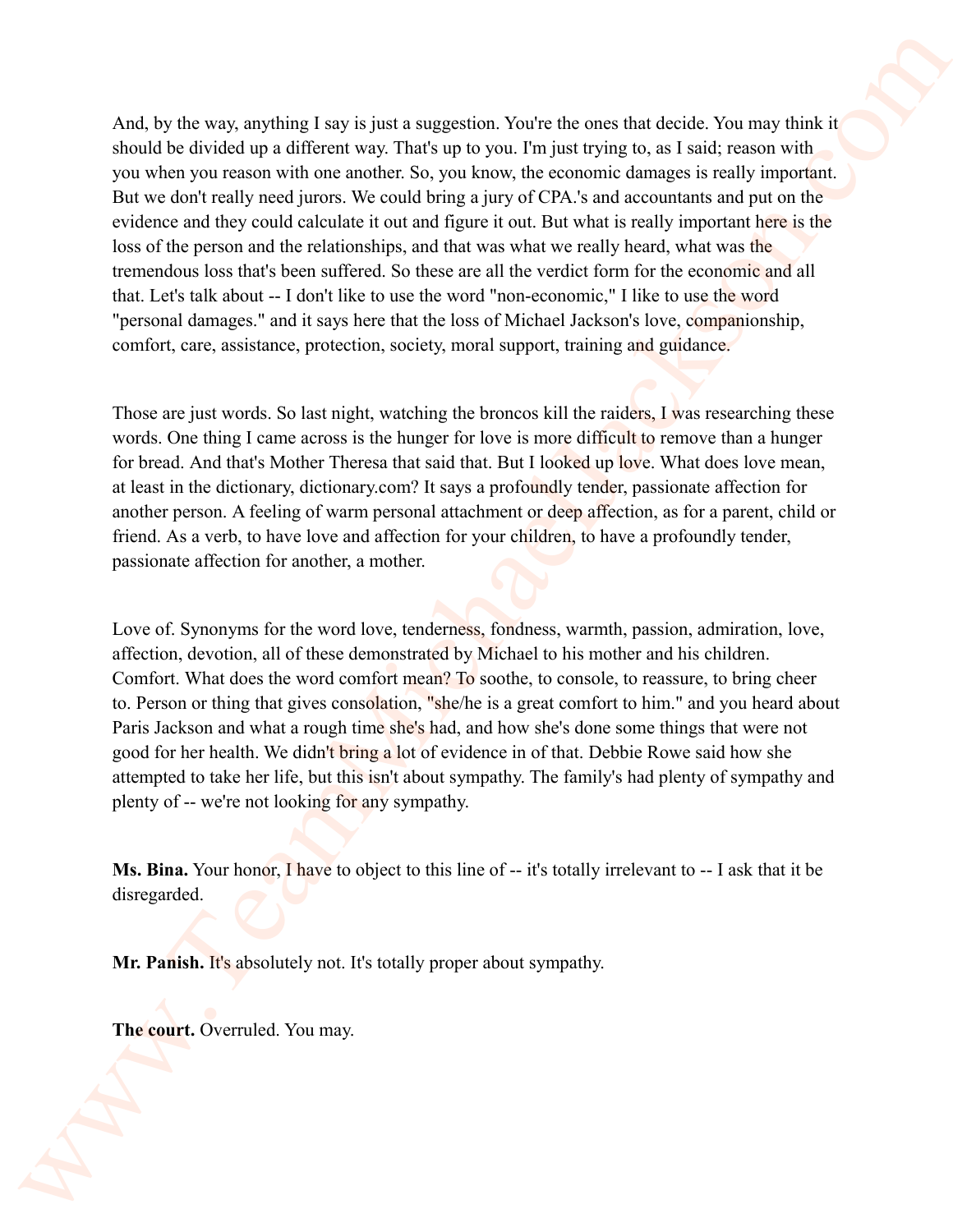And, by the way, anything I say is just a suggestion. You're the ones that decide. You may think it should be divided up a different way. That's up to you. I'm just trying to, as I said; reason with you when you reason with one another. So, you know, the economic damages is really important. But we don't really need jurors. We could bring a jury of CPA.'s and accountants and put on the evidence and they could calculate it out and figure it out. But what is really important here is the loss of the person and the relationships, and that was what we really heard, what was the tremendous loss that's been suffered. So these are all the verdict form for the economic and all that. Let's talk about -- I don't like to use the word "non-economic," I like to use the word "personal damages." and it says here that the loss of Michael Jackson's love, companionship, comfort, care, assistance, protection, society, moral support, training and guidance.

Those are just words. So last night, watching the broncos kill the raiders, I was researching these words. One thing I came across is the hunger for love is more difficult to remove than a hunger for bread. And that's Mother Theresa that said that. But I looked up love. What does love mean, at least in the dictionary, dictionary.com? It says a profoundly tender, passionate affection for another person. A feeling of warm personal attachment or deep affection, as for a parent, child or friend. As a verb, to have love and affection for your children, to have a profoundly tender, passionate affection for another, a mother.

Love of. Synonyms for the word love, tenderness, fondness, warmth, passion, admiration, love, affection, devotion, all of these demonstrated by Michael to his mother and his children. Comfort. What does the word comfort mean? To soothe, to console, to reassure, to bring cheer to. Person or thing that gives consolation, "she/he is a great comfort to him." and you heard about Paris Jackson and what a rough time she's had, and how she's done some things that were not good for her health. We didn't bring a lot of evidence in of that. Debbie Rowe said how she attempted to take her life, but this isn't about sympathy. The family's had plenty of sympathy and plenty of -- we're not looking for any sympathy.

**Ms. Bina.** Your honor, I have to object to this line of -- it's totally irrelevant to -- I ask that it be disregarded.

**Mr. Panish.** It's absolutely not. It's totally proper about sympathy.

**The court.** Overruled. You may.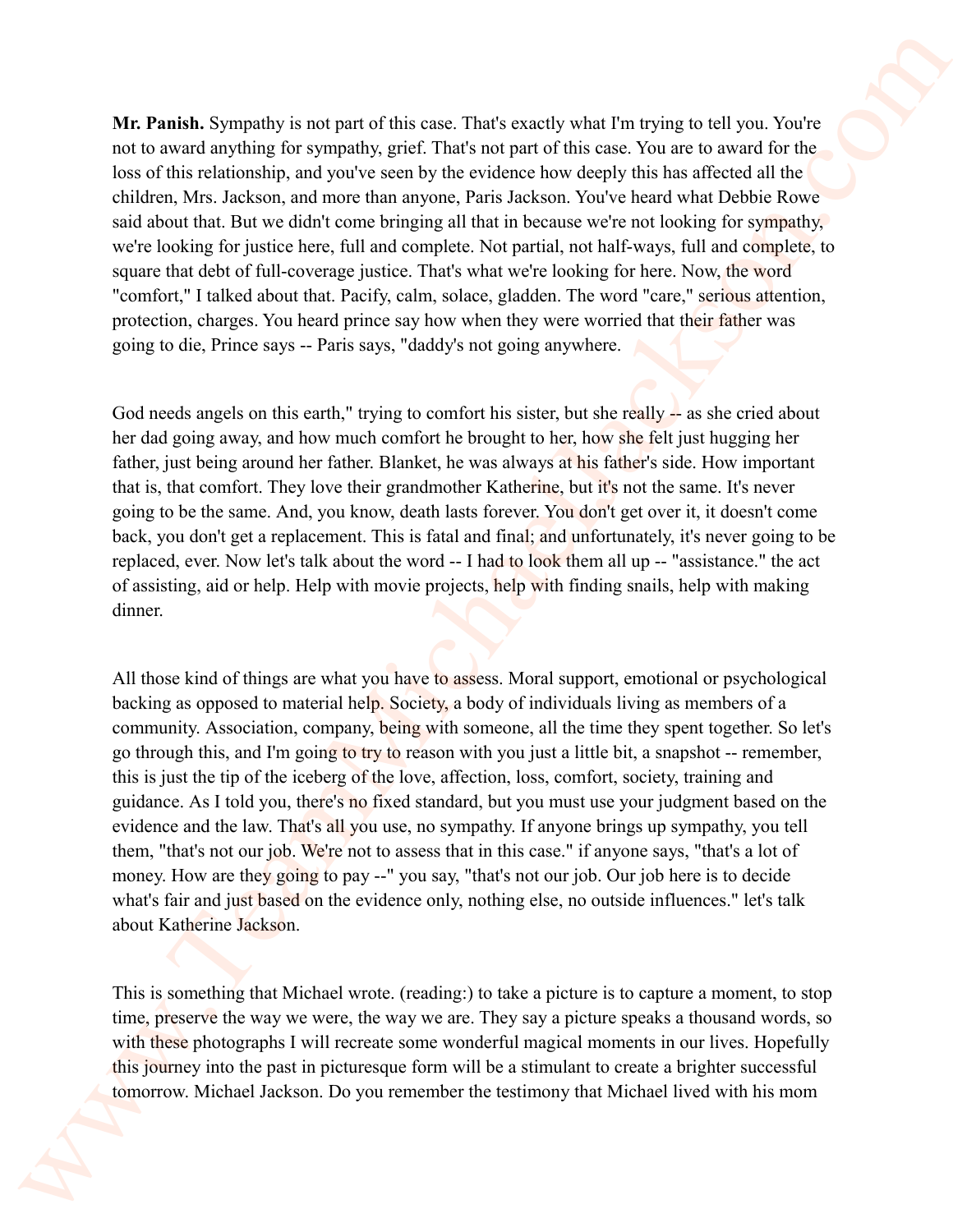**Mr. Panish.** Sympathy is not part of this case. That's exactly what I'm trying to tell you. You're not to award anything for sympathy, grief. That's not part of this case. You are to award for the loss of this relationship, and you've seen by the evidence how deeply this has affected all the children, Mrs. Jackson, and more than anyone, Paris Jackson. You've heard what Debbie Rowe said about that. But we didn't come bringing all that in because we're not looking for sympathy, we're looking for justice here, full and complete. Not partial, not half-ways, full and complete, to square that debt of full-coverage justice. That's what we're looking for here. Now, the word "comfort," I talked about that. Pacify, calm, solace, gladden. The word "care," serious attention, protection, charges. You heard prince say how when they were worried that their father was going to die, Prince says -- Paris says, "daddy's not going anywhere.

God needs angels on this earth," trying to comfort his sister, but she really -- as she cried about her dad going away, and how much comfort he brought to her, how she felt just hugging her father, just being around her father. Blanket, he was always at his father's side. How important that is, that comfort. They love their grandmother Katherine, but it's not the same. It's never going to be the same. And, you know, death lasts forever. You don't get over it, it doesn't come back, you don't get a replacement. This is fatal and final; and unfortunately, it's never going to be replaced, ever. Now let's talk about the word -- I had to look them all up -- "assistance." the act of assisting, aid or help. Help with movie projects, help with finding snails, help with making dinner.

All those kind of things are what you have to assess. Moral support, emotional or psychological backing as opposed to material help. Society, a body of individuals living as members of a community. Association, company, being with someone, all the time they spent together. So let's go through this, and I'm going to try to reason with you just a little bit, a snapshot -- remember, this is just the tip of the iceberg of the love, affection, loss, comfort, society, training and guidance. As I told you, there's no fixed standard, but you must use your judgment based on the evidence and the law. That's all you use, no sympathy. If anyone brings up sympathy, you tell them, "that's not our job. We're not to assess that in this case." if anyone says, "that's a lot of money. How are they going to pay --" you say, "that's not our job. Our job here is to decide what's fair and just based on the evidence only, nothing else, no outside influences." let's talk about Katherine Jackson.

This is something that Michael wrote. (reading:) to take a picture is to capture a moment, to stop time, preserve the way we were, the way we are. They say a picture speaks a thousand words, so with these photographs I will recreate some wonderful magical moments in our lives. Hopefully this journey into the past in picturesque form will be a stimulant to create a brighter successful tomorrow. Michael Jackson. Do you remember the testimony that Michael lived with his mom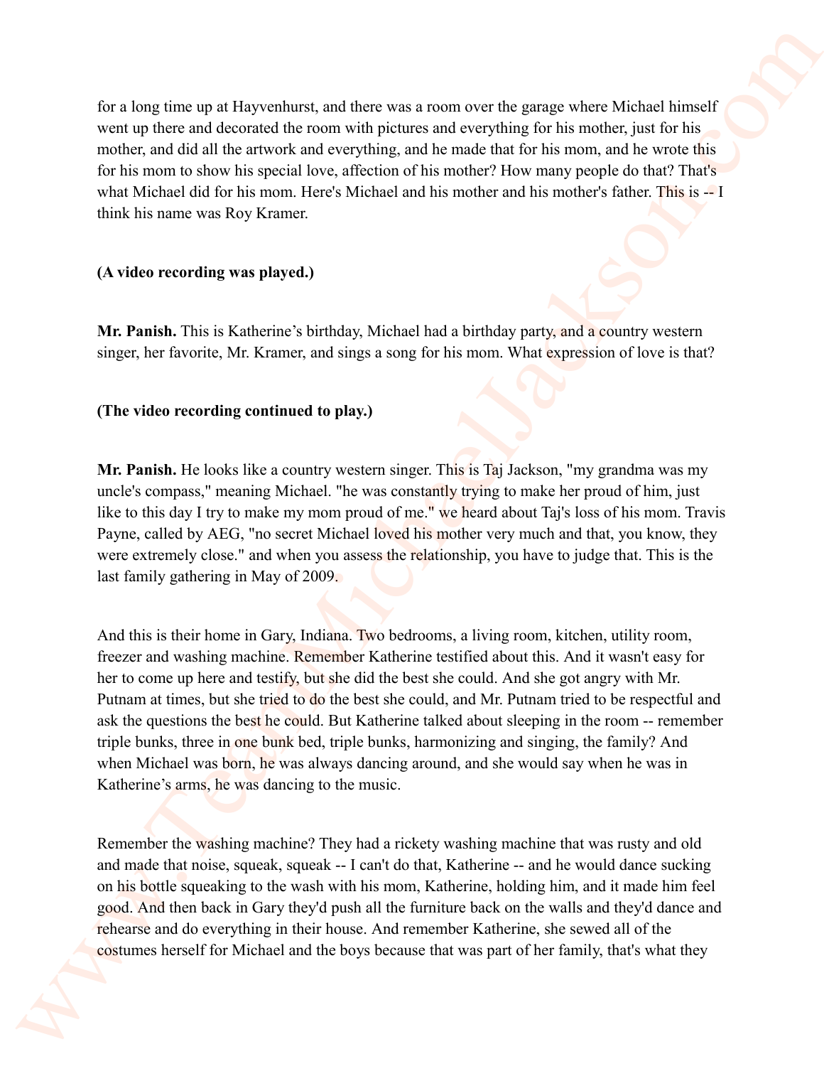for a long time up at Hayvenhurst, and there was a room over the garage where Michael himself went up there and decorated the room with pictures and everything for his mother, just for his mother, and did all the artwork and everything, and he made that for his mom, and he wrote this for his mom to show his special love, affection of his mother? How many people do that? That's what Michael did for his mom. Here's Michael and his mother and his mother's father. This is -- I think his name was Roy Kramer.

**(A video recording was played.)**

**Mr. Panish.** This is Katherine's birthday, Michael had a birthday party, and a country western singer, her favorite, Mr. Kramer, and sings a song for his mom. What expression of love is that?

**(The video recording continued to play.)**

**Mr. Panish.** He looks like a country western singer. This is Taj Jackson, "my grandma was my uncle's compass," meaning Michael. "he was constantly trying to make her proud of him, just like to this day I try to make my mom proud of me." we heard about Taj's loss of his mom. Travis Payne, called by AEG, "no secret Michael loved his mother very much and that, you know, they were extremely close." and when you assess the relationship, you have to judge that. This is the last family gathering in May of 2009.

And this is their home in Gary, Indiana. Two bedrooms, a living room, kitchen, utility room, freezer and washing machine. Remember Katherine testified about this. And it wasn't easy for her to come up here and testify, but she did the best she could. And she got angry with Mr. Putnam at times, but she tried to do the best she could, and Mr. Putnam tried to be respectful and ask the questions the best he could. But Katherine talked about sleeping in the room -- remember triple bunks, three in one bunk bed, triple bunks, harmonizing and singing, the family? And when Michael was born, he was always dancing around, and she would say when he was in Katherine's arms, he was dancing to the music.

Remember the washing machine? They had a rickety washing machine that was rusty and old and made that noise, squeak, squeak -- I can't do that, Katherine -- and he would dance sucking on his bottle squeaking to the wash with his mom, Katherine, holding him, and it made him feel good. And then back in Gary they'd push all the furniture back on the walls and they'd dance and rehearse and do everything in their house. And remember Katherine, she sewed all of the costumes herself for Michael and the boys because that was part of her family, that's what they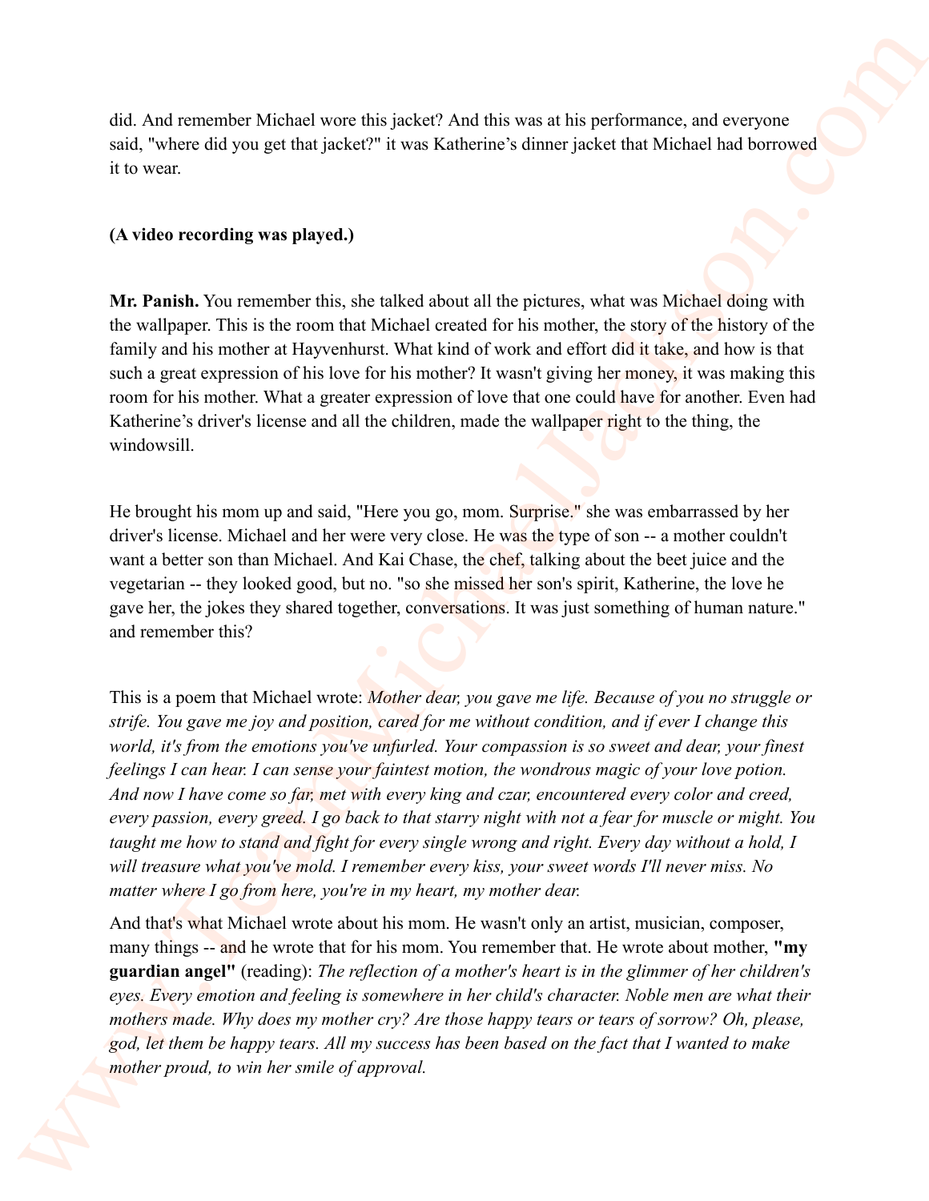did. And remember Michael wore this jacket? And this was at his performance, and everyone said, "where did you get that jacket?" it was Katherine's dinner jacket that Michael had borrowed it to wear.

**(A video recording was played.)**

**Mr. Panish.** You remember this, she talked about all the pictures, what was Michael doing with the wallpaper. This is the room that Michael created for his mother, the story of the history of the family and his mother at Hayvenhurst. What kind of work and effort did it take, and how is that such a great expression of his love for his mother? It wasn't giving her money, it was making this room for his mother. What a greater expression of love that one could have for another. Even had Katherine's driver's license and all the children, made the wallpaper right to the thing, the windowsill.

He brought his mom up and said, "Here you go, mom. Surprise." she was embarrassed by her driver's license. Michael and her were very close. He was the type of son -- a mother couldn't want a better son than Michael. And Kai Chase, the chef, talking about the beet juice and the vegetarian -- they looked good, but no. "so she missed her son's spirit, Katherine, the love he gave her, the jokes they shared together, conversations. It was just something of human nature." and remember this?

This is a poem that Michael wrote: *Mother dear, you gave me life. Because of you no struggle or strife. You gave me joy and position, cared for me without condition, and if ever I change this world, it's from the emotions you've unfurled. Your compassion is so sweet and dear, your finest feelings I can hear. I can sense your faintest motion, the wondrous magic of your love potion. And now I have come so far, met with every king and czar, encountered every color and creed, every passion, every greed. I go back to that starry night with not a fear for muscle or might. You taught me how to stand and fight for every single wrong and right. Every day without a hold, I will treasure what you've mold. I remember every kiss, your sweet words I'll never miss. No matter where I go from here, you're in my heart, my mother dear.*

And that's what Michael wrote about his mom. He wasn't only an artist, musician, composer, many things -- and he wrote that for his mom. You remember that. He wrote about mother, **"my guardian angel"** (reading): *The reflection of a mother's heart is in the glimmer of her children's eyes. Every emotion and feeling is somewhere in her child's character. Noble men are what their mothers made. Why does my mother cry? Are those happy tears or tears of sorrow? Oh, please, god, let them be happy tears. All my success has been based on the fact that I wanted to make mother proud, to win her smile of approval.*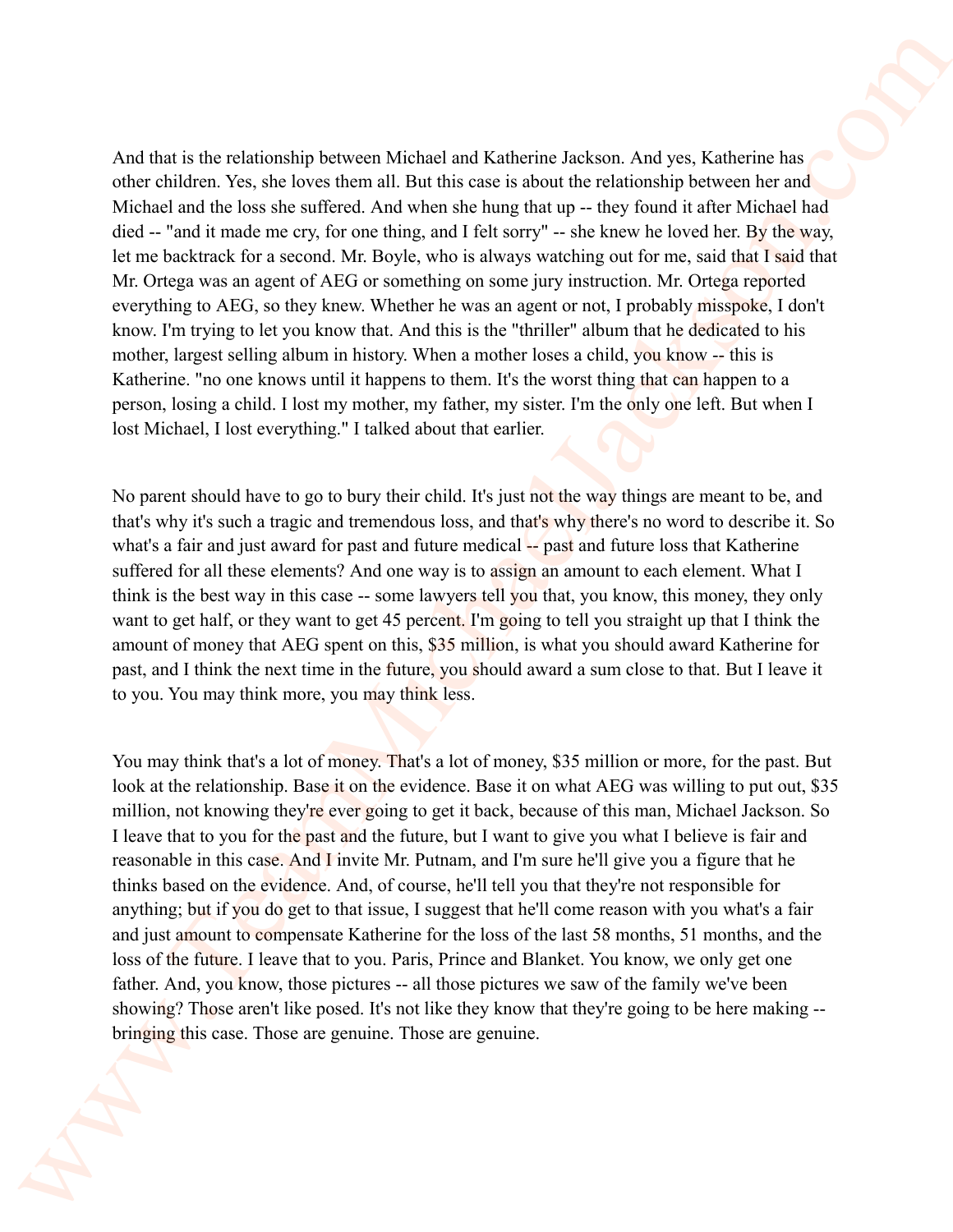And that is the relationship between Michael and Katherine Jackson. And yes, Katherine has other children. Yes, she loves them all. But this case is about the relationship between her and Michael and the loss she suffered. And when she hung that up -- they found it after Michael had died -- "and it made me cry, for one thing, and I felt sorry" -- she knew he loved her. By the way, let me backtrack for a second. Mr. Boyle, who is always watching out for me, said that I said that Mr. Ortega was an agent of AEG or something on some jury instruction. Mr. Ortega reported everything to AEG, so they knew. Whether he was an agent or not, I probably misspoke, I don't know. I'm trying to let you know that. And this is the "thriller" album that he dedicated to his mother, largest selling album in history. When a mother loses a child, you know -- this is Katherine. "no one knows until it happens to them. It's the worst thing that can happen to a person, losing a child. I lost my mother, my father, my sister. I'm the only one left. But when I lost Michael, I lost everything." I talked about that earlier.

No parent should have to go to bury their child. It's just not the way things are meant to be, and that's why it's such a tragic and tremendous loss, and that's why there's no word to describe it. So what's a fair and just award for past and future medical -- past and future loss that Katherine suffered for all these elements? And one way is to assign an amount to each element. What I think is the best way in this case -- some lawyers tell you that, you know, this money, they only want to get half, or they want to get 45 percent. I'm going to tell you straight up that I think the amount of money that AEG spent on this, $35 million, is what you should award Katherine for past, and I think the next time in the future, you should award a sum close to that. But I leave it to you. You may think more, you may think less.

You may think that's a lot of money. That's a lot of money, $35 million or more, for the past. But look at the relationship. Base it on the evidence. Base it on what AEG was willing to put out, $35 million, not knowing they're ever going to get it back, because of this man, Michael Jackson. So I leave that to you for the past and the future, but I want to give you what I believe is fair and reasonable in this case. And I invite Mr. Putnam, and I'm sure he'll give you a figure that he thinks based on the evidence. And, of course, he'll tell you that they're not responsible for anything; but if you do get to that issue, I suggest that he'll come reason with you what's a fair and just amount to compensate Katherine for the loss of the last 58 months, 51 months, and the loss of the future. I leave that to you. Paris, Prince and Blanket. You know, we only get one father. And, you know, those pictures -- all those pictures we saw of the family we've been showing? Those aren't like posed. It's not like they know that they're going to be here making -- bringing this case. Those are genuine. Those are genuine.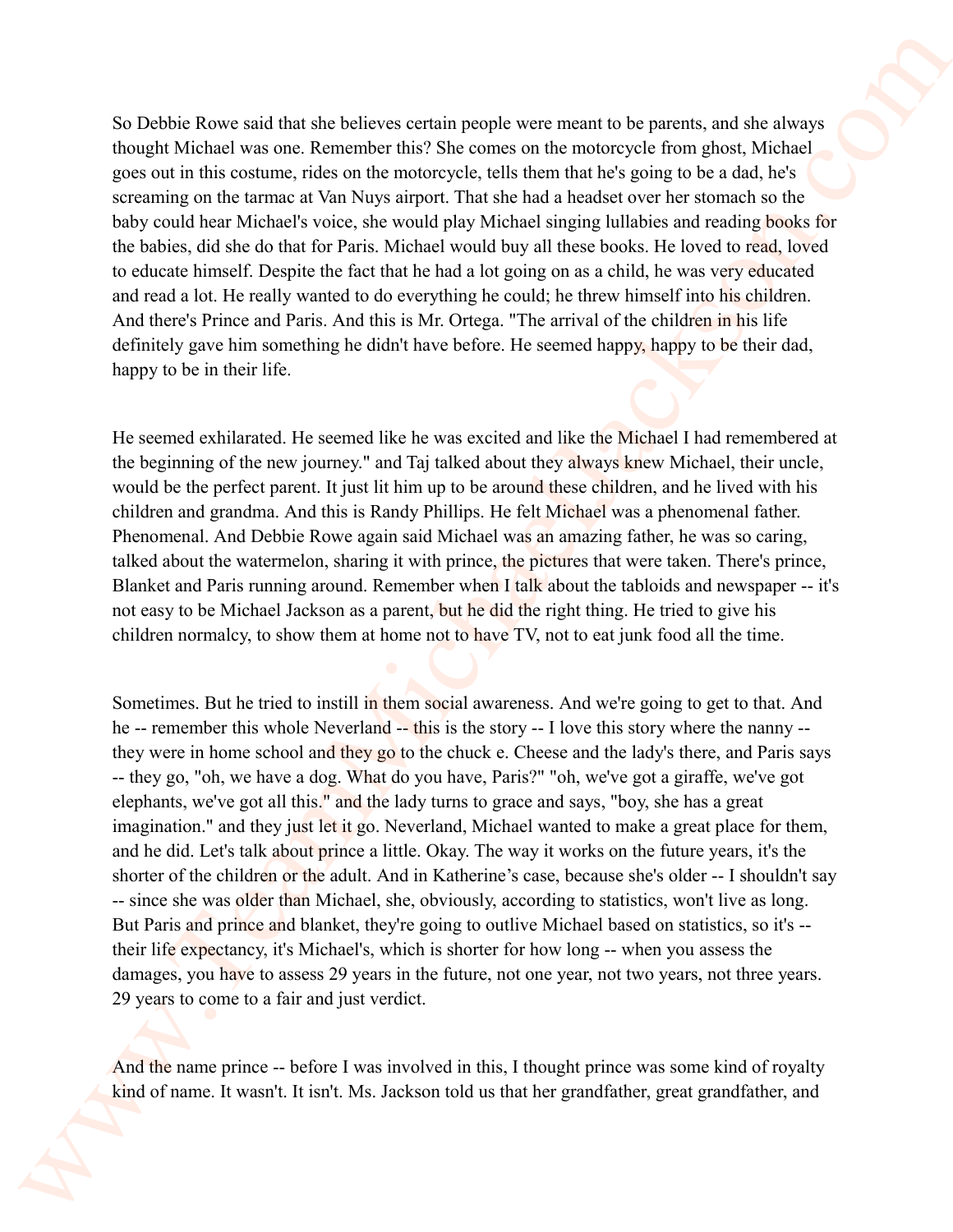So Debbie Rowe said that she believes certain people were meant to be parents, and she always thought Michael was one. Remember this? She comes on the motorcycle from ghost, Michael goes out in this costume, rides on the motorcycle, tells them that he's going to be a dad, he's screaming on the tarmac at Van Nuys airport. That she had a headset over her stomach so the baby could hear Michael's voice, she would play Michael singing lullabies and reading books for the babies, did she do that for Paris. Michael would buy all these books. He loved to read, loved to educate himself. Despite the fact that he had a lot going on as a child, he was very educated and read a lot. He really wanted to do everything he could; he threw himself into his children. And there's Prince and Paris. And this is Mr. Ortega. "The arrival of the children in his life definitely gave him something he didn't have before. He seemed happy, happy to be their dad, happy to be in their life.

He seemed exhilarated. He seemed like he was excited and like the Michael I had remembered at the beginning of the new journey." and Taj talked about they always knew Michael, their uncle, would be the perfect parent. It just lit him up to be around these children, and he lived with his children and grandma. And this is Randy Phillips. He felt Michael was a phenomenal father. Phenomenal. And Debbie Rowe again said Michael was an amazing father, he was so caring, talked about the watermelon, sharing it with prince, the pictures that were taken. There's prince, Blanket and Paris running around. Remember when I talk about the tabloids and newspaper -- it's not easy to be Michael Jackson as a parent, but he did the right thing. He tried to give his children normalcy, to show them at home not to have TV, not to eat junk food all the time.

Sometimes. But he tried to instill in them social awareness. And we're going to get to that. And he -- remember this whole Neverland -- this is the story -- I love this story where the nanny -- they were in home school and they go to the chuck e. Cheese and the lady's there, and Paris says -- they go, "oh, we have a dog. What do you have, Paris?" "oh, we've got a giraffe, we've got elephants, we've got all this." and the lady turns to grace and says, "boy, she has a great imagination." and they just let it go. Neverland, Michael wanted to make a great place for them, and he did. Let's talk about prince a little. Okay. The way it works on the future years, it's the shorter of the children or the adult. And in Katherine's case, because she's older -- I shouldn't say -- since she was older than Michael, she, obviously, according to statistics, won't live as long. But Paris and prince and blanket, they're going to outlive Michael based on statistics, so it's -- their life expectancy, it's Michael's, which is shorter for how long -- when you assess the damages, you have to assess 29 years in the future, not one year, not two years, not three years. 29 years to come to a fair and just verdict.

And the name prince -- before I was involved in this, I thought prince was some kind of royalty kind of name. It wasn't. It isn't. Ms. Jackson told us that her grandfather, great grandfather, and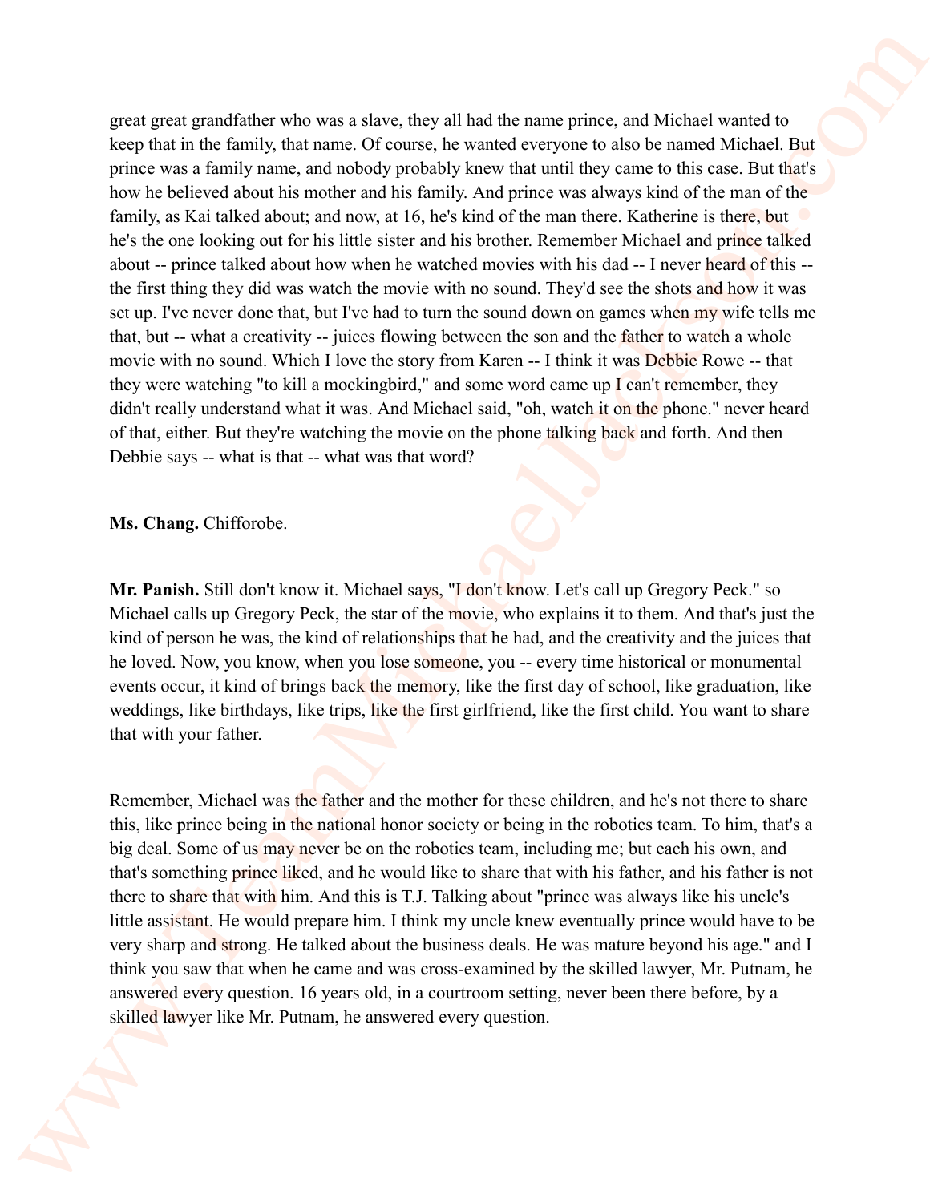great great grandfather who was a slave, they all had the name prince, and Michael wanted to keep that in the family, that name. Of course, he wanted everyone to also be named Michael. But prince was a family name, and nobody probably knew that until they came to this case. But that's how he believed about his mother and his family. And prince was always kind of the man of the family, as Kai talked about; and now, at 16, he's kind of the man there. Katherine is there, but he's the one looking out for his little sister and his brother. Remember Michael and prince talked about -- prince talked about how when he watched movies with his dad -- I never heard of this -- the first thing they did was watch the movie with no sound. They'd see the shots and how it was set up. I've never done that, but I've had to turn the sound down on games when my wife tells me that, but -- what a creativity -- juices flowing between the son and the father to watch a whole movie with no sound. Which I love the story from Karen -- I think it was Debbie Rowe -- that they were watching "to kill a mockingbird," and some word came up I can't remember, they didn't really understand what it was. And Michael said, "oh, watch it on the phone." never heard of that, either. But they're watching the movie on the phone talking back and forth. And then Debbie says -- what is that -- what was that word?

**Ms. Chang.** Chifforobe.

**Mr. Panish.** Still don't know it. Michael says, "I don't know. Let's call up Gregory Peck." so Michael calls up Gregory Peck, the star of the movie, who explains it to them. And that's just the kind of person he was, the kind of relationships that he had, and the creativity and the juices that he loved. Now, you know, when you lose someone, you -- every time historical or monumental events occur, it kind of brings back the memory, like the first day of school, like graduation, like weddings, like birthdays, like trips, like the first girlfriend, like the first child. You want to share that with your father.

Remember, Michael was the father and the mother for these children, and he's not there to share this, like prince being in the national honor society or being in the robotics team. To him, that's a big deal. Some of us may never be on the robotics team, including me; but each his own, and that's something prince liked, and he would like to share that with his father, and his father is not there to share that with him. And this is T.J. Talking about "prince was always like his uncle's little assistant. He would prepare him. I think my uncle knew eventually prince would have to be very sharp and strong. He talked about the business deals. He was mature beyond his age." and I think you saw that when he came and was cross-examined by the skilled lawyer, Mr. Putnam, he answered every question. 16 years old, in a courtroom setting, never been there before, by a skilled lawyer like Mr. Putnam, he answered every question.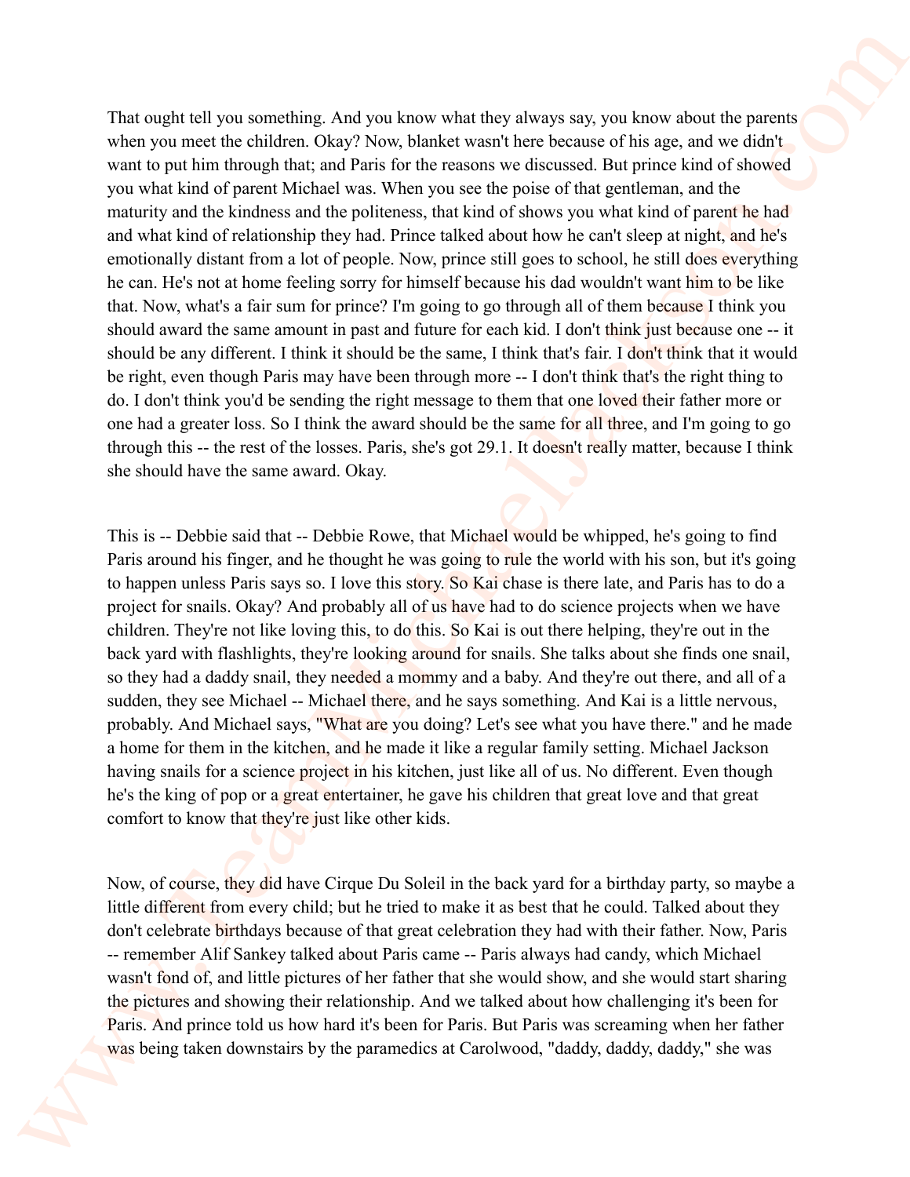That ought tell you something. And you know what they always say, you know about the parents when you meet the children. Okay? Now, blanket wasn't here because of his age, and we didn't want to put him through that; and Paris for the reasons we discussed. But prince kind of showed you what kind of parent Michael was. When you see the poise of that gentleman, and the maturity and the kindness and the politeness, that kind of shows you what kind of parent he had and what kind of relationship they had. Prince talked about how he can't sleep at night, and he's emotionally distant from a lot of people. Now, prince still goes to school, he still does everything he can. He's not at home feeling sorry for himself because his dad wouldn't want him to be like that. Now, what's a fair sum for prince? I'm going to go through all of them because I think you should award the same amount in past and future for each kid. I don't think just because one -- it should be any different. I think it should be the same, I think that's fair. I don't think that it would be right, even though Paris may have been through more -- I don't think that's the right thing to do. I don't think you'd be sending the right message to them that one loved their father more or one had a greater loss. So I think the award should be the same for all three, and I'm going to go through this -- the rest of the losses. Paris, she's got 29.1. It doesn't really matter, because I think she should have the same award. Okay.

This is -- Debbie said that -- Debbie Rowe, that Michael would be whipped, he's going to find Paris around his finger, and he thought he was going to rule the world with his son, but it's going to happen unless Paris says so. I love this story. So Kai chase is there late, and Paris has to do a project for snails. Okay? And probably all of us have had to do science projects when we have children. They're not like loving this, to do this. So Kai is out there helping, they're out in the back yard with flashlights, they're looking around for snails. She talks about she finds one snail, so they had a daddy snail, they needed a mommy and a baby. And they're out there, and all of a sudden, they see Michael -- Michael there, and he says something. And Kai is a little nervous, probably. And Michael says, "What are you doing? Let's see what you have there." and he made a home for them in the kitchen, and he made it like a regular family setting. Michael Jackson having snails for a science project in his kitchen, just like all of us. No different. Even though he's the king of pop or a great entertainer, he gave his children that great love and that great comfort to know that they're just like other kids.

Now, of course, they did have Cirque Du Soleil in the back yard for a birthday party, so maybe a little different from every child; but he tried to make it as best that he could. Talked about they don't celebrate birthdays because of that great celebration they had with their father. Now, Paris -- remember Alif Sankey talked about Paris came -- Paris always had candy, which Michael wasn't fond of, and little pictures of her father that she would show, and she would start sharing the pictures and showing their relationship. And we talked about how challenging it's been for Paris. And prince told us how hard it's been for Paris. But Paris was screaming when her father was being taken downstairs by the paramedics at Carolwood, "daddy, daddy, daddy," she was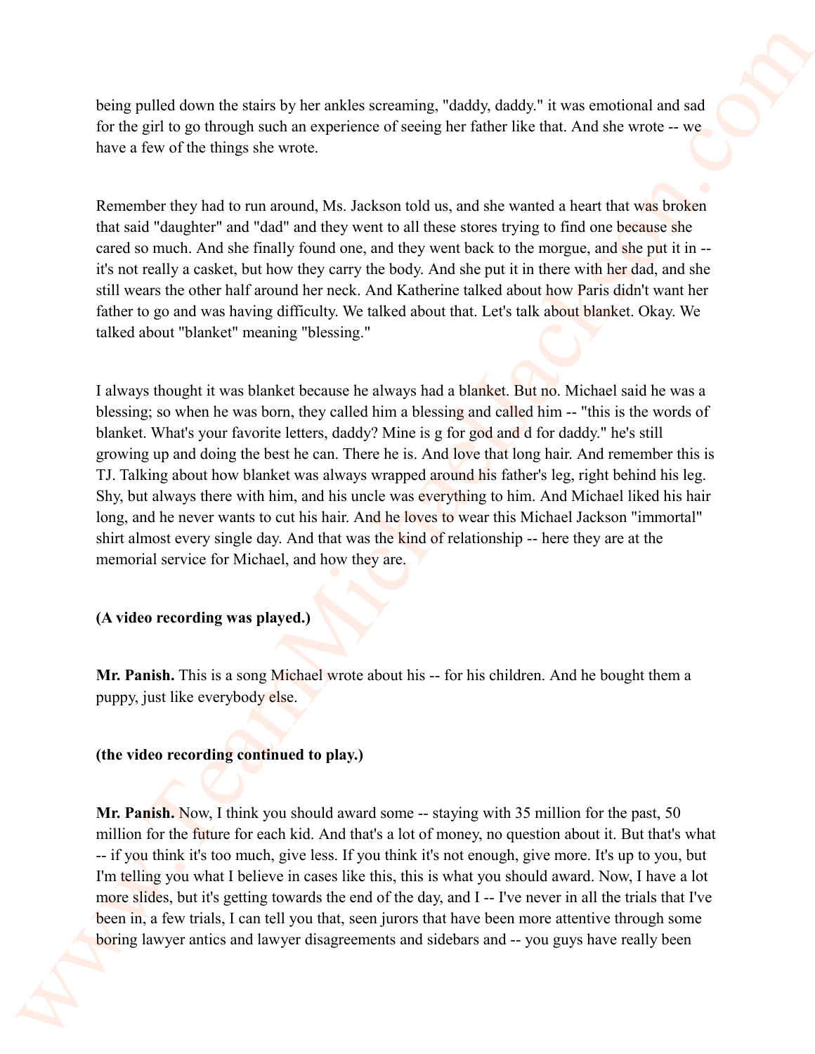being pulled down the stairs by her ankles screaming, "daddy, daddy." it was emotional and sad for the girl to go through such an experience of seeing her father like that. And she wrote -- we have a few of the things she wrote.

Remember they had to run around, Ms. Jackson told us, and she wanted a heart that was broken that said "daughter" and "dad" and they went to all these stores trying to find one because she cared so much. And she finally found one, and they went back to the morgue, and she put it in -- it's not really a casket, but how they carry the body. And she put it in there with her dad, and she still wears the other half around her neck. And Katherine talked about how Paris didn't want her father to go and was having difficulty. We talked about that. Let's talk about blanket. Okay. We talked about "blanket" meaning "blessing."

I always thought it was blanket because he always had a blanket. But no. Michael said he was a blessing; so when he was born, they called him a blessing and called him -- "this is the words of blanket. What's your favorite letters, daddy? Mine is g for god and d for daddy." he's still growing up and doing the best he can. There he is. And love that long hair. And remember this is TJ. Talking about how blanket was always wrapped around his father's leg, right behind his leg. Shy, but always there with him, and his uncle was everything to him. And Michael liked his hair long, and he never wants to cut his hair. And he loves to wear this Michael Jackson "immortal" shirt almost every single day. And that was the kind of relationship -- here they are at the memorial service for Michael, and how they are.

**(A video recording was played.)**

**Mr. Panish.** This is a song Michael wrote about his -- for his children. And he bought them a puppy, just like everybody else.

**(the video recording continued to play.)**

**Mr. Panish.** Now, I think you should award some -- staying with 35 million for the past, 50 million for the future for each kid. And that's a lot of money, no question about it. But that's what -- if you think it's too much, give less. If you think it's not enough, give more. It's up to you, but I'm telling you what I believe in cases like this, this is what you should award. Now, I have a lot more slides, but it's getting towards the end of the day, and I -- I've never in all the trials that I've been in, a few trials, I can tell you that, seen jurors that have been more attentive through some boring lawyer antics and lawyer disagreements and sidebars and -- you guys have really been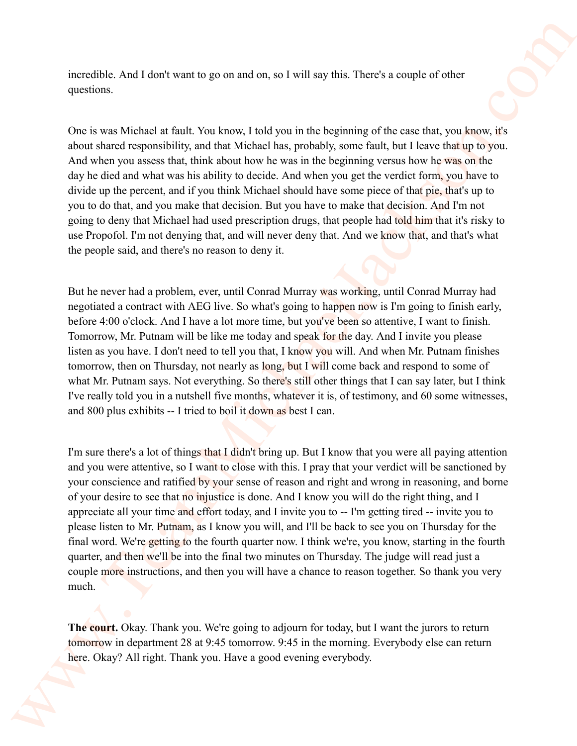incredible. And I don't want to go on and on, so I will say this. There's a couple of other questions.

One is was Michael at fault. You know, I told you in the beginning of the case that, you know, it's about shared responsibility, and that Michael has, probably, some fault, but I leave that up to you. And when you assess that, think about how he was in the beginning versus how he was on the day he died and what was his ability to decide. And when you get the verdict form, you have to divide up the percent, and if you think Michael should have some piece of that pie, that's up to you to do that, and you make that decision. But you have to make that decision. And I'm not going to deny that Michael had used prescription drugs, that people had told him that it's risky to use Propofol. I'm not denying that, and will never deny that. And we know that, and that's what the people said, and there's no reason to deny it.

But he never had a problem, ever, until Conrad Murray was working, until Conrad Murray had negotiated a contract with AEG live. So what's going to happen now is I'm going to finish early, before 4:00 o'clock. And I have a lot more time, but you've been so attentive, I want to finish. Tomorrow, Mr. Putnam will be like me today and speak for the day. And I invite you please listen as you have. I don't need to tell you that, I know you will. And when Mr. Putnam finishes tomorrow, then on Thursday, not nearly as long, but I will come back and respond to some of what Mr. Putnam says. Not everything. So there's still other things that I can say later, but I think I've really told you in a nutshell five months, whatever it is, of testimony, and 60 some witnesses, and 800 plus exhibits -- I tried to boil it down as best I can.

I'm sure there's a lot of things that I didn't bring up. But I know that you were all paying attention and you were attentive, so I want to close with this. I pray that your verdict will be sanctioned by your conscience and ratified by your sense of reason and right and wrong in reasoning, and borne of your desire to see that no injustice is done. And I know you will do the right thing, and I appreciate all your time and effort today, and I invite you to -- I'm getting tired -- invite you to please listen to Mr. Putnam, as I know you will, and I'll be back to see you on Thursday for the final word. We're getting to the fourth quarter now. I think we're, you know, starting in the fourth quarter, and then we'll be into the final two minutes on Thursday. The judge will read just a couple more instructions, and then you will have a chance to reason together. So thank you very much.

**The court.** Okay. Thank you. We're going to adjourn for today, but I want the jurors to return tomorrow in department 28 at 9:45 tomorrow. 9:45 in the morning. Everybody else can return here. Okay? All right. Thank you. Have a good evening everybody.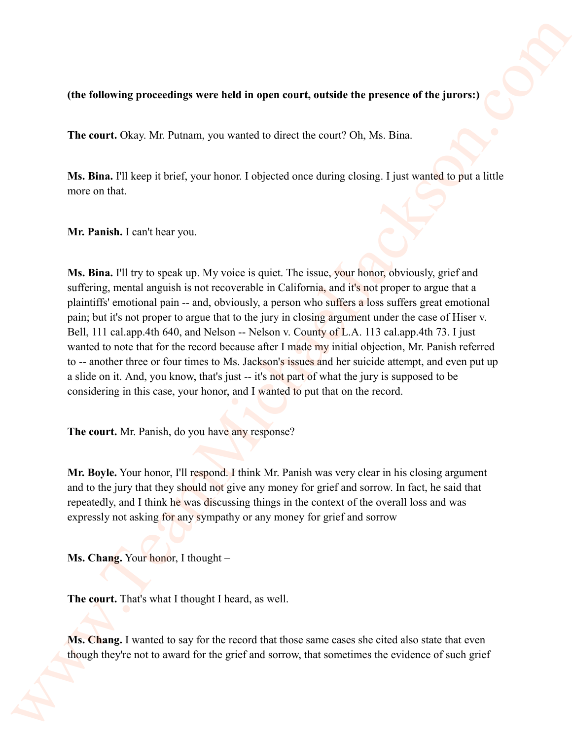**(the following proceedings were held in open court, outside the presence of the jurors:)**

**The court.** Okay. Mr. Putnam, you wanted to direct the court? Oh, Ms. Bina.

**Ms. Bina.** I'll keep it brief, your honor. I objected once during closing. I just wanted to put a little more on that.

**Mr. Panish.** I can't hear you.

**Ms. Bina.** I'll try to speak up. My voice is quiet. The issue, your honor, obviously, grief and suffering, mental anguish is not recoverable in California, and it's not proper to argue that a plaintiffs' emotional pain -- and, obviously, a person who suffers a loss suffers great emotional pain; but it's not proper to argue that to the jury in closing argument under the case of Hiser v. Bell, 111 cal.app.4th 640, and Nelson -- Nelson v. County of L.A. 113 cal.app.4th 73. I just wanted to note that for the record because after I made my initial objection, Mr. Panish referred to -- another three or four times to Ms. Jackson's issues and her suicide attempt, and even put up a slide on it. And, you know, that's just -- it's not part of what the jury is supposed to be considering in this case, your honor, and I wanted to put that on the record.

**The court.** Mr. Panish, do you have any response?

**Mr. Boyle.** Your honor, I'll respond. I think Mr. Panish was very clear in his closing argument and to the jury that they should not give any money for grief and sorrow. In fact, he said that repeatedly, and I think he was discussing things in the context of the overall loss and was expressly not asking for any sympathy or any money for grief and sorrow

**Ms. Chang.** Your honor, I thought –

**The court.** That's what I thought I heard, as well.

**Ms. Chang.** I wanted to say for the record that those same cases she cited also state that even though they're not to award for the grief and sorrow, that sometimes the evidence of such grief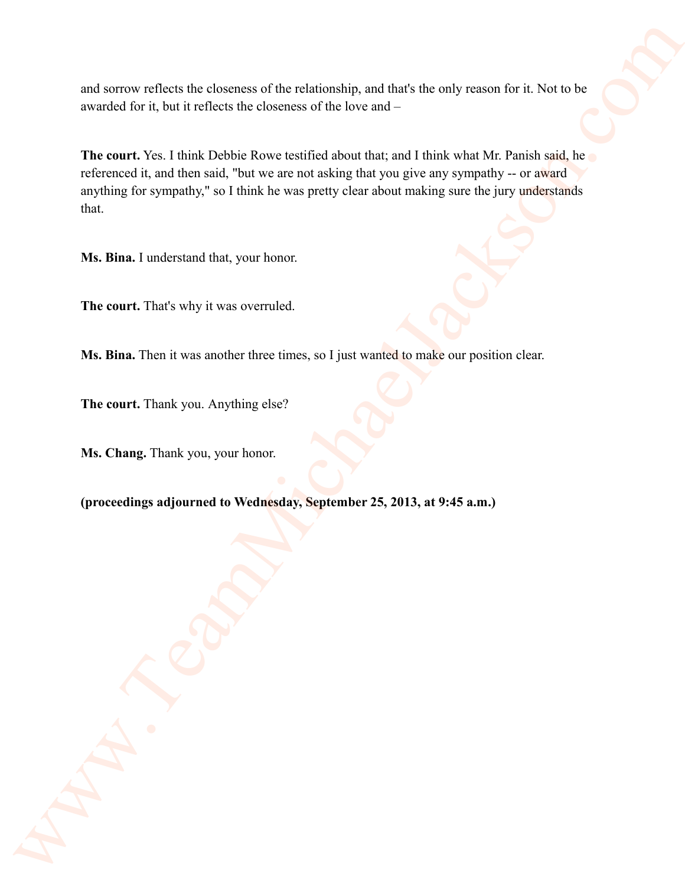and sorrow reflects the closeness of the relationship, and that's the only reason for it. Not to be awarded for it, but it reflects the closeness of the love and –

**The court.** Yes. I think Debbie Rowe testified about that; and I think what Mr. Panish said, he referenced it, and then said, "but we are not asking that you give any sympathy -- or award anything for sympathy," so I think he was pretty clear about making sure the jury understands that.

**Ms. Bina.** I understand that, your honor.

**The court.** That's why it was overruled.

**Ms. Bina.** Then it was another three times, so I just wanted to make our position clear.

**The court.** Thank you. Anything else?

**Ms. Chang.** Thank you, your honor.

**(proceedings adjourned to Wednesday, September 25, 2013, at 9:45 a.m.)**